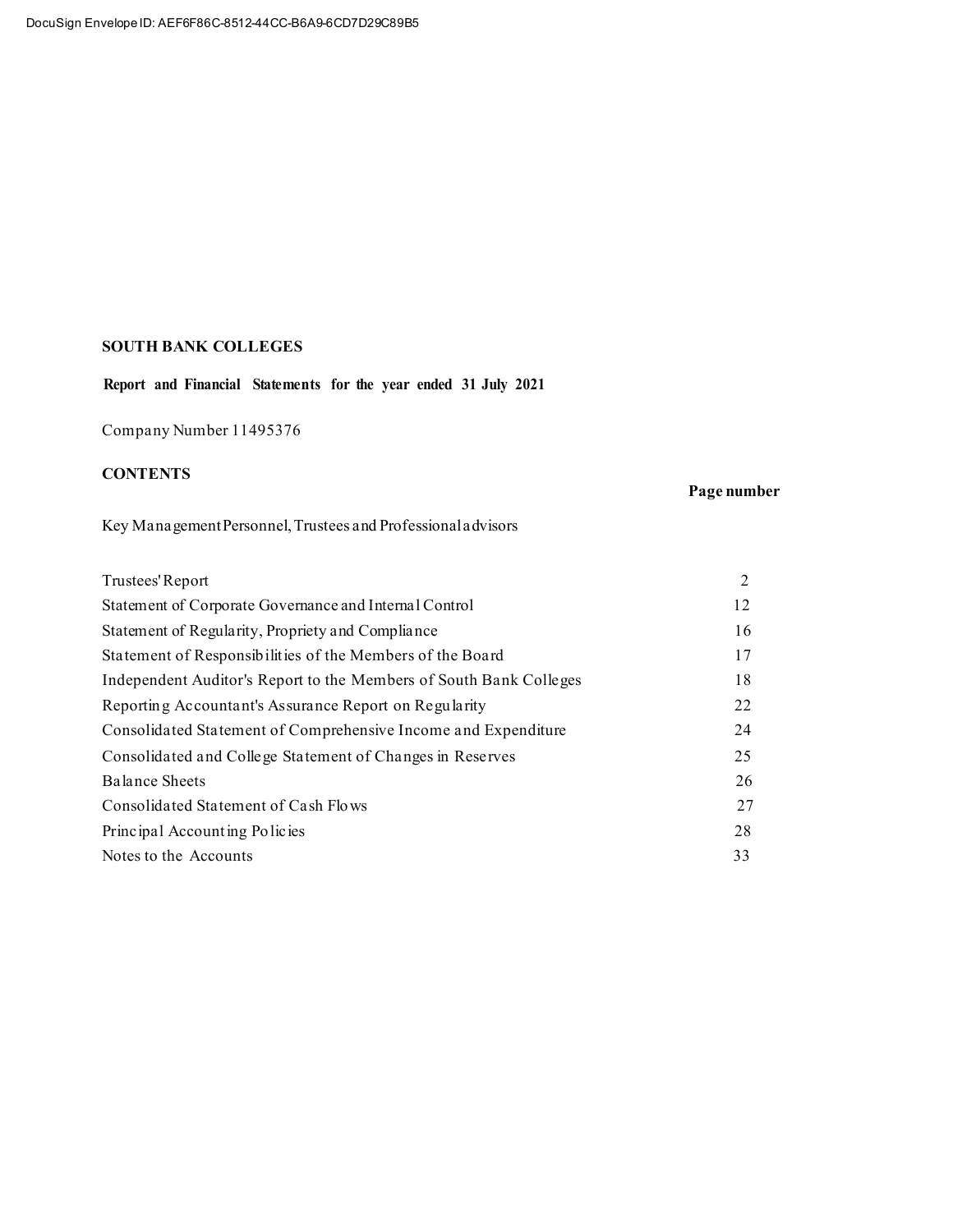DocuSign Envelope ID: AEF6F86C-8512-44CC-B6A9-6CD7D29C89B5

# SOUTH BANK COLLEGES

**Report and Financial Statements for the year ended 31 July 2021**

Company Number 11495376

## CONTENTS

| | Page number |
|---|---|
| Key Management Personnel, Trustees and Professional advisors | |
| Trustees' Report | 2 |
| Statement of Corporate Governance and Internal Control | 12 |
| Statement of Regularity, Propriety and Compliance | 16 |
| Statement of Responsibilities of the Members of the Board | 17 |
| Independent Auditor's Report to the Members of South Bank Colleges | 18 |
| Reporting Accountant's Assurance Report on Regularity | 22 |
| Consolidated Statement of Comprehensive Income and Expenditure | 24 |
| Consolidated and College Statement of Changes in Reserves | 25 |
| Balance Sheets | 26 |
| Consolidated Statement of Cash Flows | 27 |
| Principal Accounting Policies | 28 |
| Notes to the Accounts | 33 |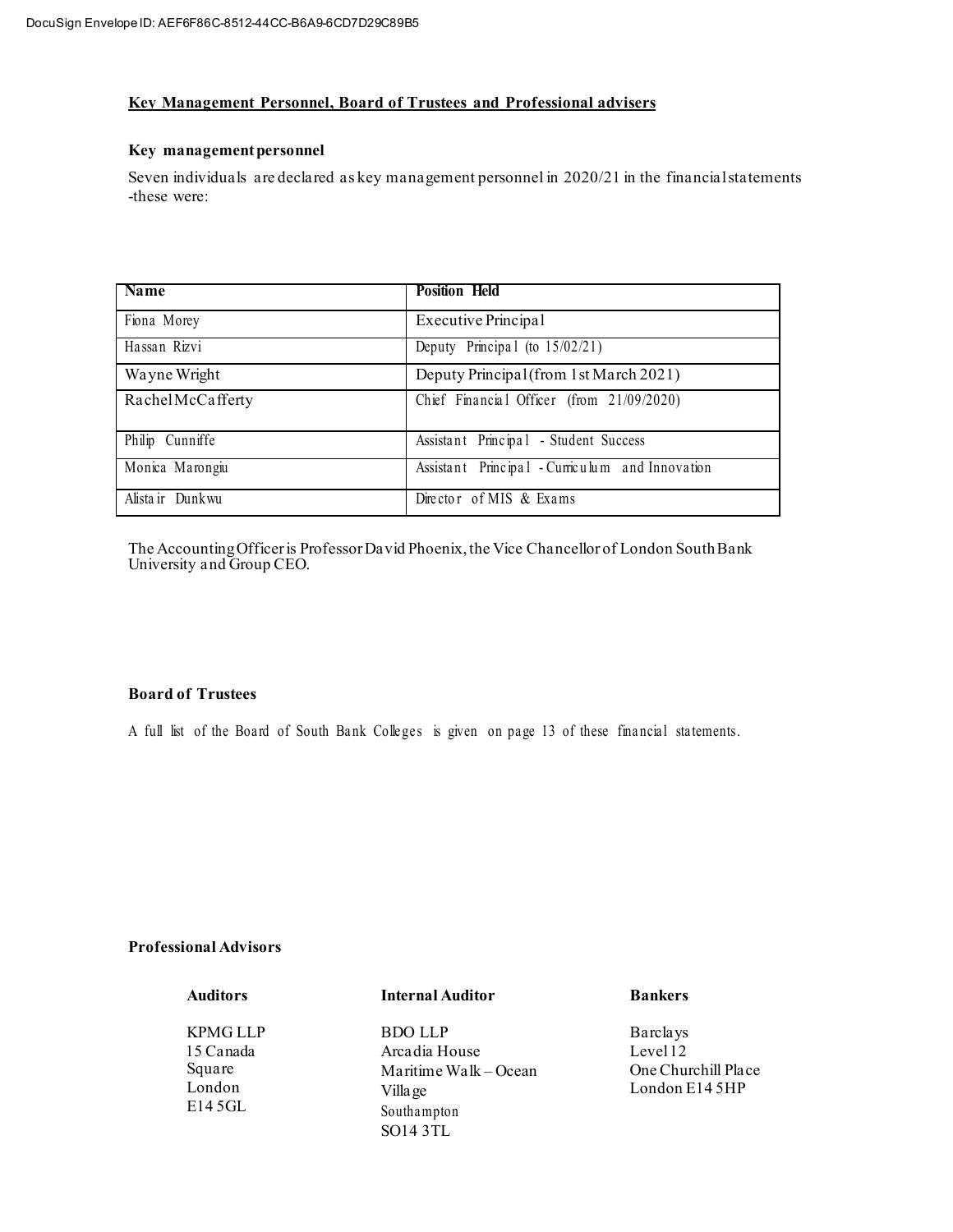## Key Management Personnel, Board of Trustees and Professional advisers

### Key management personnel

Seven individuals are declared as key management personnel in 2020/21 in the financial statements -these were:

| Name | Position Held |
|---|---|
| Fiona Morey | Executive Principal |
| Hassan Rizvi | Deputy Principal (to 15/02/21) |
| Wayne Wright | Deputy Principal (from 1st March 2021) |
| Rachel McCafferty | Chief Financial Officer (from 21/09/2020) |
| Philip Cunniffe | Assistant Principal - Student Success |
| Monica Marongiu | Assistant Principal - Curriculum and Innovation |
| Alistair Dunkwu | Director of MIS & Exams |

The Accounting Officer is Professor David Phoenix, the Vice Chancellor of London South Bank University and Group CEO.

### Board of Trustees

A full list of the Board of South Bank Colleges is given on page 13 of these financial statements.

### Professional Advisors

**Auditors**

KPMG LLP
15 Canada Square
London
E14 5GL

**Internal Auditor**

BDO LLP
Arcadia House
Maritime Walk – Ocean Village
Southampton
SO14 3TL

**Bankers**

Barclays
Level 12
One Churchill Place
London E14 5HP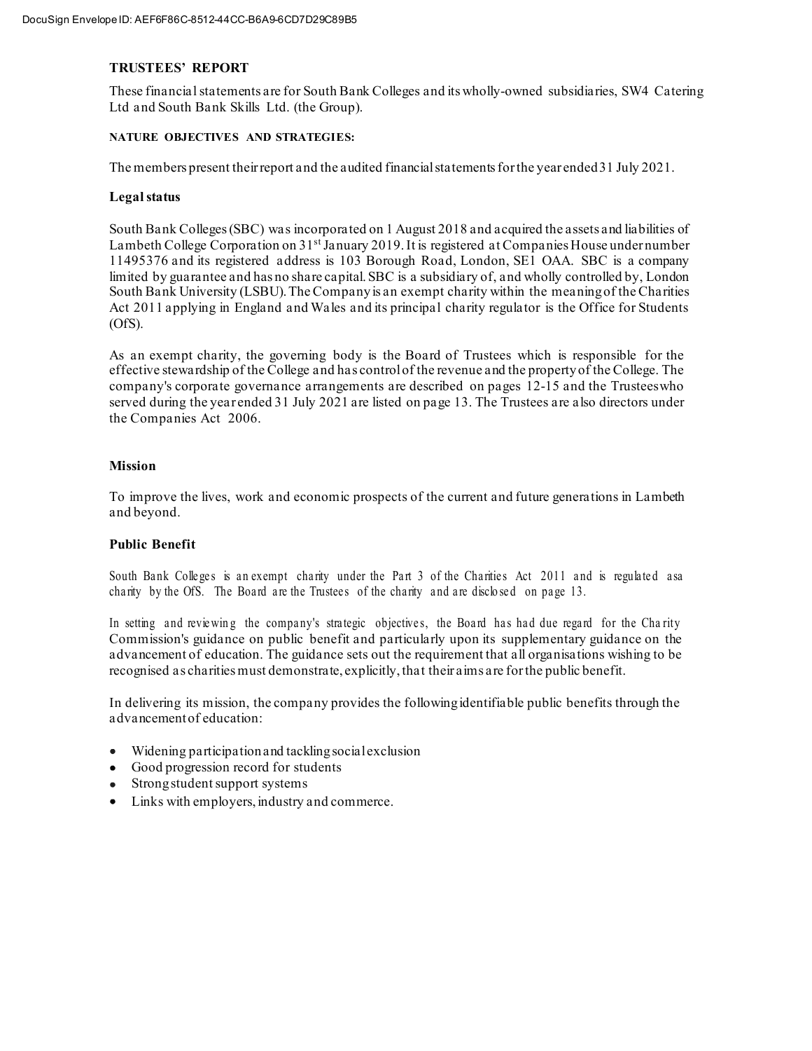## TRUSTEES' REPORT

These financial statements are for South Bank Colleges and its wholly-owned subsidiaries, SW4 Catering Ltd and South Bank Skills Ltd. (the Group).

### NATURE OBJECTIVES AND STRATEGIES:

The members present their report and the audited financial statements for the year ended 31 July 2021.

### Legal status

South Bank Colleges (SBC) was incorporated on 1 August 2018 and acquired the assets and liabilities of Lambeth College Corporation on 31st January 2019. It is registered at Companies House under number 11495376 and its registered address is 103 Borough Road, London, SE1 OAA. SBC is a company limited by guarantee and has no share capital. SBC is a subsidiary of, and wholly controlled by, London South Bank University (LSBU). The Company is an exempt charity within the meaning of the Charities Act 2011 applying in England and Wales and its principal charity regulator is the Office for Students (OfS).

As an exempt charity, the governing body is the Board of Trustees which is responsible for the effective stewardship of the College and has control of the revenue and the property of the College. The company's corporate governance arrangements are described on pages 12-15 and the Trustees who served during the year ended 31 July 2021 are listed on page 13. The Trustees are also directors under the Companies Act 2006.

### Mission

To improve the lives, work and economic prospects of the current and future generations in Lambeth and beyond.

### Public Benefit

South Bank Colleges is an exempt charity under the Part 3 of the Charities Act 2011 and is regulated as a charity by the OfS. The Board are the Trustees of the charity and are disclosed on page 13.

In setting and reviewing the company's strategic objectives, the Board has had due regard for the Charity Commission's guidance on public benefit and particularly upon its supplementary guidance on the advancement of education. The guidance sets out the requirement that all organisations wishing to be recognised as charities must demonstrate, explicitly, that their aims are for the public benefit.

In delivering its mission, the company provides the following identifiable public benefits through the advancement of education:

- Widening participation and tackling social exclusion
- Good progression record for students
- Strong student support systems
- Links with employers, industry and commerce.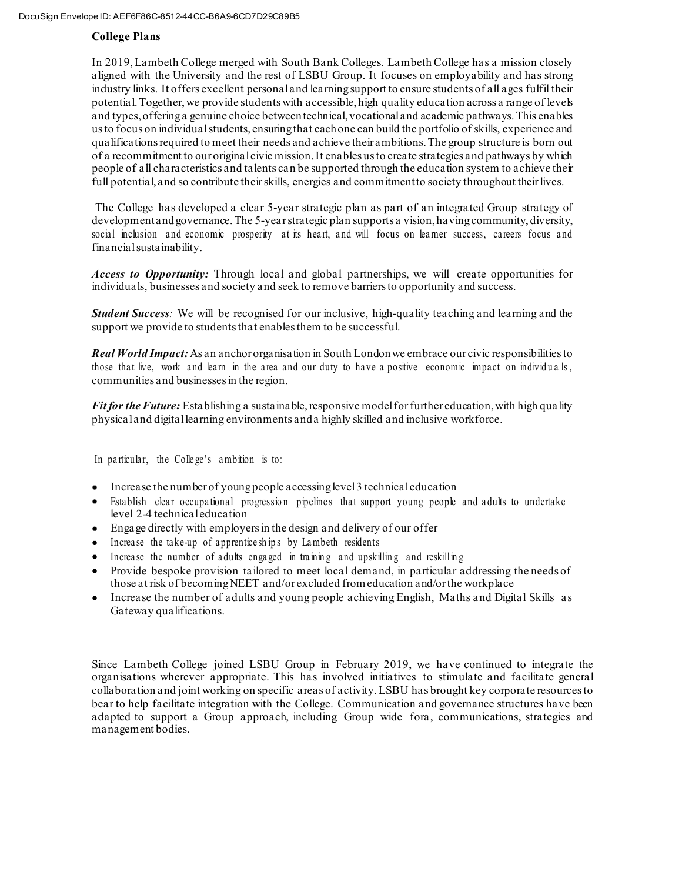## College Plans

In 2019, Lambeth College merged with South Bank Colleges. Lambeth College has a mission closely aligned with the University and the rest of LSBU Group. It focuses on employability and has strong industry links. It offers excellent personal and learning support to ensure students of all ages fulfil their potential. Together, we provide students with accessible, high quality education across a range of levels and types, offering a genuine choice between technical, vocational and academic pathways. This enables us to focus on individual students, ensuring that each one can build the portfolio of skills, experience and qualifications required to meet their needs and achieve their ambitions. The group structure is born out of a recommitment to our original civic mission. It enables us to create strategies and pathways by which people of all characteristics and talents can be supported through the education system to achieve their full potential, and so contribute their skills, energies and commitment to society throughout their lives.

The College has developed a clear 5-year strategic plan as part of an integrated Group strategy of development and governance. The 5-year strategic plan supports a vision, having community, diversity, social inclusion and economic prosperity at its heart, and will focus on learner success, careers focus and financial sustainability.

***Access to Opportunity:*** Through local and global partnerships, we will create opportunities for individuals, businesses and society and seek to remove barriers to opportunity and success.

***Student Success****:* We will be recognised for our inclusive, high-quality teaching and learning and the support we provide to students that enables them to be successful.

***Real World Impact:*** As an anchor organisation in South London we embrace our civic responsibilities to those that live, work and learn in the area and our duty to have a positive economic impact on individuals, communities and businesses in the region.

***Fit for the Future:*** Establishing a sustainable, responsive model for further education, with high quality physical and digital learning environments and a highly skilled and inclusive workforce.

In particular, the College's ambition is to:

- Increase the number of young people accessing level 3 technical education
- Establish clear occupational progression pipelines that support young people and adults to undertake level 2-4 technical education
- Engage directly with employers in the design and delivery of our offer
- Increase the take-up of apprenticeships by Lambeth residents
- Increase the number of adults engaged in training and upskilling and reskilling
- Provide bespoke provision tailored to meet local demand, in particular addressing the needs of those at risk of becoming NEET and/or excluded from education and/or the workplace
- Increase the number of adults and young people achieving English, Maths and Digital Skills as Gateway qualifications.

Since Lambeth College joined LSBU Group in February 2019, we have continued to integrate the organisations wherever appropriate. This has involved initiatives to stimulate and facilitate general collaboration and joint working on specific areas of activity. LSBU has brought key corporate resources to bear to help facilitate integration with the College. Communication and governance structures have been adapted to support a Group approach, including Group wide fora, communications, strategies and management bodies.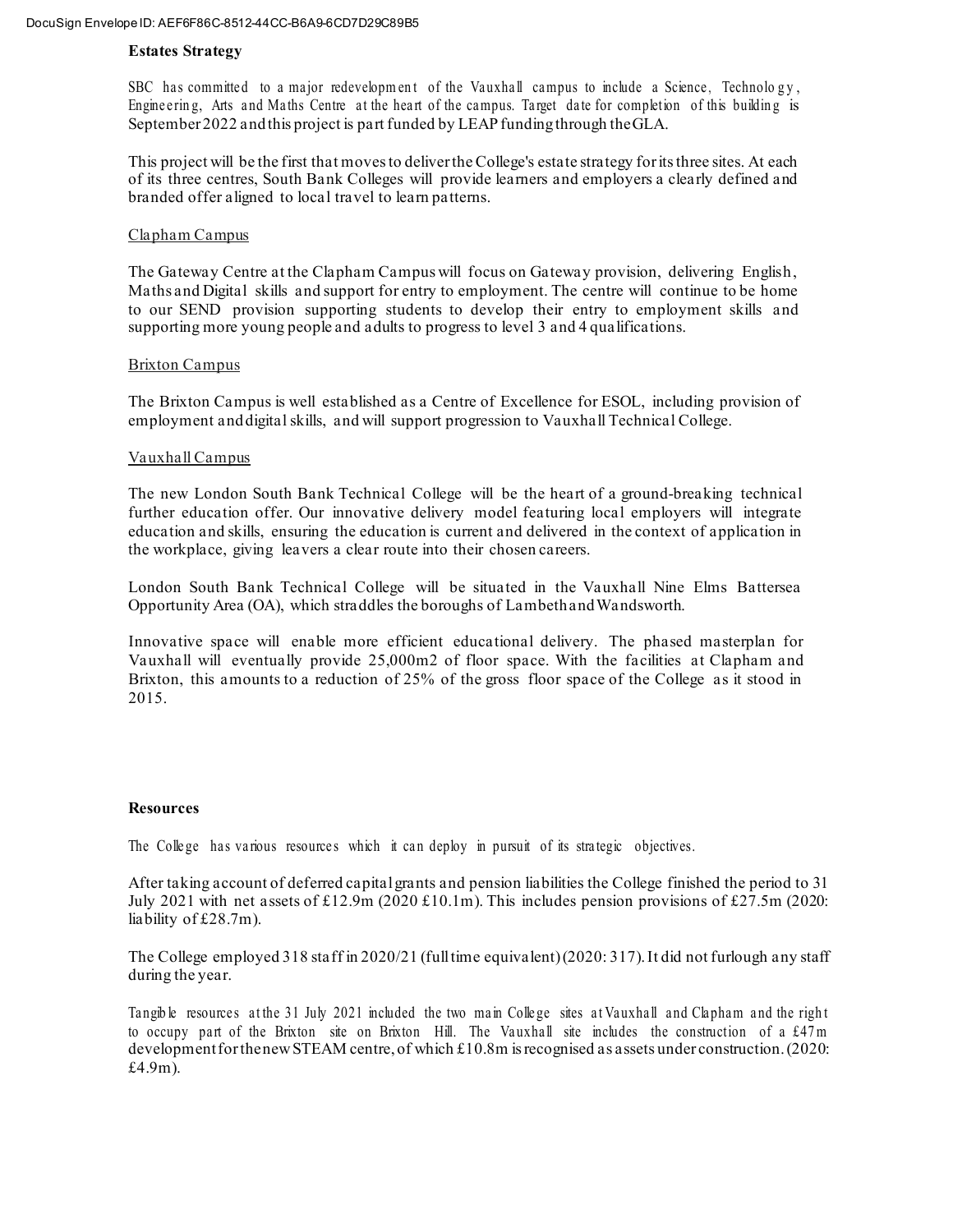## Estates Strategy

SBC has committed to a major redevelopment of the Vauxhall campus to include a Science, Technology, Engineering, Arts and Maths Centre at the heart of the campus. Target date for completion of this building is September 2022 and this project is part funded by LEAP funding through the GLA.

This project will be the first that moves to deliver the College's estate strategy for its three sites. At each of its three centres, South Bank Colleges will provide learners and employers a clearly defined and branded offer aligned to local travel to learn patterns.

### Clapham Campus

The Gateway Centre at the Clapham Campus will focus on Gateway provision, delivering English, Maths and Digital skills and support for entry to employment. The centre will continue to be home to our SEND provision supporting students to develop their entry to employment skills and supporting more young people and adults to progress to level 3 and 4 qualifications.

### Brixton Campus

The Brixton Campus is well established as a Centre of Excellence for ESOL, including provision of employment and digital skills, and will support progression to Vauxhall Technical College.

### Vauxhall Campus

The new London South Bank Technical College will be the heart of a ground-breaking technical further education offer. Our innovative delivery model featuring local employers will integrate education and skills, ensuring the education is current and delivered in the context of application in the workplace, giving leavers a clear route into their chosen careers.

London South Bank Technical College will be situated in the Vauxhall Nine Elms Battersea Opportunity Area (OA), which straddles the boroughs of Lambeth and Wandsworth.

Innovative space will enable more efficient educational delivery. The phased masterplan for Vauxhall will eventually provide 25,000m2 of floor space. With the facilities at Clapham and Brixton, this amounts to a reduction of 25% of the gross floor space of the College as it stood in 2015.

## Resources

The College has various resources which it can deploy in pursuit of its strategic objectives.

After taking account of deferred capital grants and pension liabilities the College finished the period to 31 July 2021 with net assets of £12.9m (2020 £10.1m). This includes pension provisions of £27.5m (2020: liability of £28.7m).

The College employed 318 staff in 2020/21 (full time equivalent) (2020: 317). It did not furlough any staff during the year.

Tangible resources at the 31 July 2021 included the two main College sites at Vauxhall and Clapham and the right to occupy part of the Brixton site on Brixton Hill. The Vauxhall site includes the construction of a £47m development for the new STEAM centre, of which £10.8m is recognised as assets under construction. (2020: £4.9m).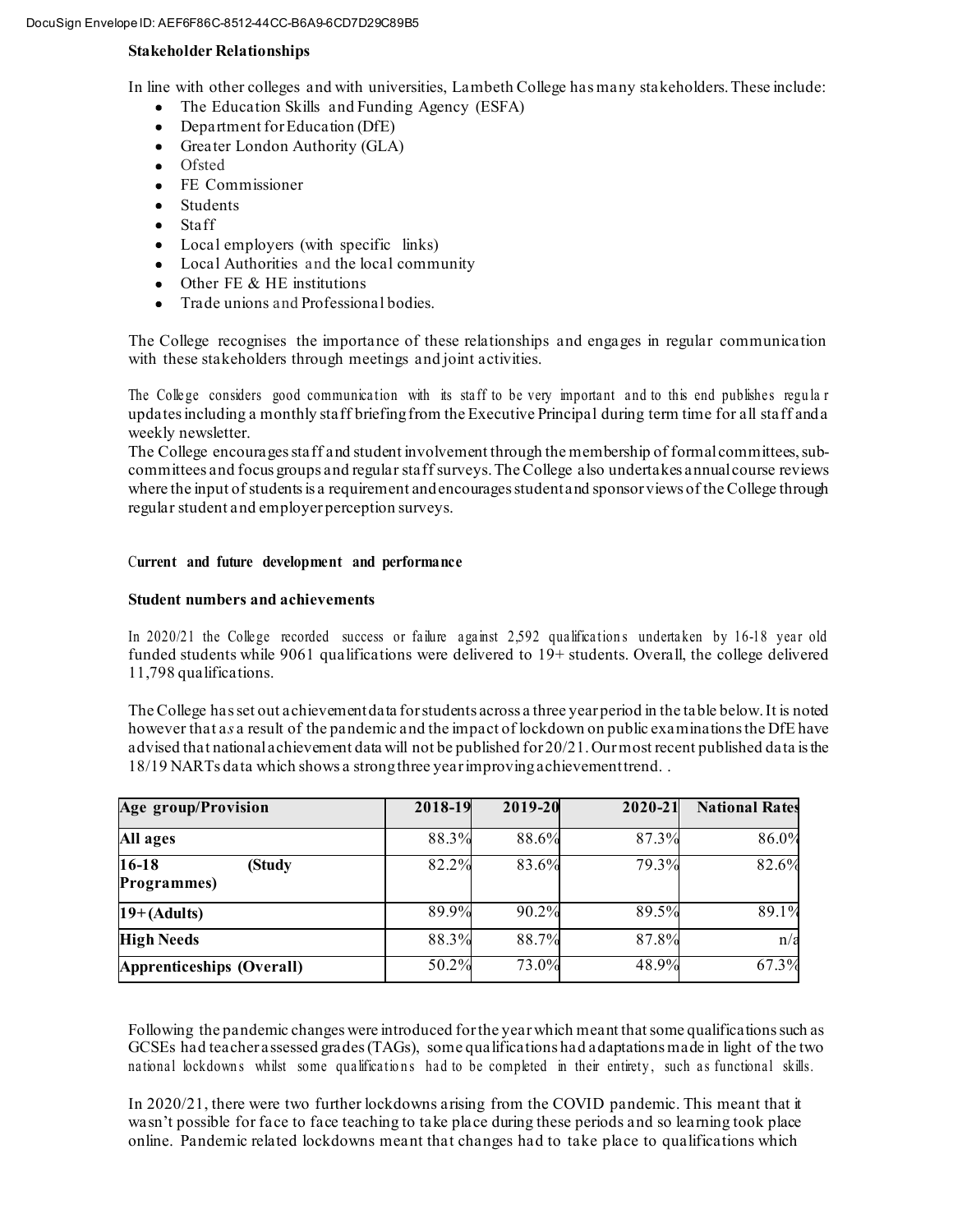**Stakeholder Relationships**

In line with other colleges and with universities, Lambeth College has many stakeholders. These include:

- The Education Skills and Funding Agency (ESFA)
- Department for Education (DfE)
- Greater London Authority (GLA)
- Ofsted
- FE Commissioner
- Students
- Staff
- Local employers (with specific links)
- Local Authorities and the local community
- Other FE & HE institutions
- Trade unions and Professional bodies.

The College recognises the importance of these relationships and engages in regular communication with these stakeholders through meetings and joint activities.

The College considers good communication with its staff to be very important and to this end publishes regular updates including a monthly staff briefing from the Executive Principal during term time for all staff and a weekly newsletter.
The College encourages staff and student involvement through the membership of formal committees, sub-committees and focus groups and regular staff surveys. The College also undertakes annual course reviews where the input of students is a requirement and encourages student and sponsor views of the College through regular student and employer perception surveys.

**Current and future development and performance**

**Student numbers and achievements**

In 2020/21 the College recorded success or failure against 2,592 qualifications undertaken by 16-18 year old funded students while 9061 qualifications were delivered to 19+ students. Overall, the college delivered 11,798 qualifications.

The College has set out achievement data for students across a three year period in the table below. It is noted however that as a result of the pandemic and the impact of lockdown on public examinations the DfE have advised that national achievement data will not be published for 20/21. Our most recent published data is the 18/19 NARTs data which shows a strong three year improving achievement trend. .

| Age group/Provision | 2018-19 | 2019-20 | 2020-21 | National Rates |
|---|---|---|---|---|
| **All ages** | 88.3% | 88.6% | 87.3% | 86.0% |
| **16-18 (Study Programmes)** | 82.2% | 83.6% | 79.3% | 82.6% |
| **19+ (Adults)** | 89.9% | 90.2% | 89.5% | 89.1% |
| **High Needs** | 88.3% | 88.7% | 87.8% | n/a |
| **Apprenticeships (Overall)** | 50.2% | 73.0% | 48.9% | 67.3% |

Following the pandemic changes were introduced for the year which meant that some qualifications such as GCSEs had teacher assessed grades (TAGs), some qualifications had adaptations made in light of the two national lockdowns whilst some qualifications had to be completed in their entirety, such as functional skills.

In 2020/21, there were two further lockdowns arising from the COVID pandemic. This meant that it wasn't possible for face to face teaching to take place during these periods and so learning took place online. Pandemic related lockdowns meant that changes had to take place to qualifications which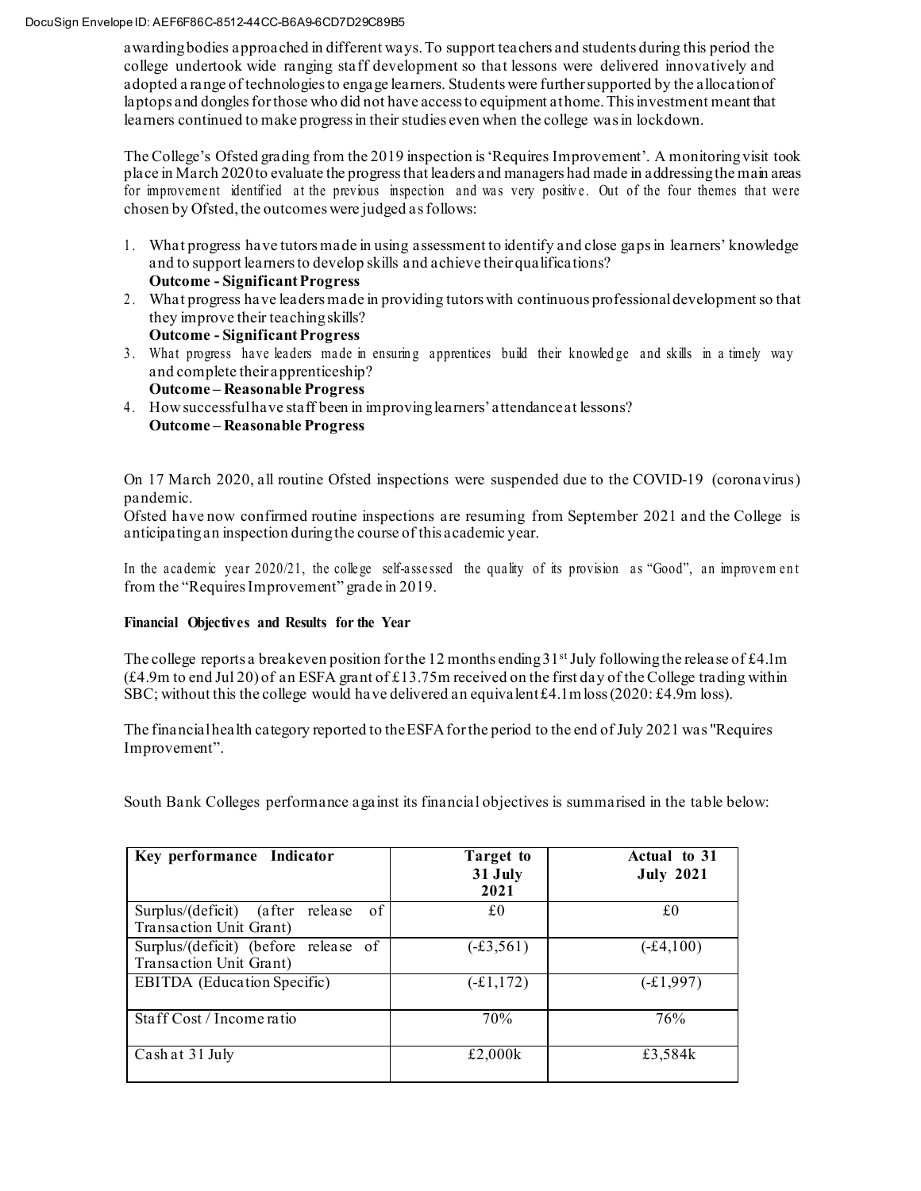awarding bodies approached in different ways. To support teachers and students during this period the college undertook wide ranging staff development so that lessons were delivered innovatively and adopted a range of technologies to engage learners. Students were further supported by the allocation of laptops and dongles for those who did not have access to equipment at home. This investment meant that learners continued to make progress in their studies even when the college was in lockdown.

The College's Ofsted grading from the 2019 inspection is 'Requires Improvement'. A monitoring visit took place in March 2020 to evaluate the progress that leaders and managers had made in addressing the main areas for improvement identified at the previous inspection and was very positive. Out of the four themes that were chosen by Ofsted, the outcomes were judged as follows:

1. What progress have tutors made in using assessment to identify and close gaps in learners' knowledge and to support learners to develop skills and achieve their qualifications?
   **Outcome - Significant Progress**
2. What progress have leaders made in providing tutors with continuous professional development so that they improve their teaching skills?
   **Outcome - Significant Progress**
3. What progress have leaders made in ensuring apprentices build their knowledge and skills in a timely way and complete their apprenticeship?
   **Outcome – Reasonable Progress**
4. How successful have staff been in improving learners' attendance at lessons?
   **Outcome – Reasonable Progress**

On 17 March 2020, all routine Ofsted inspections were suspended due to the COVID-19 (coronavirus) pandemic.
Ofsted have now confirmed routine inspections are resuming from September 2021 and the College is anticipating an inspection during the course of this academic year.

In the academic year 2020/21, the college self-assessed the quality of its provision as "Good", an improvement from the "Requires Improvement" grade in 2019.

**Financial Objectives and Results for the Year**

The college reports a breakeven position for the 12 months ending 31st July following the release of £4.1m (£4.9m to end Jul 20) of an ESFA grant of £13.75m received on the first day of the College trading within SBC; without this the college would have delivered an equivalent £4.1m loss (2020: £4.9m loss).

The financial health category reported to the ESFA for the period to the end of July 2021 was "Requires Improvement".

South Bank Colleges performance against its financial objectives is summarised in the table below:

| Key performance Indicator | Target to 31 July 2021 | Actual to 31 July 2021 |
| --- | --- | --- |
| Surplus/(deficit) (after release of Transaction Unit Grant) | £0 | £0 |
| Surplus/(deficit) (before release of Transaction Unit Grant) | (-£3,561) | (-£4,100) |
| EBITDA (Education Specific) | (-£1,172) | (-£1,997) |
| Staff Cost / Income ratio | 70% | 76% |
| Cash at 31 July | £2,000k | £3,584k |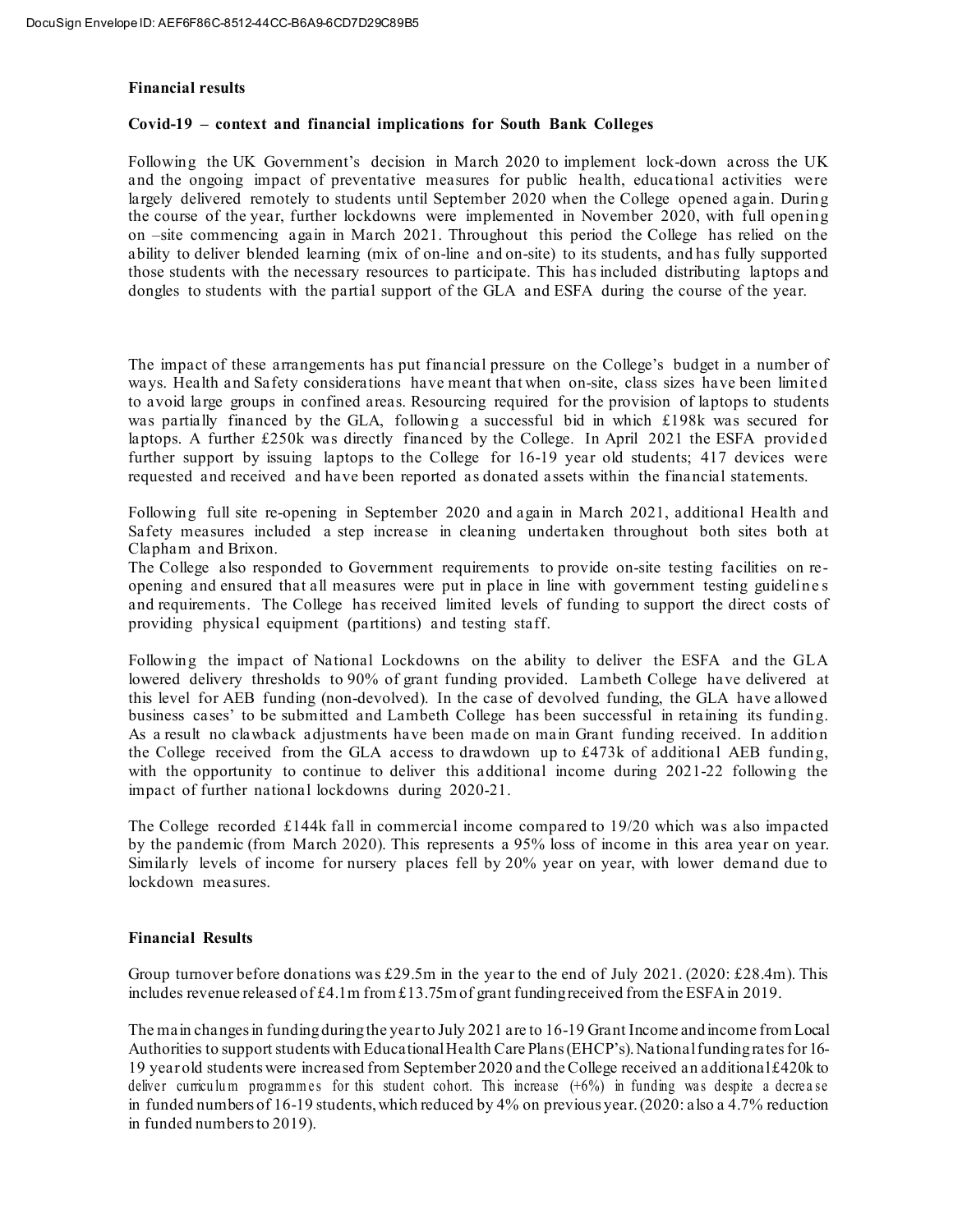**Financial results**

**Covid-19 – context and financial implications for South Bank Colleges**

Following the UK Government's decision in March 2020 to implement lock-down across the UK and the ongoing impact of preventative measures for public health, educational activities were largely delivered remotely to students until September 2020 when the College opened again. During the course of the year, further lockdowns were implemented in November 2020, with full opening on –site commencing again in March 2021. Throughout this period the College has relied on the ability to deliver blended learning (mix of on-line and on-site) to its students, and has fully supported those students with the necessary resources to participate. This has included distributing laptops and dongles to students with the partial support of the GLA and ESFA during the course of the year.

The impact of these arrangements has put financial pressure on the College's budget in a number of ways. Health and Safety considerations have meant that when on-site, class sizes have been limited to avoid large groups in confined areas. Resourcing required for the provision of laptops to students was partially financed by the GLA, following a successful bid in which £198k was secured for laptops. A further £250k was directly financed by the College. In April 2021 the ESFA provided further support by issuing laptops to the College for 16-19 year old students; 417 devices were requested and received and have been reported as donated assets within the financial statements.

Following full site re-opening in September 2020 and again in March 2021, additional Health and Safety measures included a step increase in cleaning undertaken throughout both sites both at Clapham and Brixon.
The College also responded to Government requirements to provide on-site testing facilities on re-opening and ensured that all measures were put in place in line with government testing guidelines and requirements. The College has received limited levels of funding to support the direct costs of providing physical equipment (partitions) and testing staff.

Following the impact of National Lockdowns on the ability to deliver the ESFA and the GLA lowered delivery thresholds to 90% of grant funding provided. Lambeth College have delivered at this level for AEB funding (non-devolved). In the case of devolved funding, the GLA have allowed business cases' to be submitted and Lambeth College has been successful in retaining its funding. As a result no clawback adjustments have been made on main Grant funding received. In addition the College received from the GLA access to drawdown up to £473k of additional AEB funding, with the opportunity to continue to deliver this additional income during 2021-22 following the impact of further national lockdowns during 2020-21.

The College recorded £144k fall in commercial income compared to 19/20 which was also impacted by the pandemic (from March 2020). This represents a 95% loss of income in this area year on year. Similarly levels of income for nursery places fell by 20% year on year, with lower demand due to lockdown measures.

**Financial Results**

Group turnover before donations was £29.5m in the year to the end of July 2021. (2020: £28.4m). This includes revenue released of £4.1m from £13.75m of grant funding received from the ESFA in 2019.

The main changes in funding during the year to July 2021 are to 16-19 Grant Income and income from Local Authorities to support students with Educational Health Care Plans (EHCP's). National funding rates for 16-19 year old students were increased from September 2020 and the College received an additional £420k to deliver curriculum programmes for this student cohort. This increase (+6%) in funding was despite a decrease in funded numbers of 16-19 students, which reduced by 4% on previous year. (2020: also a 4.7% reduction in funded numbers to 2019).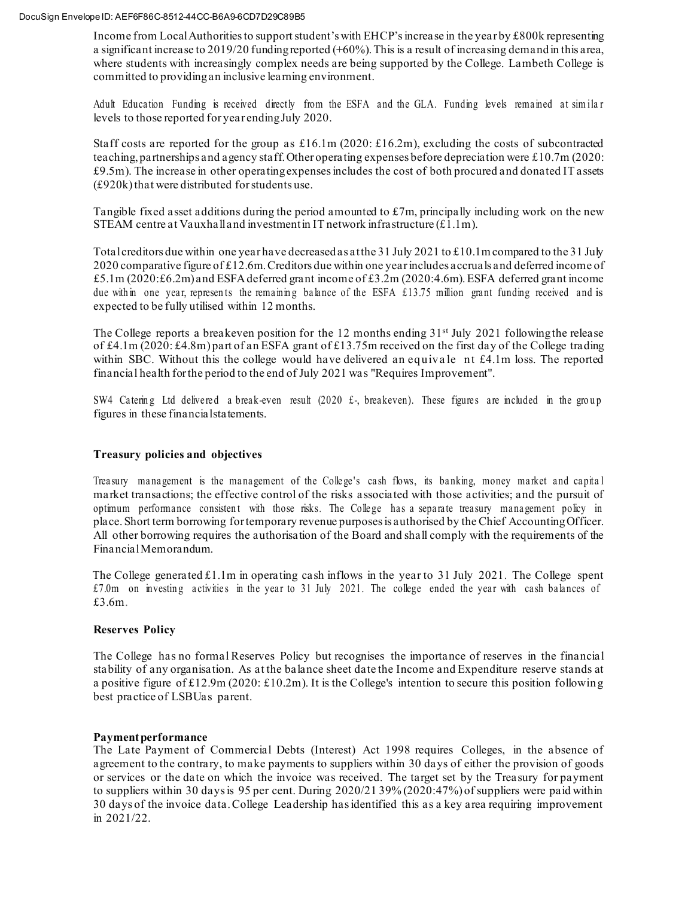Income from Local Authorities to support student's with EHCP's increase in the year by £800k representing a significant increase to 2019/20 funding reported (+60%). This is a result of increasing demand in this area, where students with increasingly complex needs are being supported by the College. Lambeth College is committed to providing an inclusive learning environment.

Adult Education Funding is received directly from the ESFA and the GLA. Funding levels remained at similar levels to those reported for year ending July 2020.

Staff costs are reported for the group as £16.1m (2020: £16.2m), excluding the costs of subcontracted teaching, partnerships and agency staff. Other operating expenses before depreciation were £10.7m (2020: £9.5m). The increase in other operating expenses includes the cost of both procured and donated IT assets (£920k) that were distributed for students use.

Tangible fixed asset additions during the period amounted to £7m, principally including work on the new STEAM centre at Vauxhall and investment in IT network infrastructure (£1.1m).

Total creditors due within one year have decreased as at the 31 July 2021 to £10.1m compared to the 31 July 2020 comparative figure of £12.6m. Creditors due within one year includes accruals and deferred income of £5.1m (2020:£6.2m) and ESFA deferred grant income of £3.2m (2020:4.6m). ESFA deferred grant income due within one year, represents the remaining balance of the ESFA £13.75 million grant funding received and is expected to be fully utilised within 12 months.

The College reports a breakeven position for the 12 months ending 31st July 2021 following the release of £4.1m (2020: £4.8m) part of an ESFA grant of £13.75m received on the first day of the College trading within SBC. Without this the college would have delivered an equivalent £4.1m loss. The reported financial health for the period to the end of July 2021 was "Requires Improvement".

SW4 Catering Ltd delivered a break-even result (2020 £-, breakeven). These figures are included in the group figures in these financial statements.

**Treasury policies and objectives**

Treasury management is the management of the College's cash flows, its banking, money market and capital market transactions; the effective control of the risks associated with those activities; and the pursuit of optimum performance consistent with those risks. The College has a separate treasury management policy in place. Short term borrowing for temporary revenue purposes is authorised by the Chief Accounting Officer. All other borrowing requires the authorisation of the Board and shall comply with the requirements of the Financial Memorandum.

The College generated £1.1m in operating cash inflows in the year to 31 July 2021. The College spent £7.0m on investing activities in the year to 31 July 2021. The college ended the year with cash balances of £3.6m.

**Reserves Policy**

The College has no formal Reserves Policy but recognises the importance of reserves in the financial stability of any organisation. As at the balance sheet date the Income and Expenditure reserve stands at a positive figure of £12.9m (2020: £10.2m). It is the College's intention to secure this position following best practice of LSBU as parent.

**Payment performance**

The Late Payment of Commercial Debts (Interest) Act 1998 requires Colleges, in the absence of agreement to the contrary, to make payments to suppliers within 30 days of either the provision of goods or services or the date on which the invoice was received. The target set by the Treasury for payment to suppliers within 30 days is 95 per cent. During 2020/21 39% (2020:47%) of suppliers were paid within 30 days of the invoice data. College Leadership has identified this as a key area requiring improvement in 2021/22.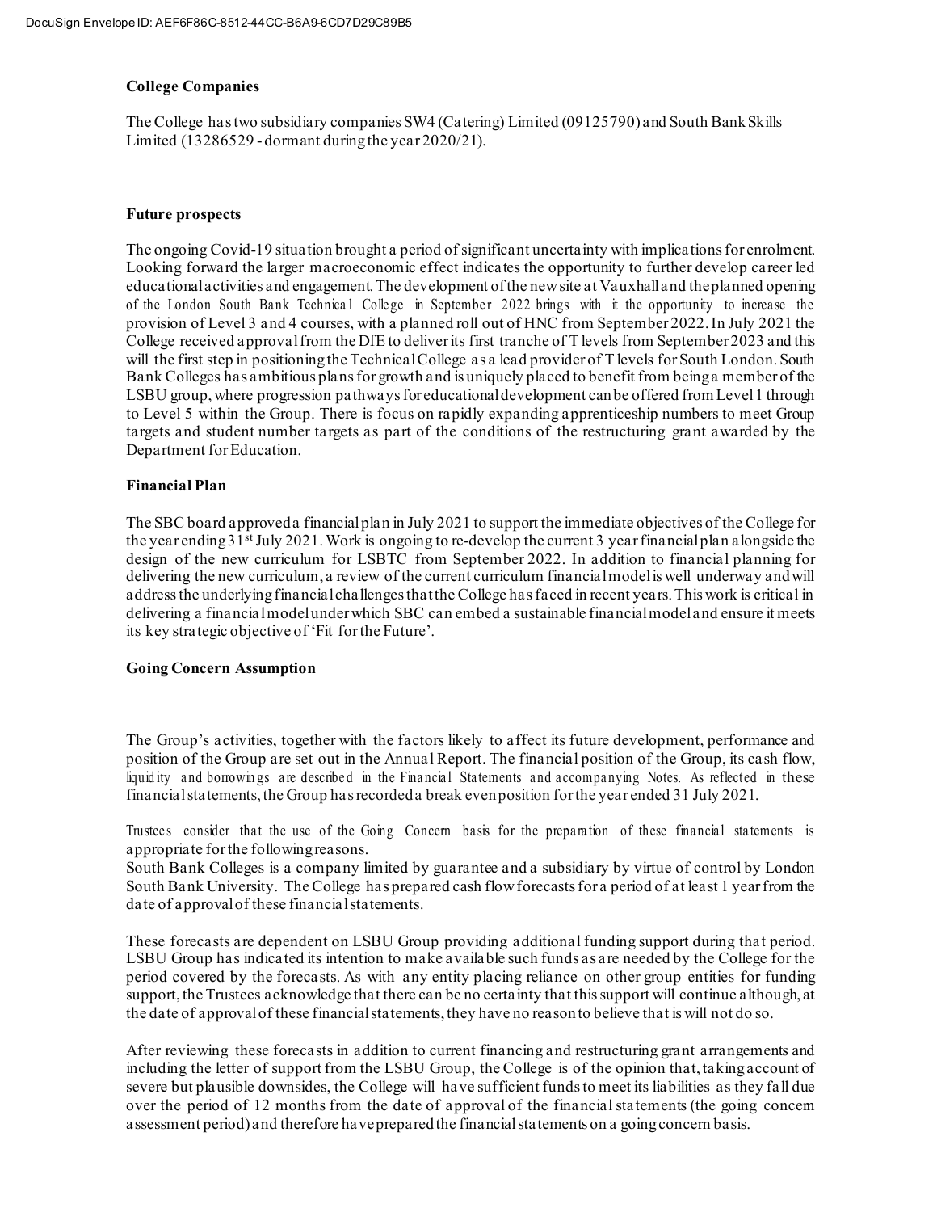**College Companies**

The College has two subsidiary companies SW4 (Catering) Limited (09125790) and South Bank Skills Limited (13286529 - dormant during the year 2020/21).

**Future prospects**

The ongoing Covid-19 situation brought a period of significant uncertainty with implications for enrolment. Looking forward the larger macroeconomic effect indicates the opportunity to further develop career led educational activities and engagement. The development of the new site at Vauxhall and the planned opening of the London South Bank Technical College in September 2022 brings with it the opportunity to increase the provision of Level 3 and 4 courses, with a planned roll out of HNC from September 2022. In July 2021 the College received approval from the DfE to deliver its first tranche of T levels from September 2023 and this will the first step in positioning the Technical College as a lead provider of T levels for South London. South Bank Colleges has ambitious plans for growth and is uniquely placed to benefit from being a member of the LSBU group, where progression pathways for educational development can be offered from Level 1 through to Level 5 within the Group. There is focus on rapidly expanding apprenticeship numbers to meet Group targets and student number targets as part of the conditions of the restructuring grant awarded by the Department for Education.

**Financial Plan**

The SBC board approved a financial plan in July 2021 to support the immediate objectives of the College for the year ending 31st July 2021. Work is ongoing to re-develop the current 3 year financial plan alongside the design of the new curriculum for LSBTC from September 2022. In addition to financial planning for delivering the new curriculum, a review of the current curriculum financial model is well underway and will address the underlying financial challenges that the College has faced in recent years. This work is critical in delivering a financial model under which SBC can embed a sustainable financial model and ensure it meets its key strategic objective of 'Fit for the Future'.

**Going Concern Assumption**

The Group's activities, together with the factors likely to affect its future development, performance and position of the Group are set out in the Annual Report. The financial position of the Group, its cash flow, liquidity and borrowings are described in the Financial Statements and accompanying Notes. As reflected in these financial statements, the Group has recorded a break even position for the year ended 31 July 2021.

Trustees consider that the use of the Going Concern basis for the preparation of these financial statements is appropriate for the following reasons.

South Bank Colleges is a company limited by guarantee and a subsidiary by virtue of control by London South Bank University. The College has prepared cash flow forecasts for a period of at least 1 year from the date of approval of these financial statements.

These forecasts are dependent on LSBU Group providing additional funding support during that period. LSBU Group has indicated its intention to make available such funds as are needed by the College for the period covered by the forecasts. As with any entity placing reliance on other group entities for funding support, the Trustees acknowledge that there can be no certainty that this support will continue although, at the date of approval of these financial statements, they have no reason to believe that is will not do so.

After reviewing these forecasts in addition to current financing and restructuring grant arrangements and including the letter of support from the LSBU Group, the College is of the opinion that, taking account of severe but plausible downsides, the College will have sufficient funds to meet its liabilities as they fall due over the period of 12 months from the date of approval of the financial statements (the going concern assessment period) and therefore have prepared the financial statements on a going concern basis.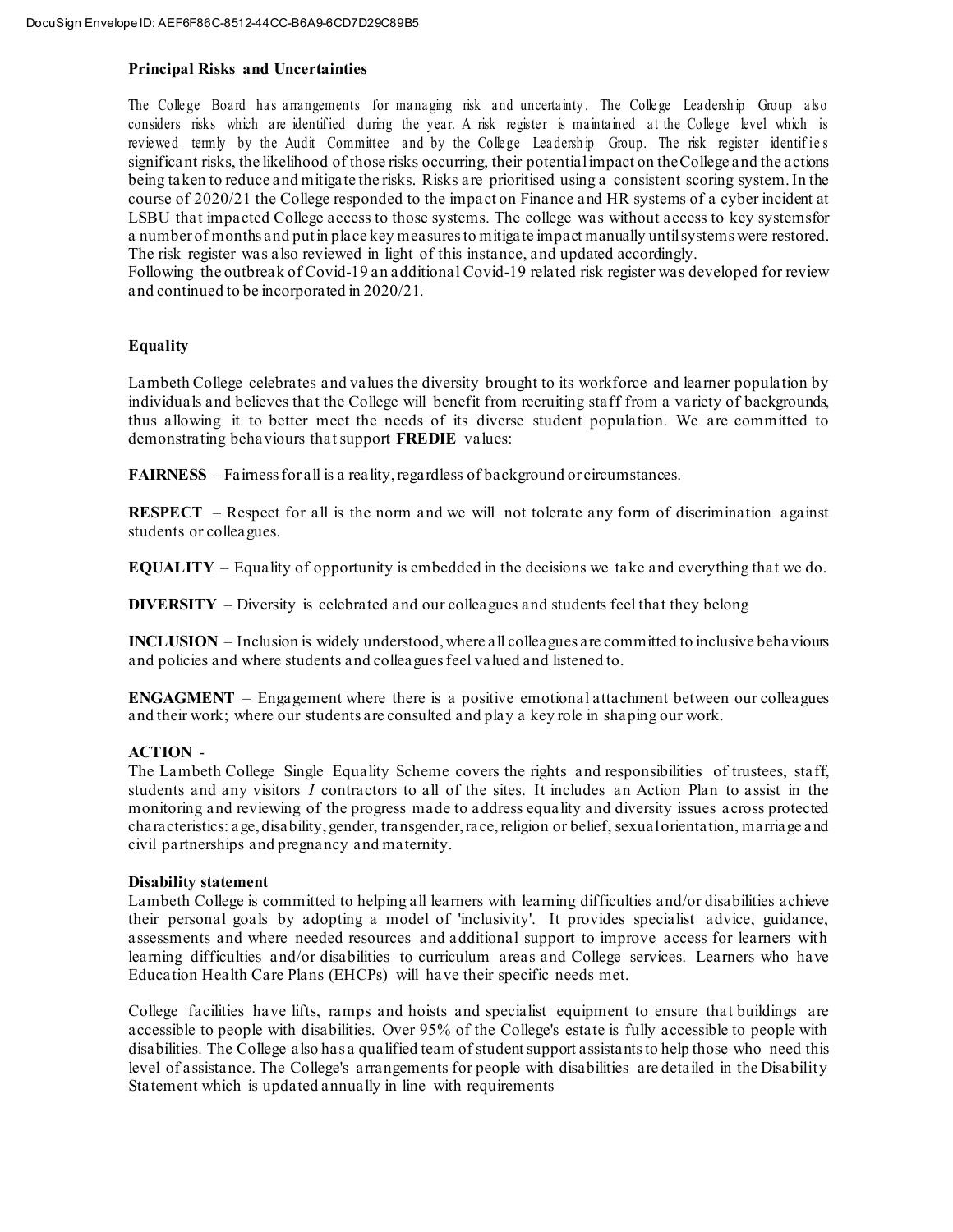## Principal Risks and Uncertainties

The College Board has arrangements for managing risk and uncertainty. The College Leadership Group also considers risks which are identified during the year. A risk register is maintained at the College level which is reviewed termly by the Audit Committee and by the College Leadership Group. The risk register identifies significant risks, the likelihood of those risks occurring, their potential impact on the College and the actions being taken to reduce and mitigate the risks. Risks are prioritised using a consistent scoring system. In the course of 2020/21 the College responded to the impact on Finance and HR systems of a cyber incident at LSBU that impacted College access to those systems. The college was without access to key systemsfor a number of months and put in place key measures to mitigate impact manually until systems were restored. The risk register was also reviewed in light of this instance, and updated accordingly.
Following the outbreak of Covid-19 an additional Covid-19 related risk register was developed for review and continued to be incorporated in 2020/21.

## Equality

Lambeth College celebrates and values the diversity brought to its workforce and learner population by individuals and believes that the College will benefit from recruiting staff from a variety of backgrounds, thus allowing it to better meet the needs of its diverse student population. We are committed to demonstrating behaviours that support **FREDIE** values:

**FAIRNESS** – Fairness for all is a reality, regardless of background or circumstances.

**RESPECT** – Respect for all is the norm and we will not tolerate any form of discrimination against students or colleagues.

**EQUALITY** – Equality of opportunity is embedded in the decisions we take and everything that we do.

**DIVERSITY** – Diversity is celebrated and our colleagues and students feel that they belong

**INCLUSION** – Inclusion is widely understood, where all colleagues are committed to inclusive behaviours and policies and where students and colleagues feel valued and listened to.

**ENGAGMENT** – Engagement where there is a positive emotional attachment between our colleagues and their work; where our students are consulted and play a key role in shaping our work.

**ACTION** -
The Lambeth College Single Equality Scheme covers the rights and responsibilities of trustees, staff, students and any visitors / contractors to all of the sites. It includes an Action Plan to assist in the monitoring and reviewing of the progress made to address equality and diversity issues across protected characteristics: age, disability, gender, transgender, race, religion or belief, sexual orientation, marriage and civil partnerships and pregnancy and maternity.

### Disability statement

Lambeth College is committed to helping all learners with learning difficulties and/or disabilities achieve their personal goals by adopting a model of 'inclusivity'. It provides specialist advice, guidance, assessments and where needed resources and additional support to improve access for learners with learning difficulties and/or disabilities to curriculum areas and College services. Learners who have Education Health Care Plans (EHCPs) will have their specific needs met.

College facilities have lifts, ramps and hoists and specialist equipment to ensure that buildings are accessible to people with disabilities. Over 95% of the College's estate is fully accessible to people with disabilities. The College also has a qualified team of student support assistants to help those who need this level of assistance. The College's arrangements for people with disabilities are detailed in the Disability Statement which is updated annually in line with requirements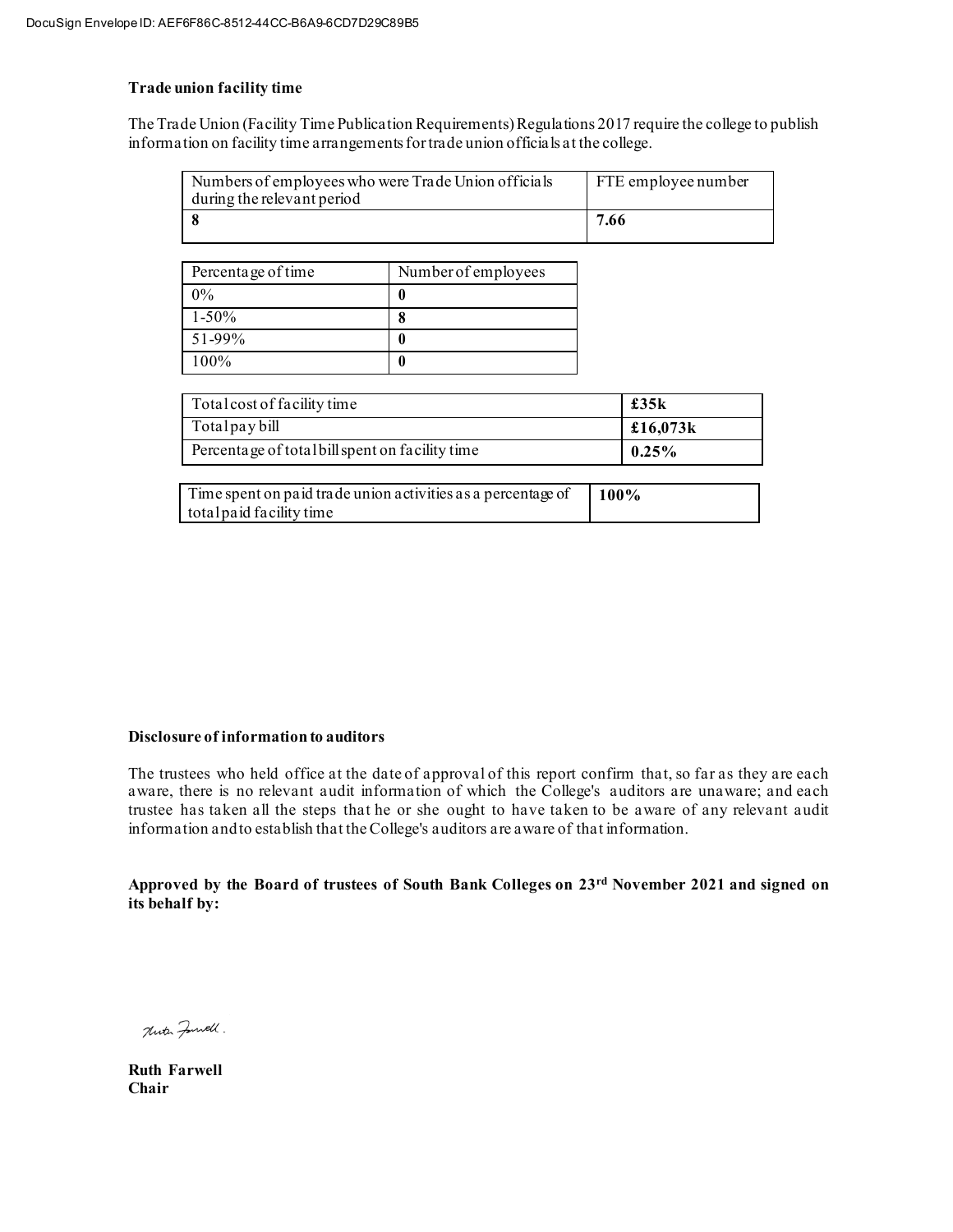**Trade union facility time**

The Trade Union (Facility Time Publication Requirements) Regulations 2017 require the college to publish information on facility time arrangements for trade union officials at the college.

| Numbers of employees who were Trade Union officials during the relevant period | FTE employee number |
|---|---|
| **8** | **7.66** |

| Percentage of time | Number of employees |
|---|---|
| 0% | **0** |
| 1-50% | **8** |
| 51-99% | **0** |
| 100% | **0** |

| Total cost of facility time | **£35k** |
|---|---|
| Total pay bill | **£16,073k** |
| Percentage of total bill spent on facility time | **0.25%** |

| Time spent on paid trade union activities as a percentage of total paid facility time | **100%** |
|---|---|

**Disclosure of information to auditors**

The trustees who held office at the date of approval of this report confirm that, so far as they are each aware, there is no relevant audit information of which the College's auditors are unaware; and each trustee has taken all the steps that he or she ought to have taken to be aware of any relevant audit information and to establish that the College's auditors are aware of that information.

**Approved by the Board of trustees of South Bank Colleges on 23rd November 2021 and signed on its behalf by:**

**Ruth Farwell**
**Chair**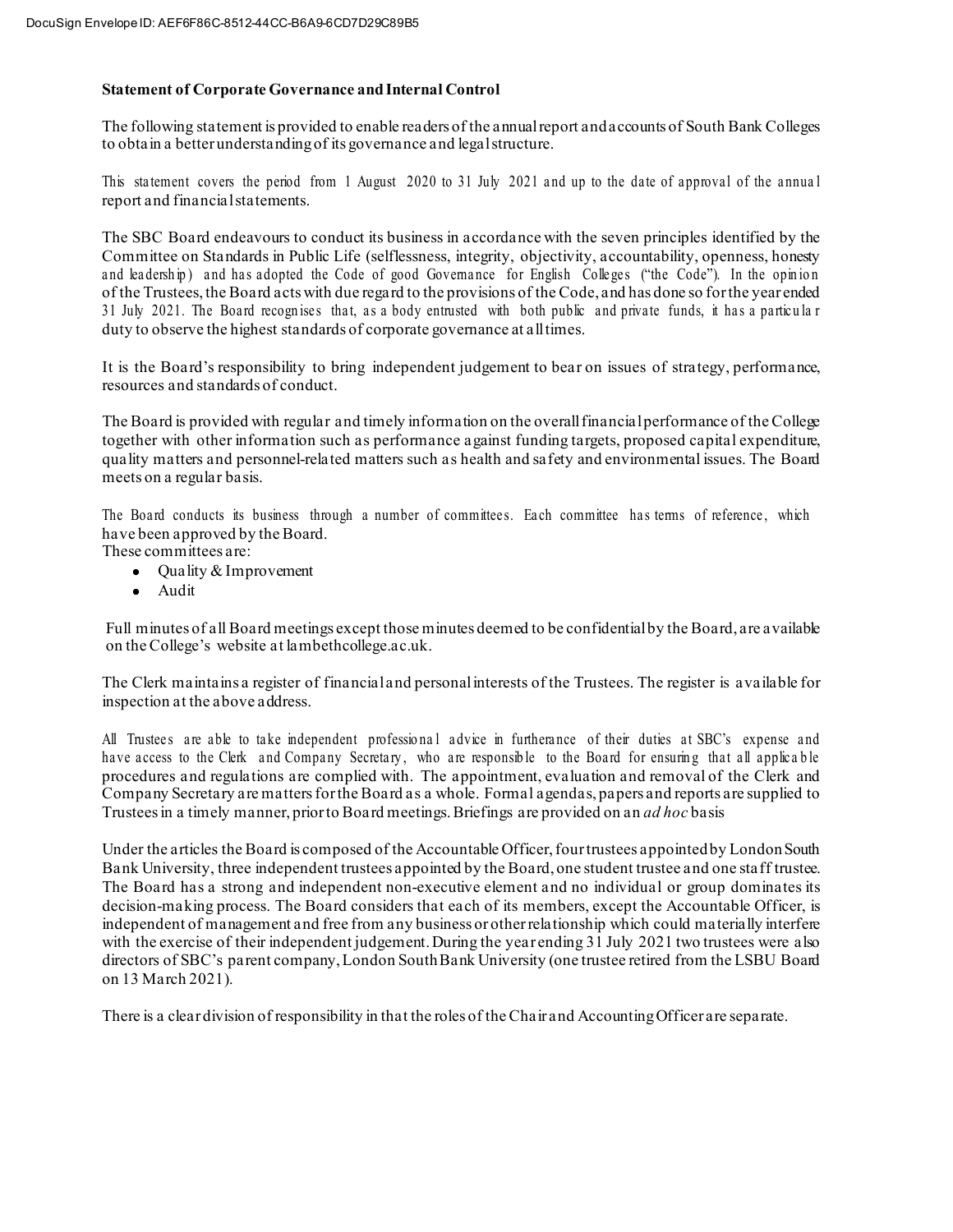**Statement of Corporate Governance and Internal Control**

The following statement is provided to enable readers of the annual report and accounts of South Bank Colleges to obtain a better understanding of its governance and legal structure.

This statement covers the period from 1 August 2020 to 31 July 2021 and up to the date of approval of the annual report and financial statements.

The SBC Board endeavours to conduct its business in accordance with the seven principles identified by the Committee on Standards in Public Life (selflessness, integrity, objectivity, accountability, openness, honesty and leadership) and has adopted the Code of good Governance for English Colleges ("the Code"). In the opinion of the Trustees, the Board acts with due regard to the provisions of the Code, and has done so for the year ended 31 July 2021. The Board recognises that, as a body entrusted with both public and private funds, it has a particular duty to observe the highest standards of corporate governance at all times.

It is the Board's responsibility to bring independent judgement to bear on issues of strategy, performance, resources and standards of conduct.

The Board is provided with regular and timely information on the overall financial performance of the College together with other information such as performance against funding targets, proposed capital expenditure, quality matters and personnel-related matters such as health and safety and environmental issues. The Board meets on a regular basis.

The Board conducts its business through a number of committees. Each committee has terms of reference, which have been approved by the Board.
These committees are:

- Quality & Improvement
- Audit

Full minutes of all Board meetings except those minutes deemed to be confidential by the Board, are available on the College's website at lambethcollege.ac.uk.

The Clerk maintains a register of financial and personal interests of the Trustees. The register is available for inspection at the above address.

All Trustees are able to take independent professional advice in furtherance of their duties at SBC's expense and have access to the Clerk and Company Secretary, who are responsible to the Board for ensuring that all applicable procedures and regulations are complied with. The appointment, evaluation and removal of the Clerk and Company Secretary are matters for the Board as a whole. Formal agendas, papers and reports are supplied to Trustees in a timely manner, prior to Board meetings. Briefings are provided on an *ad hoc* basis

Under the articles the Board is composed of the Accountable Officer, four trustees appointed by London South Bank University, three independent trustees appointed by the Board, one student trustee and one staff trustee. The Board has a strong and independent non-executive element and no individual or group dominates its decision-making process. The Board considers that each of its members, except the Accountable Officer, is independent of management and free from any business or other relationship which could materially interfere with the exercise of their independent judgement. During the year ending 31 July 2021 two trustees were also directors of SBC's parent company, London South Bank University (one trustee retired from the LSBU Board on 13 March 2021).

There is a clear division of responsibility in that the roles of the Chair and Accounting Officer are separate.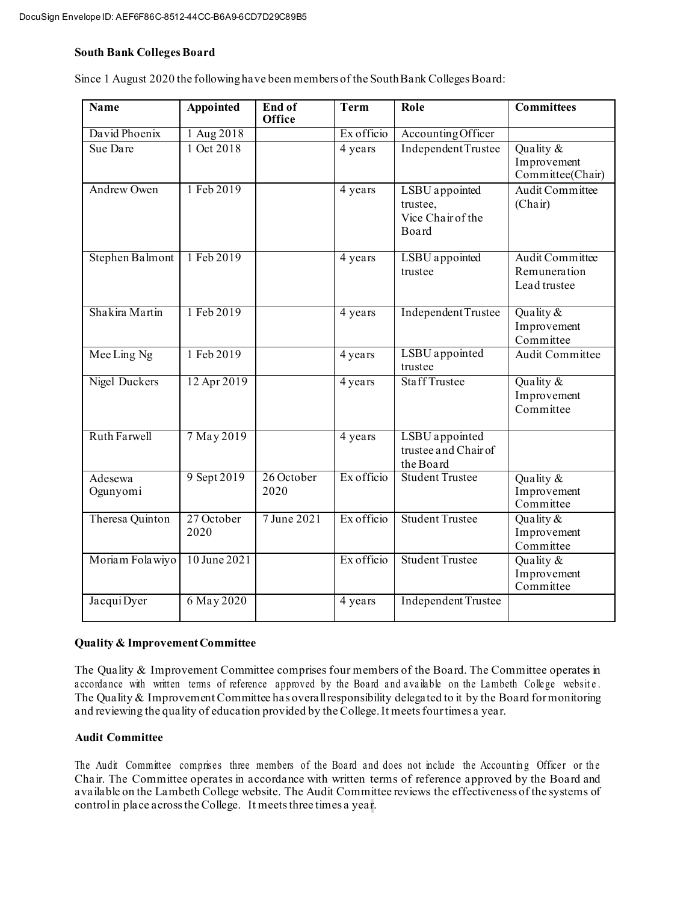**South Bank Colleges Board**

Since 1 August 2020 the following have been members of the South Bank Colleges Board:

| Name | Appointed | End of Office | Term | Role | Committees |
|---|---|---|---|---|---|
| David Phoenix | 1 Aug 2018 | | Ex officio | Accounting Officer | |
| Sue Dare | 1 Oct 2018 | | 4 years | Independent Trustee | Quality & Improvement Committee(Chair) |
| Andrew Owen | 1 Feb 2019 | | 4 years | LSBU appointed trustee, Vice Chair of the Board | Audit Committee (Chair) |
| Stephen Balmont | 1 Feb 2019 | | 4 years | LSBU appointed trustee | Audit Committee Remuneration Lead trustee |
| Shakira Martin | 1 Feb 2019 | | 4 years | Independent Trustee | Quality & Improvement Committee |
| Mee Ling Ng | 1 Feb 2019 | | 4 years | LSBU appointed trustee | Audit Committee |
| Nigel Duckers | 12 Apr 2019 | | 4 years | Staff Trustee | Quality & Improvement Committee |
| Ruth Farwell | 7 May 2019 | | 4 years | LSBU appointed trustee and Chair of the Board | |
| Adesewa Ogunyomi | 9 Sept 2019 | 26 October 2020 | Ex officio | Student Trustee | Quality & Improvement Committee |
| Theresa Quinton | 27 October 2020 | 7 June 2021 | Ex officio | Student Trustee | Quality & Improvement Committee |
| Moriam Folawiyo | 10 June 2021 | | Ex officio | Student Trustee | Quality & Improvement Committee |
| Jacqui Dyer | 6 May 2020 | | 4 years | Independent Trustee | |

**Quality & Improvement Committee**

The Quality & Improvement Committee comprises four members of the Board. The Committee operates in accordance with written terms of reference approved by the Board and available on the Lambeth College website. The Quality & Improvement Committee has overall responsibility delegated to it by the Board for monitoring and reviewing the quality of education provided by the College. It meets four times a year.

**Audit Committee**

The Audit Committee comprises three members of the Board and does not include the Accounting Officer or the Chair. The Committee operates in accordance with written terms of reference approved by the Board and available on the Lambeth College website. The Audit Committee reviews the effectiveness of the systems of control in place across the College. It meets three times a year.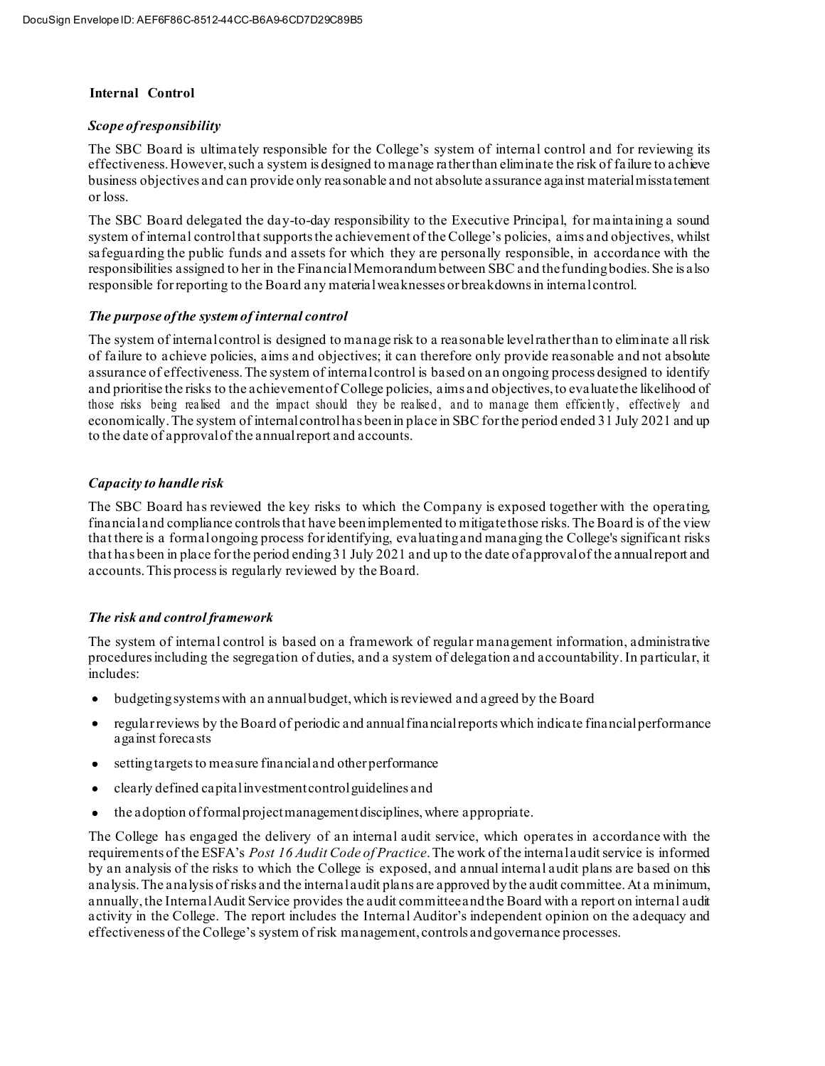## Internal Control

### *Scope of responsibility*

The SBC Board is ultimately responsible for the College's system of internal control and for reviewing its effectiveness. However, such a system is designed to manage rather than eliminate the risk of failure to achieve business objectives and can provide only reasonable and not absolute assurance against material misstatement or loss.

The SBC Board delegated the day-to-day responsibility to the Executive Principal, for maintaining a sound system of internal control that supports the achievement of the College's policies, aims and objectives, whilst safeguarding the public funds and assets for which they are personally responsible, in accordance with the responsibilities assigned to her in the Financial Memorandum between SBC and the funding bodies. She is also responsible for reporting to the Board any material weaknesses or breakdowns in internal control.

### *The purpose of the system of internal control*

The system of internal control is designed to manage risk to a reasonable level rather than to eliminate all risk of failure to achieve policies, aims and objectives; it can therefore only provide reasonable and not absolute assurance of effectiveness. The system of internal control is based on an ongoing process designed to identify and prioritise the risks to the achievement of College policies, aims and objectives, to evaluate the likelihood of those risks being realised and the impact should they be realised, and to manage them efficiently, effectively and economically. The system of internal control has been in place in SBC for the period ended 31 July 2021 and up to the date of approval of the annual report and accounts.

### *Capacity to handle risk*

The SBC Board has reviewed the key risks to which the Company is exposed together with the operating, financial and compliance controls that have been implemented to mitigate those risks. The Board is of the view that there is a formal ongoing process for identifying, evaluating and managing the College's significant risks that has been in place for the period ending 31 July 2021 and up to the date of approval of the annual report and accounts. This process is regularly reviewed by the Board.

### *The risk and control framework*

The system of internal control is based on a framework of regular management information, administrative procedures including the segregation of duties, and a system of delegation and accountability. In particular, it includes:

- budgeting systems with an annual budget, which is reviewed and agreed by the Board
- regular reviews by the Board of periodic and annual financial reports which indicate financial performance against forecasts
- setting targets to measure financial and other performance
- clearly defined capital investment control guidelines and
- the adoption of formal project management disciplines, where appropriate.

The College has engaged the delivery of an internal audit service, which operates in accordance with the requirements of the ESFA's *Post 16 Audit Code of Practice*. The work of the internal audit service is informed by an analysis of the risks to which the College is exposed, and annual internal audit plans are based on this analysis. The analysis of risks and the internal audit plans are approved by the audit committee. At a minimum, annually, the Internal Audit Service provides the audit committee and the Board with a report on internal audit activity in the College. The report includes the Internal Auditor's independent opinion on the adequacy and effectiveness of the College's system of risk management, controls and governance processes.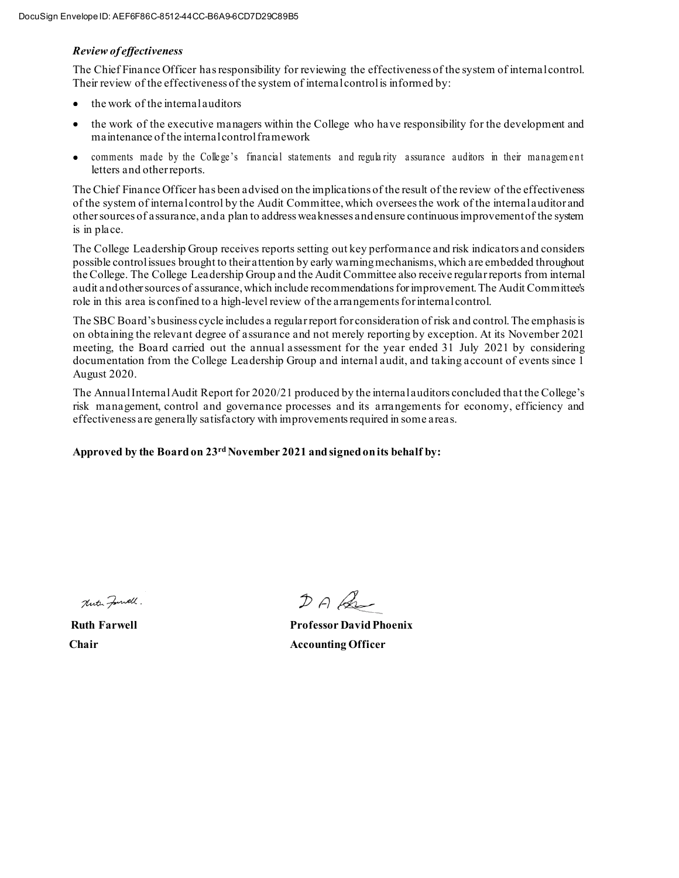### *Review of effectiveness*

The Chief Finance Officer has responsibility for reviewing the effectiveness of the system of internal control. Their review of the effectiveness of the system of internal control is informed by:

- the work of the internal auditors
- the work of the executive managers within the College who have responsibility for the development and maintenance of the internal control framework
- comments made by the College's financial statements and regularity assurance auditors in their management letters and other reports.

The Chief Finance Officer has been advised on the implications of the result of the review of the effectiveness of the system of internal control by the Audit Committee, which oversees the work of the internal auditor and other sources of assurance, and a plan to address weaknesses and ensure continuous improvement of the system is in place.

The College Leadership Group receives reports setting out key performance and risk indicators and considers possible control issues brought to their attention by early warning mechanisms, which are embedded throughout the College. The College Leadership Group and the Audit Committee also receive regular reports from internal audit and other sources of assurance, which include recommendations for improvement. The Audit Committee's role in this area is confined to a high-level review of the arrangements for internal control.

The SBC Board's business cycle includes a regular report for consideration of risk and control. The emphasis is on obtaining the relevant degree of assurance and not merely reporting by exception. At its November 2021 meeting, the Board carried out the annual assessment for the year ended 31 July 2021 by considering documentation from the College Leadership Group and internal audit, and taking account of events since 1 August 2020.

The Annual Internal Audit Report for 2020/21 produced by the internal auditors concluded that the College's risk management, control and governance processes and its arrangements for economy, efficiency and effectiveness are generally satisfactory with improvements required in some areas.

**Approved by the Board on 23rd November 2021 and signed on its behalf by:**

| | |
|---|---|
| **Ruth Farwell** | **Professor David Phoenix** |
| **Chair** | **Accounting Officer** |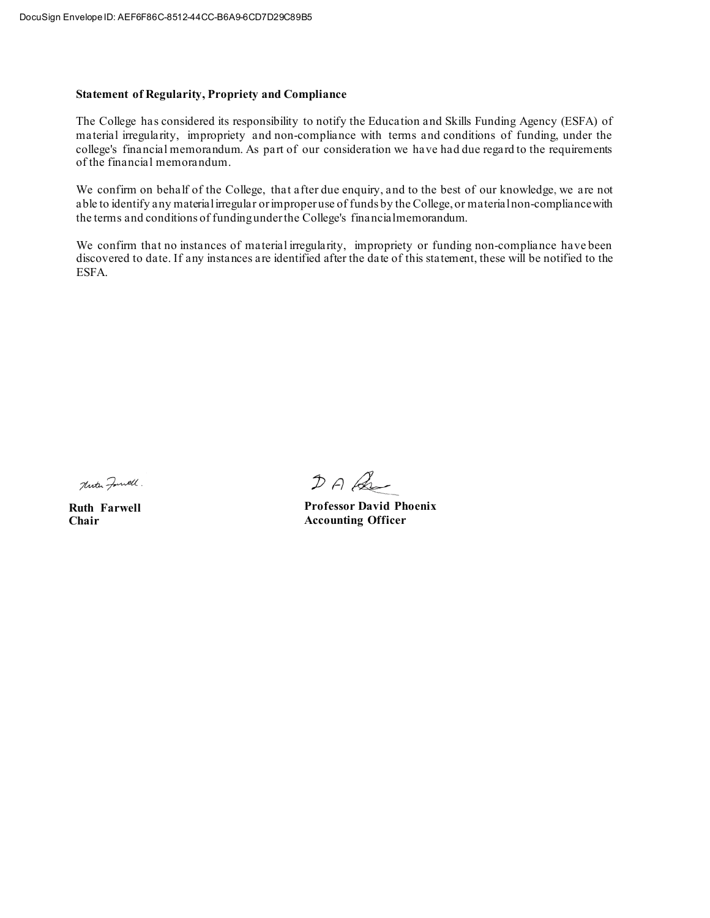**Statement of Regularity, Propriety and Compliance**

The College has considered its responsibility to notify the Education and Skills Funding Agency (ESFA) of material irregularity, impropriety and non-compliance with terms and conditions of funding, under the college's financial memorandum. As part of our consideration we have had due regard to the requirements of the financial memorandum.

We confirm on behalf of the College, that after due enquiry, and to the best of our knowledge, we are not able to identify any material irregular or improper use of funds by the College, or material non-compliance with the terms and conditions of funding under the College's financial memorandum.

We confirm that no instances of material irregularity, impropriety or funding non-compliance have been discovered to date. If any instances are identified after the date of this statement, these will be notified to the ESFA.

**Ruth Farwell**
**Chair**

**Professor David Phoenix**
**Accounting Officer**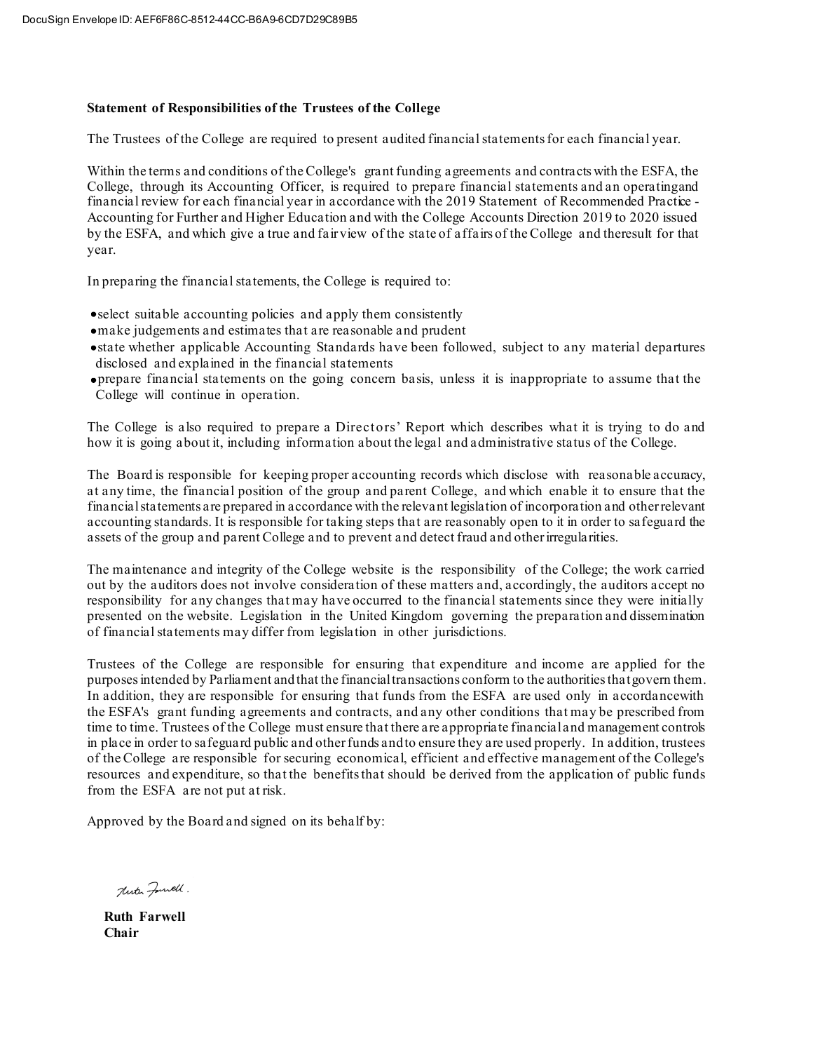**Statement of Responsibilities of the Trustees of the College**

The Trustees of the College are required to present audited financial statements for each financial year.

Within the terms and conditions of the College's grant funding agreements and contracts with the ESFA, the College, through its Accounting Officer, is required to prepare financial statements and an operatingand financial review for each financial year in accordance with the 2019 Statement of Recommended Practice - Accounting for Further and Higher Education and with the College Accounts Direction 2019 to 2020 issued by the ESFA, and which give a true and fair view of the state of affairs of the College and theresult for that year.

In preparing the financial statements, the College is required to:

- select suitable accounting policies and apply them consistently
- make judgements and estimates that are reasonable and prudent
- state whether applicable Accounting Standards have been followed, subject to any material departures disclosed and explained in the financial statements
- prepare financial statements on the going concern basis, unless it is inappropriate to assume that the College will continue in operation.

The College is also required to prepare a Directors' Report which describes what it is trying to do and how it is going about it, including information about the legal and administrative status of the College.

The Board is responsible for keeping proper accounting records which disclose with reasonable accuracy, at any time, the financial position of the group and parent College, and which enable it to ensure that the financial statements are prepared in accordance with the relevant legislation of incorporation and other relevant accounting standards. It is responsible for taking steps that are reasonably open to it in order to safeguard the assets of the group and parent College and to prevent and detect fraud and other irregularities.

The maintenance and integrity of the College website is the responsibility of the College; the work carried out by the auditors does not involve consideration of these matters and, accordingly, the auditors accept no responsibility for any changes that may have occurred to the financial statements since they were initially presented on the website. Legislation in the United Kingdom governing the preparation and dissemination of financial statements may differ from legislation in other jurisdictions.

Trustees of the College are responsible for ensuring that expenditure and income are applied for the purposes intended by Parliament and that the financial transactions conform to the authorities that govern them. In addition, they are responsible for ensuring that funds from the ESFA are used only in accordancewith the ESFA's grant funding agreements and contracts, and any other conditions that may be prescribed from time to time. Trustees of the College must ensure that there are appropriate financial and management controls in place in order to safeguard public and other funds and to ensure they are used properly. In addition, trustees of the College are responsible for securing economical, efficient and effective management of the College's resources and expenditure, so that the benefits that should be derived from the application of public funds from the ESFA are not put at risk.

Approved by the Board and signed on its behalf by:

**Ruth Farwell**
**Chair**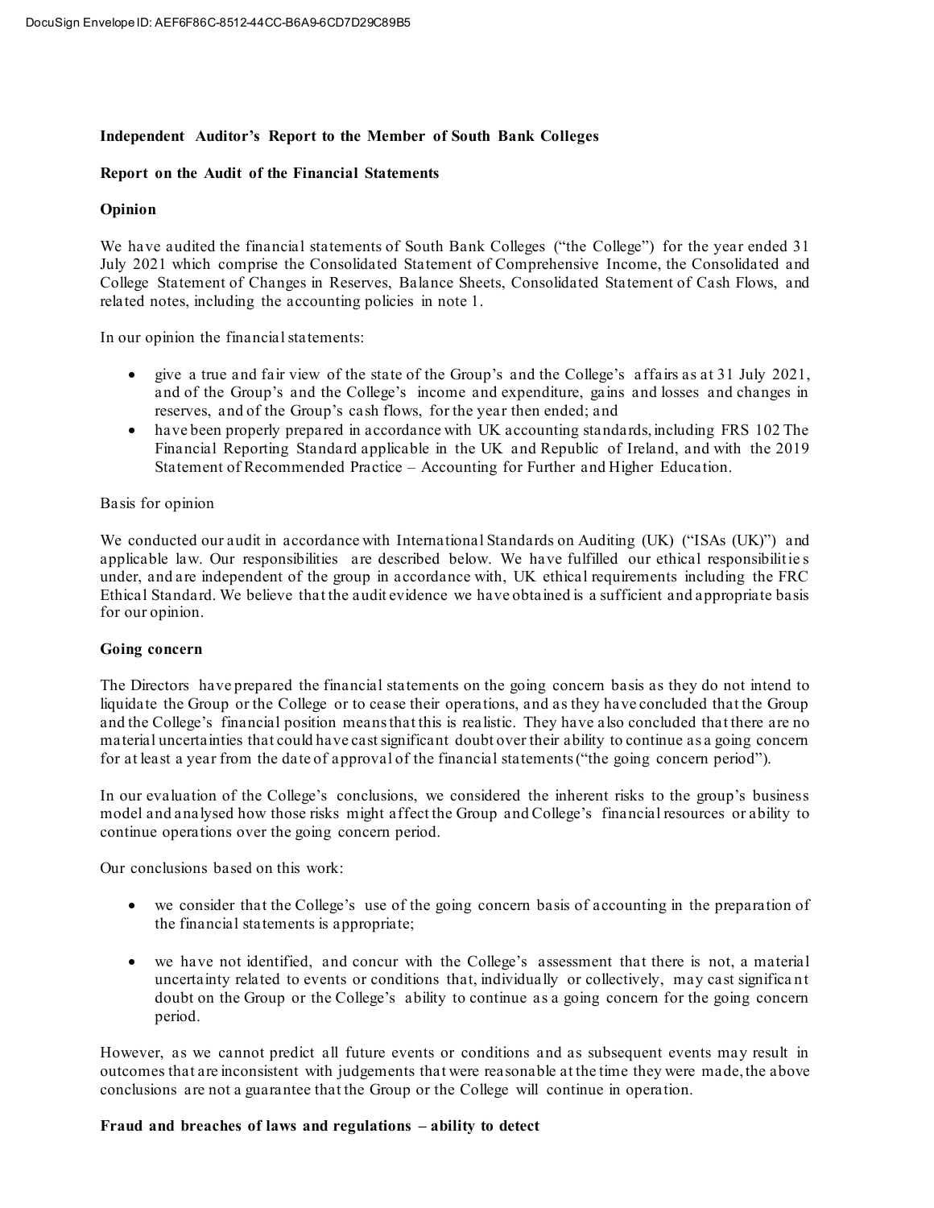## Independent Auditor's Report to the Member of South Bank Colleges

### Report on the Audit of the Financial Statements

### Opinion

We have audited the financial statements of South Bank Colleges ("the College") for the year ended 31 July 2021 which comprise the Consolidated Statement of Comprehensive Income, the Consolidated and College Statement of Changes in Reserves, Balance Sheets, Consolidated Statement of Cash Flows, and related notes, including the accounting policies in note 1.

In our opinion the financial statements:

- give a true and fair view of the state of the Group's and the College's affairs as at 31 July 2021, and of the Group's and the College's income and expenditure, gains and losses and changes in reserves, and of the Group's cash flows, for the year then ended; and
- have been properly prepared in accordance with UK accounting standards, including FRS 102 The Financial Reporting Standard applicable in the UK and Republic of Ireland, and with the 2019 Statement of Recommended Practice – Accounting for Further and Higher Education.

Basis for opinion

We conducted our audit in accordance with International Standards on Auditing (UK) ("ISAs (UK)") and applicable law. Our responsibilities are described below. We have fulfilled our ethical responsibilities under, and are independent of the group in accordance with, UK ethical requirements including the FRC Ethical Standard. We believe that the audit evidence we have obtained is a sufficient and appropriate basis for our opinion.

### Going concern

The Directors have prepared the financial statements on the going concern basis as they do not intend to liquidate the Group or the College or to cease their operations, and as they have concluded that the Group and the College's financial position means that this is realistic. They have also concluded that there are no material uncertainties that could have cast significant doubt over their ability to continue as a going concern for at least a year from the date of approval of the financial statements ("the going concern period").

In our evaluation of the College's conclusions, we considered the inherent risks to the group's business model and analysed how those risks might affect the Group and College's financial resources or ability to continue operations over the going concern period.

Our conclusions based on this work:

- we consider that the College's use of the going concern basis of accounting in the preparation of the financial statements is appropriate;
- we have not identified, and concur with the College's assessment that there is not, a material uncertainty related to events or conditions that, individually or collectively, may cast significant doubt on the Group or the College's ability to continue as a going concern for the going concern period.

However, as we cannot predict all future events or conditions and as subsequent events may result in outcomes that are inconsistent with judgements that were reasonable at the time they were made, the above conclusions are not a guarantee that the Group or the College will continue in operation.

### Fraud and breaches of laws and regulations – ability to detect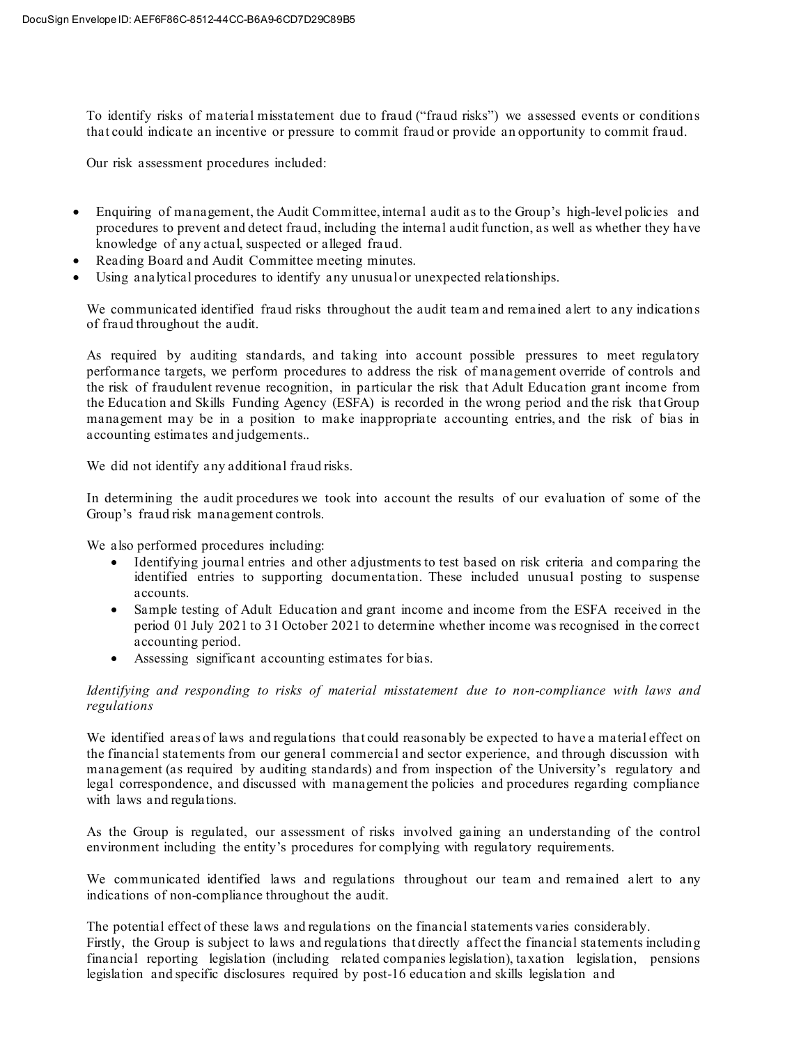To identify risks of material misstatement due to fraud ("fraud risks") we assessed events or conditions that could indicate an incentive or pressure to commit fraud or provide an opportunity to commit fraud.

Our risk assessment procedures included:

- Enquiring of management, the Audit Committee, internal audit as to the Group's high-level policies and procedures to prevent and detect fraud, including the internal audit function, as well as whether they have knowledge of any actual, suspected or alleged fraud.
- Reading Board and Audit Committee meeting minutes.
- Using analytical procedures to identify any unusual or unexpected relationships.

We communicated identified fraud risks throughout the audit team and remained alert to any indications of fraud throughout the audit.

As required by auditing standards, and taking into account possible pressures to meet regulatory performance targets, we perform procedures to address the risk of management override of controls and the risk of fraudulent revenue recognition, in particular the risk that Adult Education grant income from the Education and Skills Funding Agency (ESFA) is recorded in the wrong period and the risk that Group management may be in a position to make inappropriate accounting entries, and the risk of bias in accounting estimates and judgements..

We did not identify any additional fraud risks.

In determining the audit procedures we took into account the results of our evaluation of some of the Group's fraud risk management controls.

We also performed procedures including:

- Identifying journal entries and other adjustments to test based on risk criteria and comparing the identified entries to supporting documentation. These included unusual posting to suspense accounts.
- Sample testing of Adult Education and grant income and income from the ESFA received in the period 01 July 2021 to 31 October 2021 to determine whether income was recognised in the correct accounting period.
- Assessing significant accounting estimates for bias.

*Identifying and responding to risks of material misstatement due to non-compliance with laws and regulations*

We identified areas of laws and regulations that could reasonably be expected to have a material effect on the financial statements from our general commercial and sector experience, and through discussion with management (as required by auditing standards) and from inspection of the University's regulatory and legal correspondence, and discussed with management the policies and procedures regarding compliance with laws and regulations.

As the Group is regulated, our assessment of risks involved gaining an understanding of the control environment including the entity's procedures for complying with regulatory requirements.

We communicated identified laws and regulations throughout our team and remained alert to any indications of non-compliance throughout the audit.

The potential effect of these laws and regulations on the financial statements varies considerably.
Firstly, the Group is subject to laws and regulations that directly affect the financial statements including financial reporting legislation (including related companies legislation), taxation legislation, pensions legislation and specific disclosures required by post-16 education and skills legislation and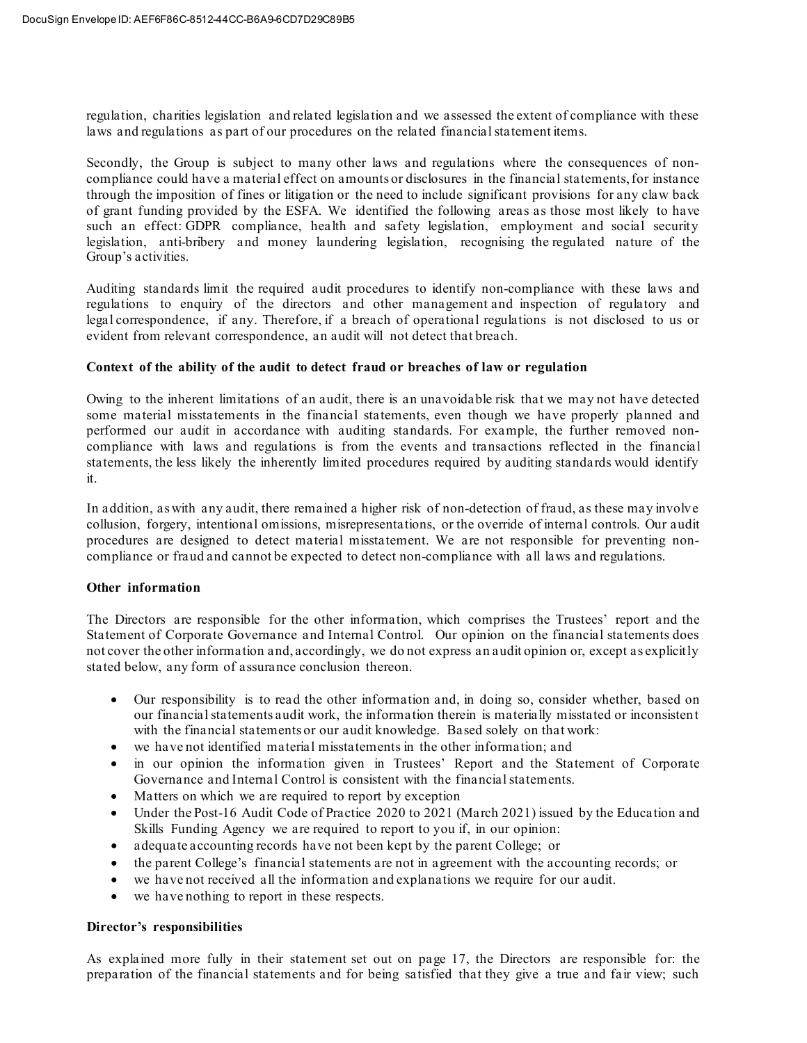regulation, charities legislation and related legislation and we assessed the extent of compliance with these laws and regulations as part of our procedures on the related financial statement items.

Secondly, the Group is subject to many other laws and regulations where the consequences of non-compliance could have a material effect on amounts or disclosures in the financial statements, for instance through the imposition of fines or litigation or the need to include significant provisions for any claw back of grant funding provided by the ESFA. We identified the following areas as those most likely to have such an effect: GDPR compliance, health and safety legislation, employment and social security legislation, anti-bribery and money laundering legislation, recognising the regulated nature of the Group's activities.

Auditing standards limit the required audit procedures to identify non-compliance with these laws and regulations to enquiry of the directors and other management and inspection of regulatory and legal correspondence, if any. Therefore, if a breach of operational regulations is not disclosed to us or evident from relevant correspondence, an audit will not detect that breach.

**Context of the ability of the audit to detect fraud or breaches of law or regulation**

Owing to the inherent limitations of an audit, there is an unavoidable risk that we may not have detected some material misstatements in the financial statements, even though we have properly planned and performed our audit in accordance with auditing standards. For example, the further removed non-compliance with laws and regulations is from the events and transactions reflected in the financial statements, the less likely the inherently limited procedures required by auditing standards would identify it.

In addition, as with any audit, there remained a higher risk of non-detection of fraud, as these may involve collusion, forgery, intentional omissions, misrepresentations, or the override of internal controls. Our audit procedures are designed to detect material misstatement. We are not responsible for preventing non-compliance or fraud and cannot be expected to detect non-compliance with all laws and regulations.

**Other information**

The Directors are responsible for the other information, which comprises the Trustees' report and the Statement of Corporate Governance and Internal Control. Our opinion on the financial statements does not cover the other information and, accordingly, we do not express an audit opinion or, except as explicitly stated below, any form of assurance conclusion thereon.

- Our responsibility is to read the other information and, in doing so, consider whether, based on our financial statements audit work, the information therein is materially misstated or inconsistent with the financial statements or our audit knowledge. Based solely on that work:
- we have not identified material misstatements in the other information; and
- in our opinion the information given in Trustees' Report and the Statement of Corporate Governance and Internal Control is consistent with the financial statements.
- Matters on which we are required to report by exception
- Under the Post-16 Audit Code of Practice 2020 to 2021 (March 2021) issued by the Education and Skills Funding Agency we are required to report to you if, in our opinion:
- adequate accounting records have not been kept by the parent College; or
- the parent College's financial statements are not in agreement with the accounting records; or
- we have not received all the information and explanations we require for our audit.
- we have nothing to report in these respects.

**Director's responsibilities**

As explained more fully in their statement set out on page 17, the Directors are responsible for: the preparation of the financial statements and for being satisfied that they give a true and fair view; such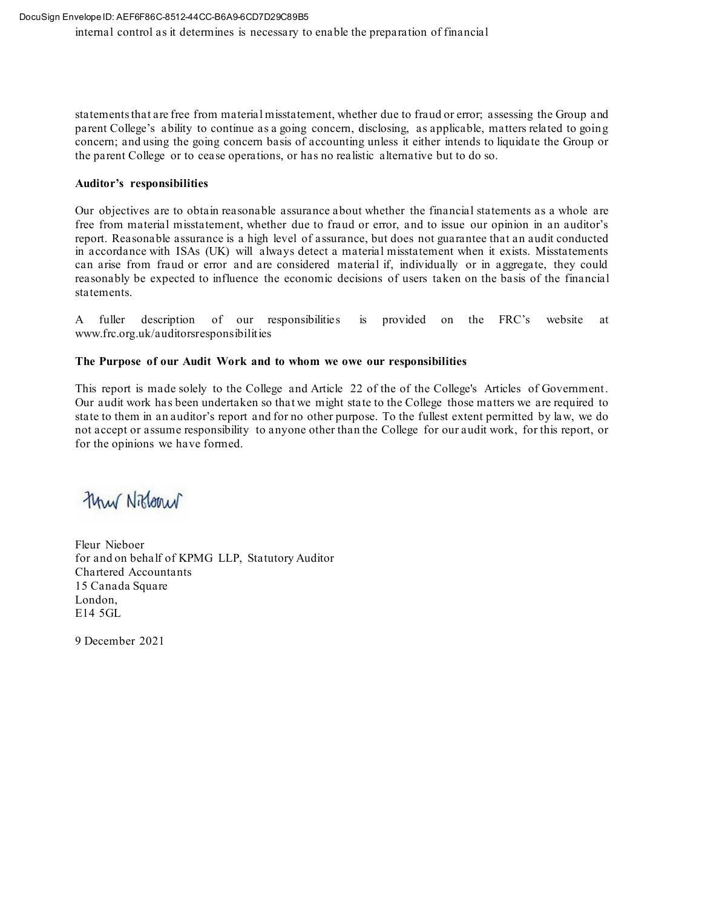internal control as it determines is necessary to enable the preparation of financial

statements that are free from material misstatement, whether due to fraud or error; assessing the Group and parent College's ability to continue as a going concern, disclosing, as applicable, matters related to going concern; and using the going concern basis of accounting unless it either intends to liquidate the Group or the parent College or to cease operations, or has no realistic alternative but to do so.

**Auditor's responsibilities**

Our objectives are to obtain reasonable assurance about whether the financial statements as a whole are free from material misstatement, whether due to fraud or error, and to issue our opinion in an auditor's report. Reasonable assurance is a high level of assurance, but does not guarantee that an audit conducted in accordance with ISAs (UK) will always detect a material misstatement when it exists. Misstatements can arise from fraud or error and are considered material if, individually or in aggregate, they could reasonably be expected to influence the economic decisions of users taken on the basis of the financial statements.

A fuller description of our responsibilities is provided on the FRC's website at www.frc.org.uk/auditorsresponsibilities

**The Purpose of our Audit Work and to whom we owe our responsibilities**

This report is made solely to the College and Article 22 of the of the College's Articles of Government. Our audit work has been undertaken so that we might state to the College those matters we are required to state to them in an auditor's report and for no other purpose. To the fullest extent permitted by law, we do not accept or assume responsibility to anyone other than the College for our audit work, for this report, or for the opinions we have formed.

Fleur Nieboer
for and on behalf of KPMG LLP, Statutory Auditor
Chartered Accountants
15 Canada Square
London,
E14 5GL

9 December 2021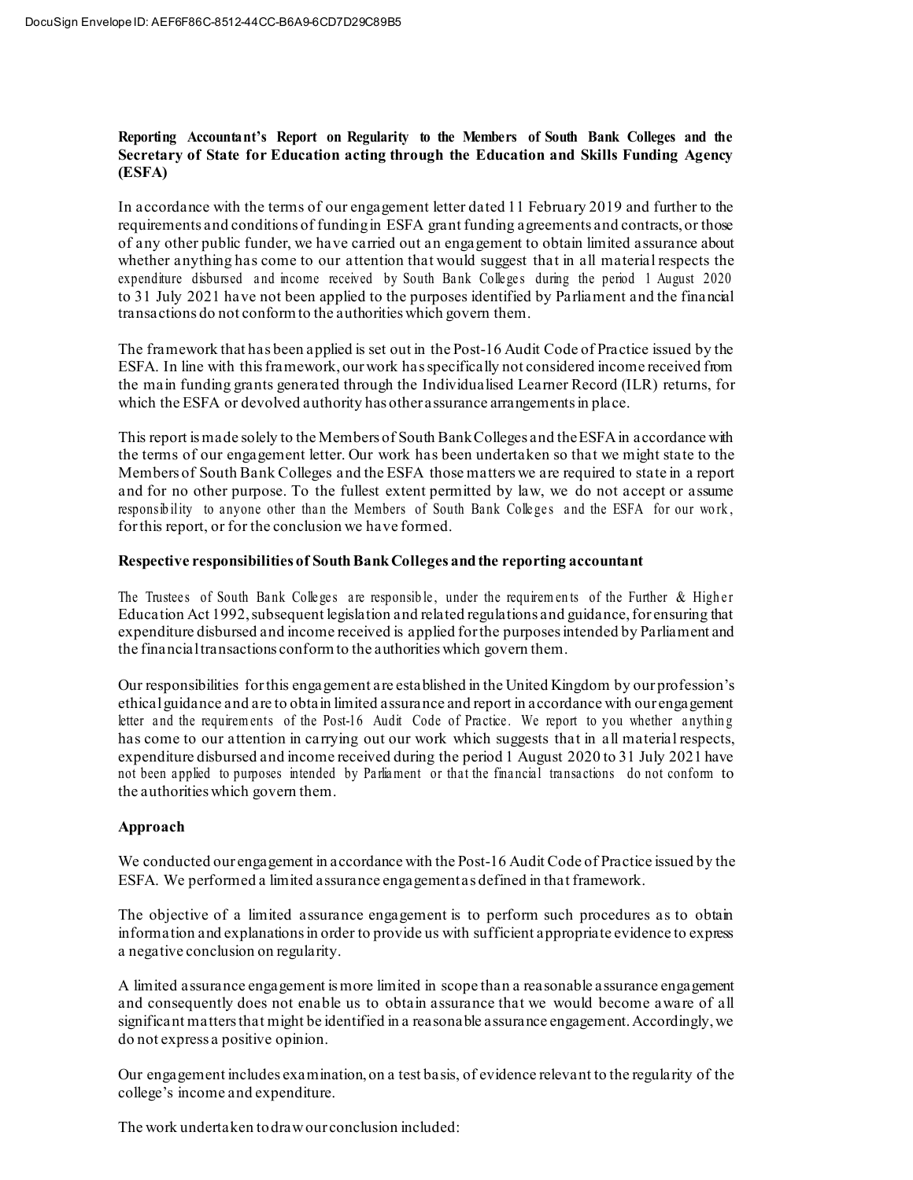**Reporting Accountant's Report on Regularity to the Members of South Bank Colleges and the Secretary of State for Education acting through the Education and Skills Funding Agency (ESFA)**

In accordance with the terms of our engagement letter dated 11 February 2019 and further to the requirements and conditions of funding in ESFA grant funding agreements and contracts, or those of any other public funder, we have carried out an engagement to obtain limited assurance about whether anything has come to our attention that would suggest that in all material respects the expenditure disbursed and income received by South Bank Colleges during the period 1 August 2020 to 31 July 2021 have not been applied to the purposes identified by Parliament and the financial transactions do not conform to the authorities which govern them.

The framework that has been applied is set out in the Post-16 Audit Code of Practice issued by the ESFA. In line with this framework, our work has specifically not considered income received from the main funding grants generated through the Individualised Learner Record (ILR) returns, for which the ESFA or devolved authority has other assurance arrangements in place.

This report is made solely to the Members of South Bank Colleges and the ESFA in accordance with the terms of our engagement letter. Our work has been undertaken so that we might state to the Members of South Bank Colleges and the ESFA those matters we are required to state in a report and for no other purpose. To the fullest extent permitted by law, we do not accept or assume responsibility to anyone other than the Members of South Bank Colleges and the ESFA for our work, for this report, or for the conclusion we have formed.

**Respective responsibilities of South Bank Colleges and the reporting accountant**

The Trustees of South Bank Colleges are responsible, under the requirements of the Further & Higher Education Act 1992, subsequent legislation and related regulations and guidance, for ensuring that expenditure disbursed and income received is applied for the purposes intended by Parliament and the financial transactions conform to the authorities which govern them.

Our responsibilities for this engagement are established in the United Kingdom by our profession's ethical guidance and are to obtain limited assurance and report in accordance with our engagement letter and the requirements of the Post-16 Audit Code of Practice. We report to you whether anything has come to our attention in carrying out our work which suggests that in all material respects, expenditure disbursed and income received during the period 1 August 2020 to 31 July 2021 have not been applied to purposes intended by Parliament or that the financial transactions do not conform to the authorities which govern them.

**Approach**

We conducted our engagement in accordance with the Post-16 Audit Code of Practice issued by the ESFA. We performed a limited assurance engagement as defined in that framework.

The objective of a limited assurance engagement is to perform such procedures as to obtain information and explanations in order to provide us with sufficient appropriate evidence to express a negative conclusion on regularity.

A limited assurance engagement is more limited in scope than a reasonable assurance engagement and consequently does not enable us to obtain assurance that we would become aware of all significant matters that might be identified in a reasonable assurance engagement. Accordingly, we do not express a positive opinion.

Our engagement includes examination, on a test basis, of evidence relevant to the regularity of the college's income and expenditure.

The work undertaken to draw our conclusion included: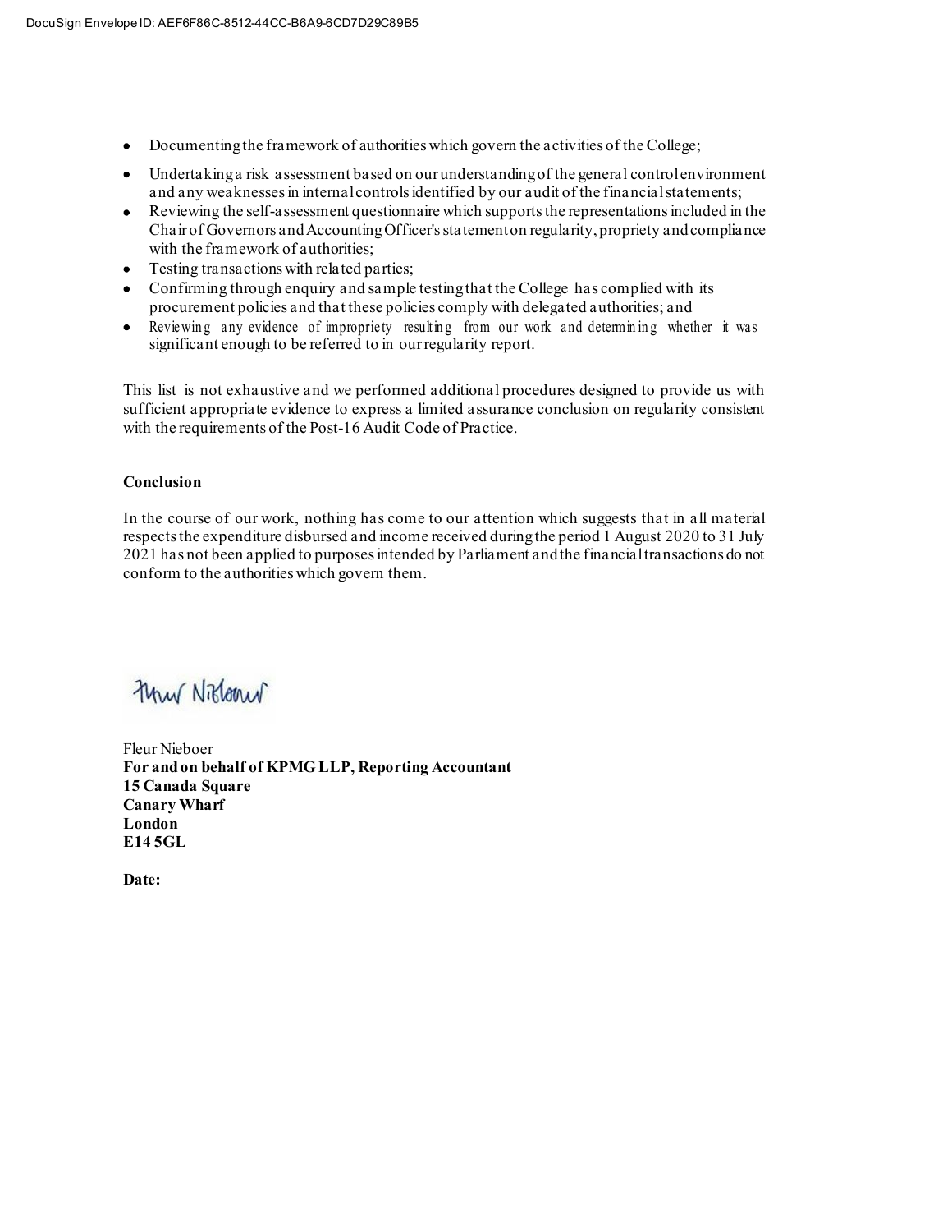- Documenting the framework of authorities which govern the activities of the College;
- Undertaking a risk assessment based on our understanding of the general control environment and any weaknesses in internal controls identified by our audit of the financial statements;
- Reviewing the self-assessment questionnaire which supports the representations included in the Chair of Governors and Accounting Officer's statement on regularity, propriety and compliance with the framework of authorities;
- Testing transactions with related parties;
- Confirming through enquiry and sample testing that the College has complied with its procurement policies and that these policies comply with delegated authorities; and
- Reviewing any evidence of impropriety resulting from our work and determining whether it was significant enough to be referred to in our regularity report.

This list is not exhaustive and we performed additional procedures designed to provide us with sufficient appropriate evidence to express a limited assurance conclusion on regularity consistent with the requirements of the Post-16 Audit Code of Practice.

**Conclusion**

In the course of our work, nothing has come to our attention which suggests that in all material respects the expenditure disbursed and income received during the period 1 August 2020 to 31 July 2021 has not been applied to purposes intended by Parliament and the financial transactions do not conform to the authorities which govern them.

Fleur Nieboer
**For and on behalf of KPMG LLP, Reporting Accountant**
**15 Canada Square**
**Canary Wharf**
**London**
**E14 5GL**

**Date:**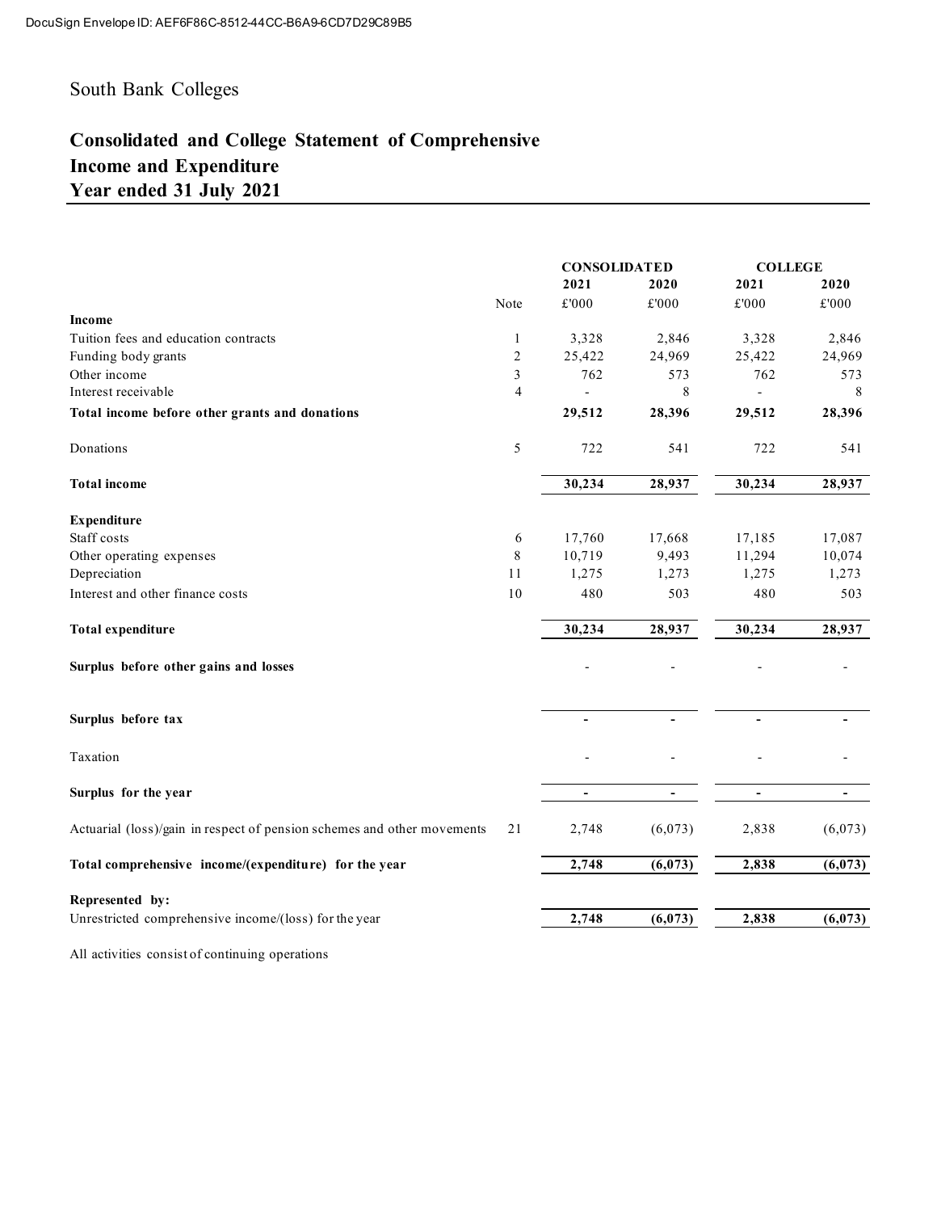South Bank Colleges

# Consolidated and College Statement of Comprehensive Income and Expenditure
# Year ended 31 July 2021

| | Note | CONSOLIDATED | | COLLEGE | |
|---|---|---|---|---|---|
| | | 2021 | 2020 | 2021 | 2020 |
| | | £'000 | £'000 | £'000 | £'000 |
| **Income** | | | | | |
| Tuition fees and education contracts | 1 | 3,328 | 2,846 | 3,328 | 2,846 |
| Funding body grants | 2 | 25,422 | 24,969 | 25,422 | 24,969 |
| Other income | 3 | 762 | 573 | 762 | 573 |
| Interest receivable | 4 | - | 8 | - | 8 |
| **Total income before other grants and donations** | | **29,512** | **28,396** | **29,512** | **28,396** |
| Donations | 5 | 722 | 541 | 722 | 541 |
| **Total income** | | **30,234** | **28,937** | **30,234** | **28,937** |
| **Expenditure** | | | | | |
| Staff costs | 6 | 17,760 | 17,668 | 17,185 | 17,087 |
| Other operating expenses | 8 | 10,719 | 9,493 | 11,294 | 10,074 |
| Depreciation | 11 | 1,275 | 1,273 | 1,275 | 1,273 |
| Interest and other finance costs | 10 | 480 | 503 | 480 | 503 |
| **Total expenditure** | | **30,234** | **28,937** | **30,234** | **28,937** |
| **Surplus before other gains and losses** | | - | - | - | - |
| **Surplus before tax** | | - | - | - | - |
| Taxation | | - | - | - | - |
| **Surplus for the year** | | - | - | - | - |
| Actuarial (loss)/gain in respect of pension schemes and other movements | 21 | 2,748 | (6,073) | 2,838 | (6,073) |
| **Total comprehensive income/(expenditure) for the year** | | **2,748** | **(6,073)** | **2,838** | **(6,073)** |
| **Represented by:** | | | | | |
| Unrestricted comprehensive income/(loss) for the year | | **2,748** | **(6,073)** | **2,838** | **(6,073)** |

All activities consist of continuing operations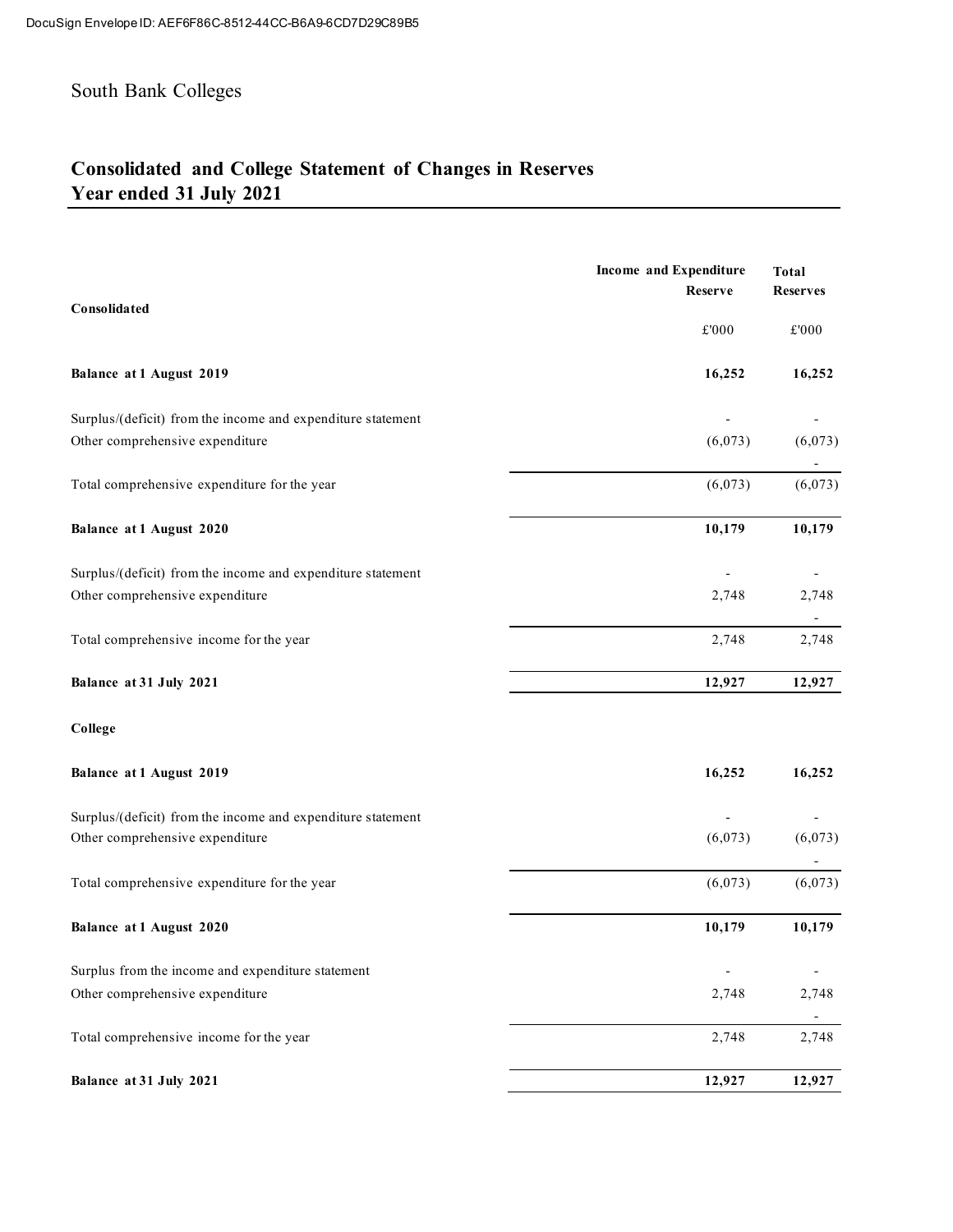South Bank Colleges

# Consolidated and College Statement of Changes in Reserves
# Year ended 31 July 2021

| | Income and Expenditure Reserve | Total Reserves |
|---|---|---|
| **Consolidated** | £'000 | £'000 |
| **Balance at 1 August 2019** | **16,252** | **16,252** |
| Surplus/(deficit) from the income and expenditure statement | - | - |
| Other comprehensive expenditure | (6,073) | (6,073) |
| | | - |
| Total comprehensive expenditure for the year | (6,073) | (6,073) |
| **Balance at 1 August 2020** | **10,179** | **10,179** |
| Surplus/(deficit) from the income and expenditure statement | - | - |
| Other comprehensive expenditure | 2,748 | 2,748 |
| | | - |
| Total comprehensive income for the year | 2,748 | 2,748 |
| **Balance at 31 July 2021** | **12,927** | **12,927** |
| **College** | | |
| **Balance at 1 August 2019** | **16,252** | **16,252** |
| Surplus/(deficit) from the income and expenditure statement | - | - |
| Other comprehensive expenditure | (6,073) | (6,073) |
| | | - |
| Total comprehensive expenditure for the year | (6,073) | (6,073) |
| **Balance at 1 August 2020** | **10,179** | **10,179** |
| Surplus from the income and expenditure statement | - | - |
| Other comprehensive expenditure | 2,748 | 2,748 |
| | | - |
| Total comprehensive income for the year | 2,748 | 2,748 |
| **Balance at 31 July 2021** | **12,927** | **12,927** |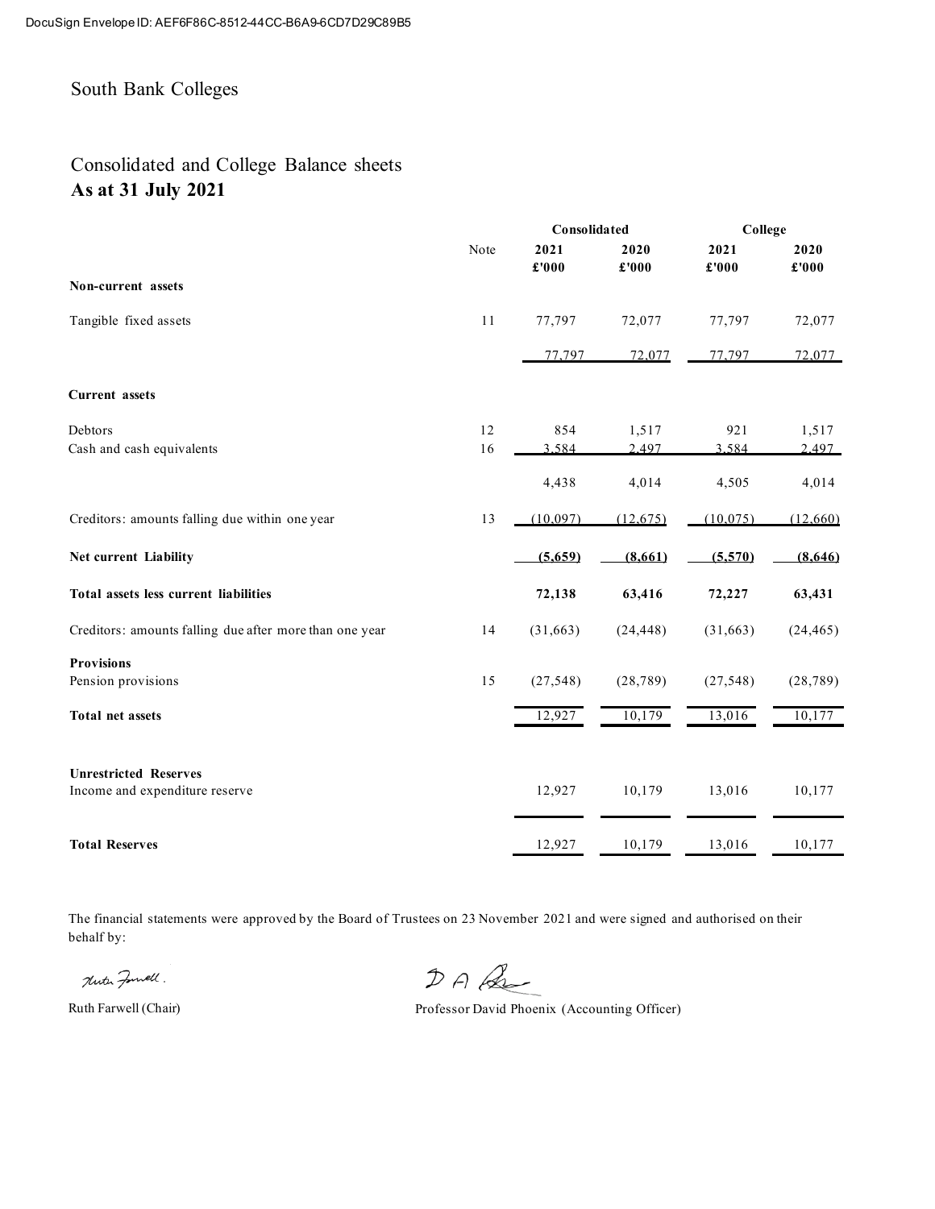DocuSign Envelope ID: AEF6F86C-8512-44CC-B6A9-6CD7D29C89B5

South Bank Colleges

## Consolidated and College Balance sheets
**As at 31 July 2021**

| | Note | Consolidated | | College | |
|---|---|---|---|---|---|
| | | **2021 £'000** | **2020 £'000** | **2021 £'000** | **2020 £'000** |
| **Non-current assets** | | | | | |
| Tangible fixed assets | 11 | 77,797 | 72,077 | 77,797 | 72,077 |
| | | 77,797 | 72,077 | 77,797 | 72,077 |
| **Current assets** | | | | | |
| Debtors | 12 | 854 | 1,517 | 921 | 1,517 |
| Cash and cash equivalents | 16 | 3,584 | 2,497 | 3,584 | 2,497 |
| | | 4,438 | 4,014 | 4,505 | 4,014 |
| Creditors: amounts falling due within one year | 13 | (10,097) | (12,675) | (10,075) | (12,660) |
| **Net current Liability** | | **(5,659)** | **(8,661)** | **(5,570)** | **(8,646)** |
| **Total assets less current liabilities** | | **72,138** | **63,416** | **72,227** | **63,431** |
| Creditors: amounts falling due after more than one year | 14 | (31,663) | (24,448) | (31,663) | (24,465) |
| **Provisions** | | | | | |
| Pension provisions | 15 | (27,548) | (28,789) | (27,548) | (28,789) |
| **Total net assets** | | 12,927 | 10,179 | 13,016 | 10,177 |
| **Unrestricted Reserves** | | | | | |
| Income and expenditure reserve | | 12,927 | 10,179 | 13,016 | 10,177 |
| **Total Reserves** | | 12,927 | 10,179 | 13,016 | 10,177 |

The financial statements were approved by the Board of Trustees on 23 November 2021 and were signed and authorised on their behalf by:

Ruth Farwell (Chair)

Professor David Phoenix (Accounting Officer)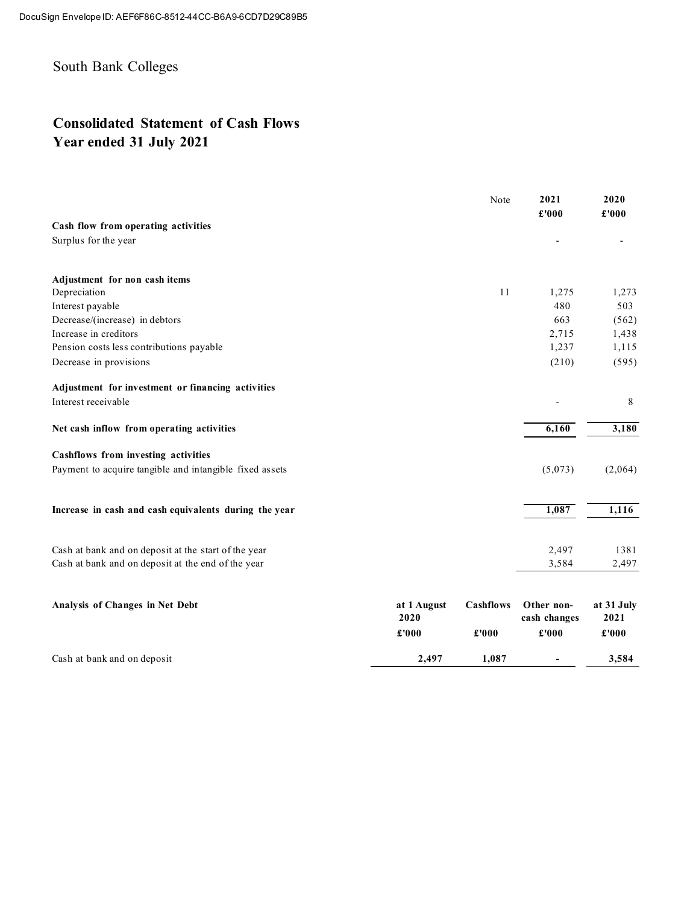DocuSign Envelope ID: AEF6F86C-8512-44CC-B6A9-6CD7D29C89B5

South Bank Colleges

# Consolidated Statement of Cash Flows
# Year ended 31 July 2021

| | Note | 2021 £'000 | 2020 £'000 |
|---|---|---|---|
| **Cash flow from operating activities** | | | |
| Surplus for the year | | - | - |
| | | | |
| **Adjustment for non cash items** | | | |
| Depreciation | 11 | 1,275 | 1,273 |
| Interest payable | | 480 | 503 |
| Decrease/(increase) in debtors | | 663 | (562) |
| Increase in creditors | | 2,715 | 1,438 |
| Pension costs less contributions payable | | 1,237 | 1,115 |
| Decrease in provisions | | (210) | (595) |
| | | | |
| **Adjustment for investment or financing activities** | | | |
| Interest receivable | | - | 8 |
| | | | |
| **Net cash inflow from operating activities** | | **6,160** | **3,180** |
| | | | |
| **Cashflows from investing activities** | | | |
| Payment to acquire tangible and intangible fixed assets | | (5,073) | (2,064) |
| | | | |
| **Increase in cash and cash equivalents during the year** | | **1,087** | **1,116** |
| | | | |
| Cash at bank and on deposit at the start of the year | | 2,497 | 1381 |
| Cash at bank and on deposit at the end of the year | | 3,584 | 2,497 |

| **Analysis of Changes in Net Debt** | **at 1 August 2020 £'000** | **Cashflows £'000** | **Other non-cash changes £'000** | **at 31 July 2021 £'000** |
|---|---|---|---|---|
| Cash at bank and on deposit | **2,497** | **1,087** | **-** | **3,584** |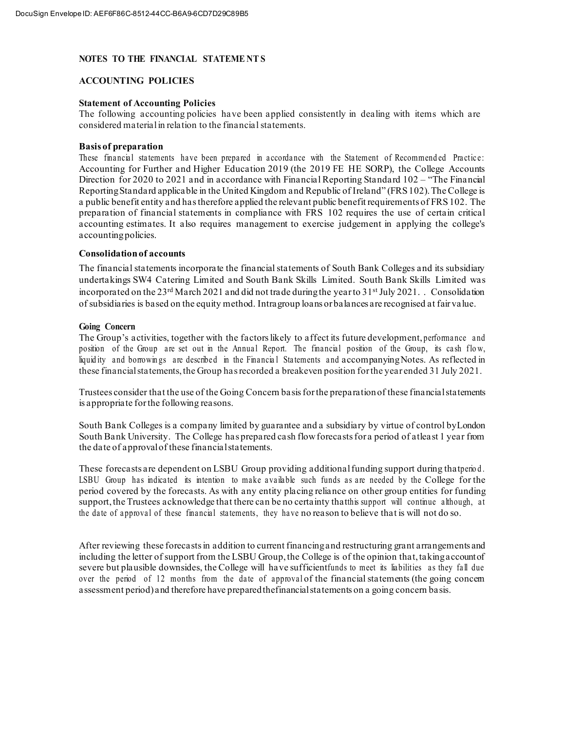## NOTES TO THE FINANCIAL STATEMENTS

### ACCOUNTING POLICIES

**Statement of Accounting Policies**

The following accounting policies have been applied consistently in dealing with items which are considered material in relation to the financial statements.

**Basis of preparation**

These financial statements have been prepared in accordance with the Statement of Recommended Practice: Accounting for Further and Higher Education 2019 (the 2019 FE HE SORP), the College Accounts Direction for 2020 to 2021 and in accordance with Financial Reporting Standard 102 – "The Financial Reporting Standard applicable in the United Kingdom and Republic of Ireland" (FRS 102). The College is a public benefit entity and has therefore applied the relevant public benefit requirements of FRS 102. The preparation of financial statements in compliance with FRS 102 requires the use of certain critical accounting estimates. It also requires management to exercise judgement in applying the college's accounting policies.

**Consolidation of accounts**

The financial statements incorporate the financial statements of South Bank Colleges and its subsidiary undertakings SW4 Catering Limited and South Bank Skills Limited. South Bank Skills Limited was incorporated on the 23rd March 2021 and did not trade during the year to 31st July 2021. . Consolidation of subsidiaries is based on the equity method. Intragroup loans or balances are recognised at fair value.

**Going Concern**

The Group's activities, together with the factors likely to affect its future development, performance and position of the Group are set out in the Annual Report. The financial position of the Group, its cash flow, liquidity and borrowings are described in the Financial Statements and accompanying Notes. As reflected in these financial statements, the Group has recorded a breakeven position for the year ended 31 July 2021.

Trustees consider that the use of the Going Concern basis for the preparation of these financial statements is appropriate for the following reasons.

South Bank Colleges is a company limited by guarantee and a subsidiary by virtue of control by London South Bank University. The College has prepared cash flow forecasts for a period of atleast 1 year from the date of approval of these financial statements.

These forecasts are dependent on LSBU Group providing additional funding support during that period. LSBU Group has indicated its intention to make available such funds as are needed by the College for the period covered by the forecasts. As with any entity placing reliance on other group entities for funding support, the Trustees acknowledge that there can be no certainty that this support will continue although, at the date of approval of these financial statements, they have no reason to believe that is will not do so.

After reviewing these forecasts in addition to current financing and restructuring grant arrangements and including the letter of support from the LSBU Group, the College is of the opinion that, taking account of severe but plausible downsides, the College will have sufficient funds to meet its liabilities as they fall due over the period of 12 months from the date of approval of the financial statements (the going concern assessment period) and therefore have prepared the financial statements on a going concern basis.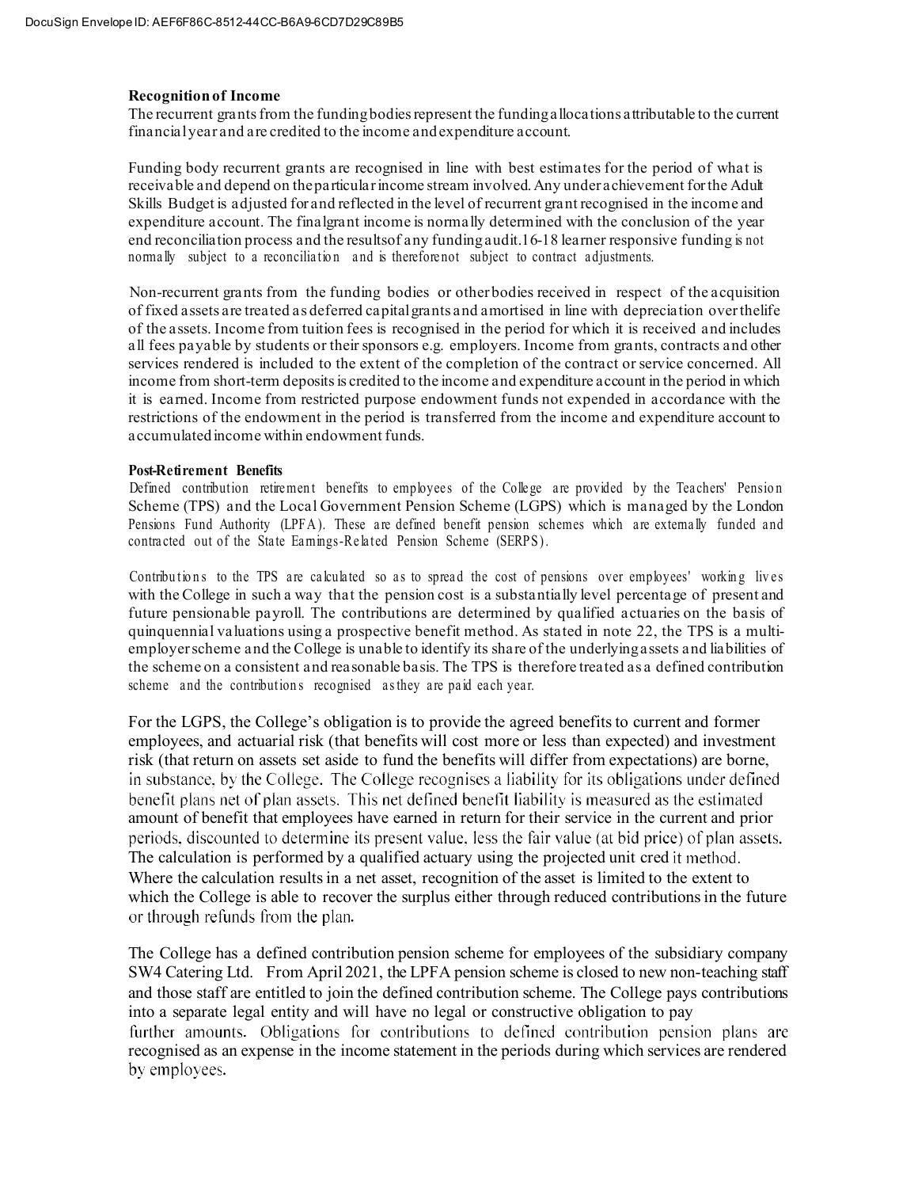**Recognition of Income**

The recurrent grants from the funding bodies represent the funding allocations attributable to the current financial year and are credited to the income and expenditure account.

Funding body recurrent grants are recognised in line with best estimates for the period of what is receivable and depend on the particular income stream involved. Any under achievement for the Adult Skills Budget is adjusted for and reflected in the level of recurrent grant recognised in the income and expenditure account. The final grant income is normally determined with the conclusion of the year end reconciliation process and the results of any funding audit. 16-18 learner responsive funding is not normally subject to a reconciliation and is therefore not subject to contract adjustments.

Non-recurrent grants from the funding bodies or other bodies received in respect of the acquisition of fixed assets are treated as deferred capital grants and amortised in line with depreciation over the life of the assets. Income from tuition fees is recognised in the period for which it is received and includes all fees payable by students or their sponsors e.g. employers. Income from grants, contracts and other services rendered is included to the extent of the completion of the contract or service concerned. All income from short-term deposits is credited to the income and expenditure account in the period in which it is earned. Income from restricted purpose endowment funds not expended in accordance with the restrictions of the endowment in the period is transferred from the income and expenditure account to accumulated income within endowment funds.

**Post-Retirement Benefits**

Defined contribution retirement benefits to employees of the College are provided by the Teachers' Pension Scheme (TPS) and the Local Government Pension Scheme (LGPS) which is managed by the London Pensions Fund Authority (LPFA). These are defined benefit pension schemes which are externally funded and contracted out of the State Earnings-Related Pension Scheme (SERPS).

Contributions to the TPS are calculated so as to spread the cost of pensions over employees' working lives with the College in such a way that the pension cost is a substantially level percentage of present and future pensionable payroll. The contributions are determined by qualified actuaries on the basis of quinquennial valuations using a prospective benefit method. As stated in note 22, the TPS is a multi-employer scheme and the College is unable to identify its share of the underlying assets and liabilities of the scheme on a consistent and reasonable basis. The TPS is therefore treated as a defined contribution scheme and the contributions recognised as they are paid each year.

For the LGPS, the College's obligation is to provide the agreed benefits to current and former employees, and actuarial risk (that benefits will cost more or less than expected) and investment risk (that return on assets set aside to fund the benefits will differ from expectations) are borne, in substance, by the College. The College recognises a liability for its obligations under defined benefit plans net of plan assets. This net defined benefit liability is measured as the estimated amount of benefit that employees have earned in return for their service in the current and prior periods, discounted to determine its present value, less the fair value (at bid price) of plan assets. The calculation is performed by a qualified actuary using the projected unit credit method. Where the calculation results in a net asset, recognition of the asset is limited to the extent to which the College is able to recover the surplus either through reduced contributions in the future or through refunds from the plan.

The College has a defined contribution pension scheme for employees of the subsidiary company SW4 Catering Ltd. From April 2021, the LPFA pension scheme is closed to new non-teaching staff and those staff are entitled to join the defined contribution scheme. The College pays contributions into a separate legal entity and will have no legal or constructive obligation to pay further amounts. Obligations for contributions to defined contribution pension plans are recognised as an expense in the income statement in the periods during which services are rendered by employees.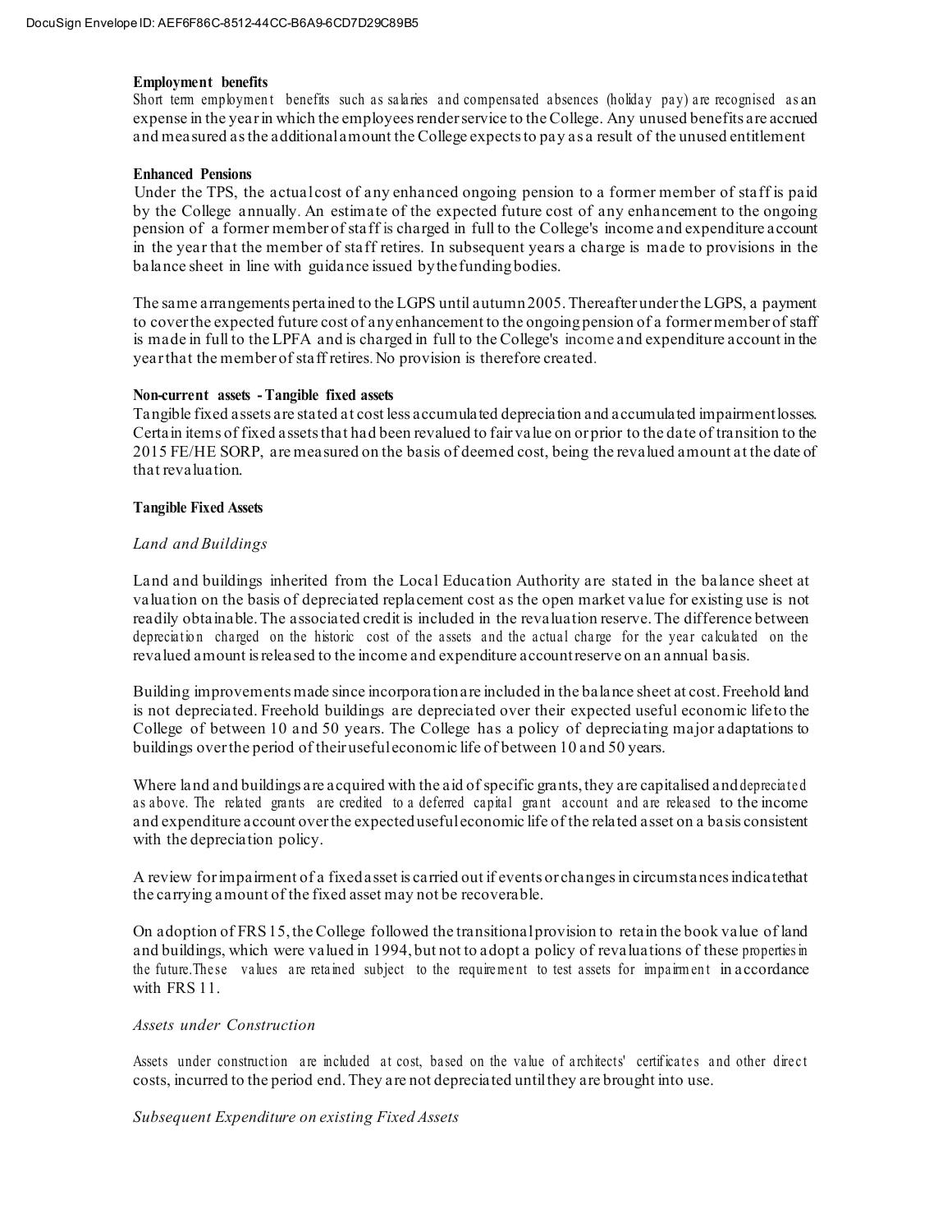**Employment benefits**

Short term employment benefits such as salaries and compensated absences (holiday pay) are recognised as an expense in the year in which the employees render service to the College. Any unused benefits are accrued and measured as the additional amount the College expects to pay as a result of the unused entitlement

**Enhanced Pensions**

Under the TPS, the actual cost of any enhanced ongoing pension to a former member of staff is paid by the College annually. An estimate of the expected future cost of any enhancement to the ongoing pension of a former member of staff is charged in full to the College's income and expenditure account in the year that the member of staff retires. In subsequent years a charge is made to provisions in the balance sheet in line with guidance issued by the funding bodies.

The same arrangements pertained to the LGPS until autumn 2005. Thereafter under the LGPS, a payment to cover the expected future cost of any enhancement to the ongoing pension of a former member of staff is made in full to the LPFA and is charged in full to the College's income and expenditure account in the year that the member of staff retires. No provision is therefore created.

**Non-current assets - Tangible fixed assets**

Tangible fixed assets are stated at cost less accumulated depreciation and accumulated impairment losses. Certain items of fixed assets that had been revalued to fair value on or prior to the date of transition to the 2015 FE/HE SORP, are measured on the basis of deemed cost, being the revalued amount at the date of that revaluation.

**Tangible Fixed Assets**

*Land and Buildings*

Land and buildings inherited from the Local Education Authority are stated in the balance sheet at valuation on the basis of depreciated replacement cost as the open market value for existing use is not readily obtainable. The associated credit is included in the revaluation reserve. The difference between depreciation charged on the historic cost of the assets and the actual charge for the year calculated on the revalued amount is released to the income and expenditure account reserve on an annual basis.

Building improvements made since incorporation are included in the balance sheet at cost. Freehold land is not depreciated. Freehold buildings are depreciated over their expected useful economic life to the College of between 10 and 50 years. The College has a policy of depreciating major adaptations to buildings over the period of their useful economic life of between 10 and 50 years.

Where land and buildings are acquired with the aid of specific grants, they are capitalised and depreciated as above. The related grants are credited to a deferred capital grant account and are released to the income and expenditure account over the expected useful economic life of the related asset on a basis consistent with the depreciation policy.

A review for impairment of a fixed asset is carried out if events or changes in circumstances indicate that the carrying amount of the fixed asset may not be recoverable.

On adoption of FRS 15, the College followed the transitional provision to retain the book value of land and buildings, which were valued in 1994, but not to adopt a policy of revaluations of these properties in the future. These values are retained subject to the requirement to test assets for impairment in accordance with FRS 11.

*Assets under Construction*

Assets under construction are included at cost, based on the value of architects' certificates and other direct costs, incurred to the period end. They are not depreciated until they are brought into use.

*Subsequent Expenditure on existing Fixed Assets*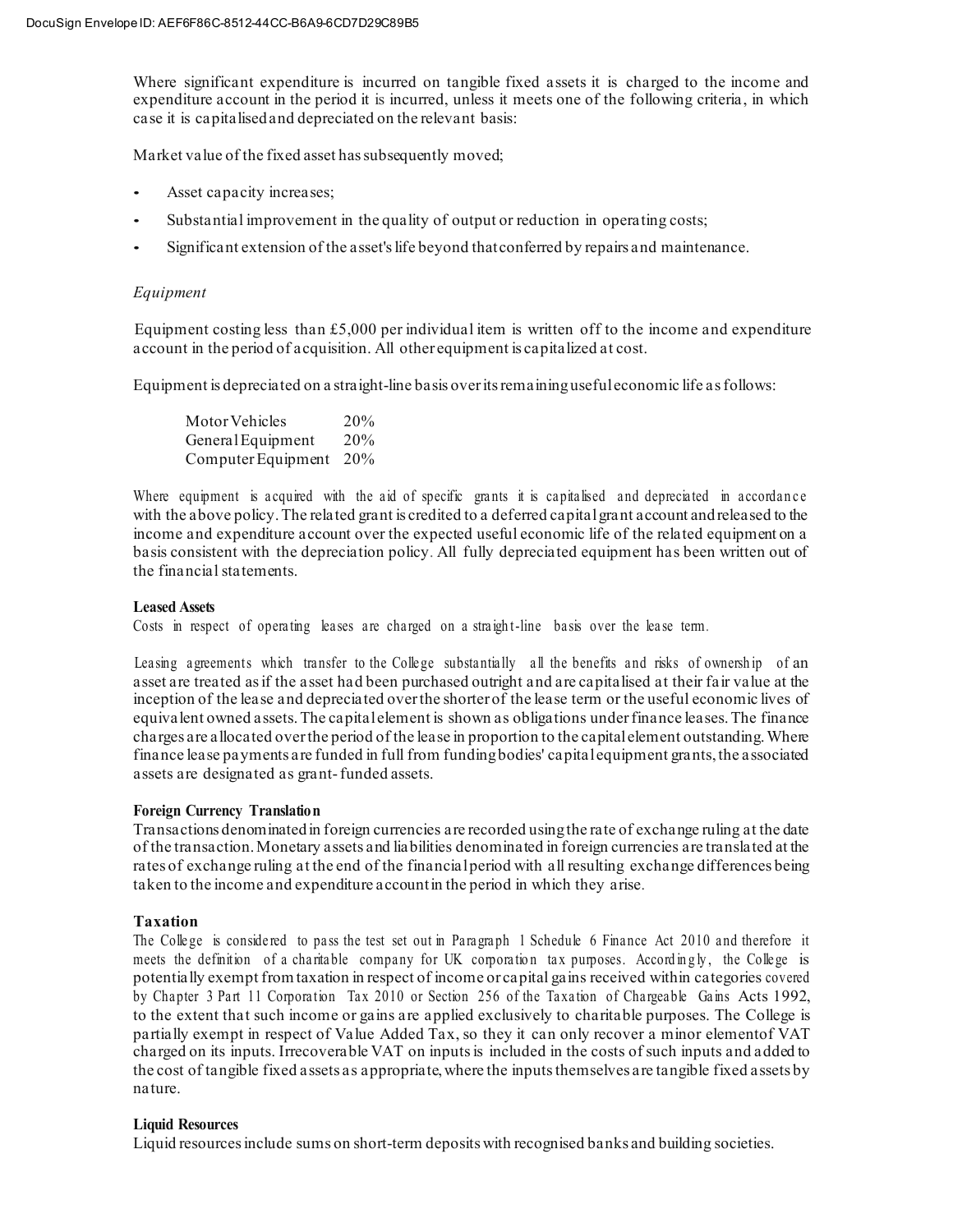Where significant expenditure is incurred on tangible fixed assets it is charged to the income and expenditure account in the period it is incurred, unless it meets one of the following criteria, in which case it is capitalised and depreciated on the relevant basis:

Market value of the fixed asset has subsequently moved;

- Asset capacity increases;
- Substantial improvement in the quality of output or reduction in operating costs;
- Significant extension of the asset's life beyond that conferred by repairs and maintenance.

*Equipment*

Equipment costing less than £5,000 per individual item is written off to the income and expenditure account in the period of acquisition. All other equipment is capitalized at cost.

Equipment is depreciated on a straight-line basis over its remaining useful economic life as follows:

| | |
|---|---|
| Motor Vehicles | 20% |
| General Equipment | 20% |
| Computer Equipment | 20% |

Where equipment is acquired with the aid of specific grants it is capitalised and depreciated in accordance with the above policy. The related grant is credited to a deferred capital grant account and released to the income and expenditure account over the expected useful economic life of the related equipment on a basis consistent with the depreciation policy. All fully depreciated equipment has been written out of the financial statements.

**Leased Assets**

Costs in respect of operating leases are charged on a straight-line basis over the lease term.

Leasing agreements which transfer to the College substantially all the benefits and risks of ownership of an asset are treated as if the asset had been purchased outright and are capitalised at their fair value at the inception of the lease and depreciated over the shorter of the lease term or the useful economic lives of equivalent owned assets. The capital element is shown as obligations under finance leases. The finance charges are allocated over the period of the lease in proportion to the capital element outstanding. Where finance lease payments are funded in full from funding bodies' capital equipment grants, the associated assets are designated as grant- funded assets.

**Foreign Currency Translation**

Transactions denominated in foreign currencies are recorded using the rate of exchange ruling at the date of the transaction. Monetary assets and liabilities denominated in foreign currencies are translated at the rates of exchange ruling at the end of the financial period with all resulting exchange differences being taken to the income and expenditure account in the period in which they arise.

**Taxation**

The College is considered to pass the test set out in Paragraph 1 Schedule 6 Finance Act 2010 and therefore it meets the definition of a charitable company for UK corporation tax purposes. Accordingly, the College is potentially exempt from taxation in respect of income or capital gains received within categories covered by Chapter 3 Part 11 Corporation Tax 2010 or Section 256 of the Taxation of Chargeable Gains Acts 1992, to the extent that such income or gains are applied exclusively to charitable purposes. The College is partially exempt in respect of Value Added Tax, so they it can only recover a minor elementof VAT charged on its inputs. Irrecoverable VAT on inputs is included in the costs of such inputs and added to the cost of tangible fixed assets as appropriate, where the inputs themselves are tangible fixed assets by nature.

**Liquid Resources**

Liquid resources include sums on short-term deposits with recognised banks and building societies.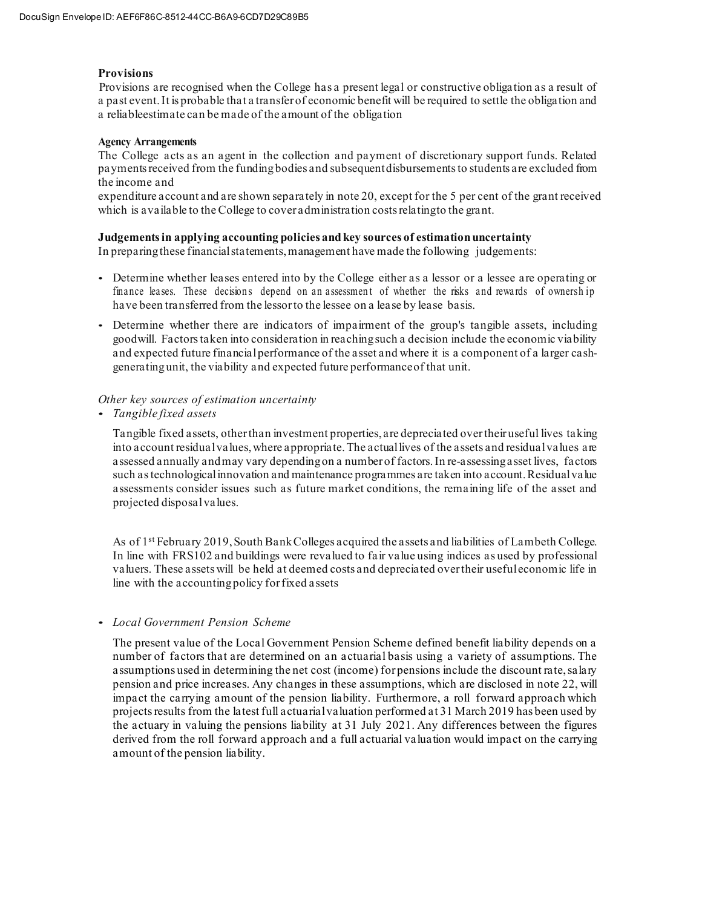**Provisions**

Provisions are recognised when the College has a present legal or constructive obligation as a result of a past event. It is probable that a transfer of economic benefit will be required to settle the obligation and a reliableestimate can be made of the amount of the obligation

**Agency Arrangements**

The College acts as an agent in the collection and payment of discretionary support funds. Related payments received from the funding bodies and subsequent disbursements to students are excluded from the income and

expenditure account and are shown separately in note 20, except for the 5 per cent of the grant received which is available to the College to cover administration costs relatingto the grant.

**Judgements in applying accounting policies and key sources of estimation uncertainty**

In preparing these financial statements, management have made the following judgements:

- Determine whether leases entered into by the College either as a lessor or a lessee are operating or finance leases. These decisions depend on an assessment of whether the risks and rewards of ownership have been transferred from the lessor to the lessee on a lease by lease basis.
- Determine whether there are indicators of impairment of the group's tangible assets, including goodwill. Factors taken into consideration in reaching such a decision include the economic viability and expected future financial performance of the asset and where it is a component of a larger cash-generating unit, the viability and expected future performance of that unit.

*Other key sources of estimation uncertainty*

- *Tangible fixed assets*

  Tangible fixed assets, other than investment properties, are depreciated over their useful lives taking into account residual values, where appropriate. The actual lives of the assets and residual values are assessed annually and may vary depending on a number of factors. In re-assessing asset lives, factors such as technological innovation and maintenance programmes are taken into account. Residual value assessments consider issues such as future market conditions, the remaining life of the asset and projected disposal values.

  As of 1st February 2019, South Bank Colleges acquired the assets and liabilities of Lambeth College. In line with FRS102 and buildings were revalued to fair value using indices as used by professional valuers. These assets will be held at deemed costs and depreciated over their useful economic life in line with the accounting policy for fixed assets

- *Local Government Pension Scheme*

  The present value of the Local Government Pension Scheme defined benefit liability depends on a number of factors that are determined on an actuarial basis using a variety of assumptions. The assumptions used in determining the net cost (income) for pensions include the discount rate, salary pension and price increases. Any changes in these assumptions, which are disclosed in note 22, will impact the carrying amount of the pension liability. Furthermore, a roll forward approach which projects results from the latest full actuarial valuation performed at 31 March 2019 has been used by the actuary in valuing the pensions liability at 31 July 2021. Any differences between the figures derived from the roll forward approach and a full actuarial valuation would impact on the carrying amount of the pension liability.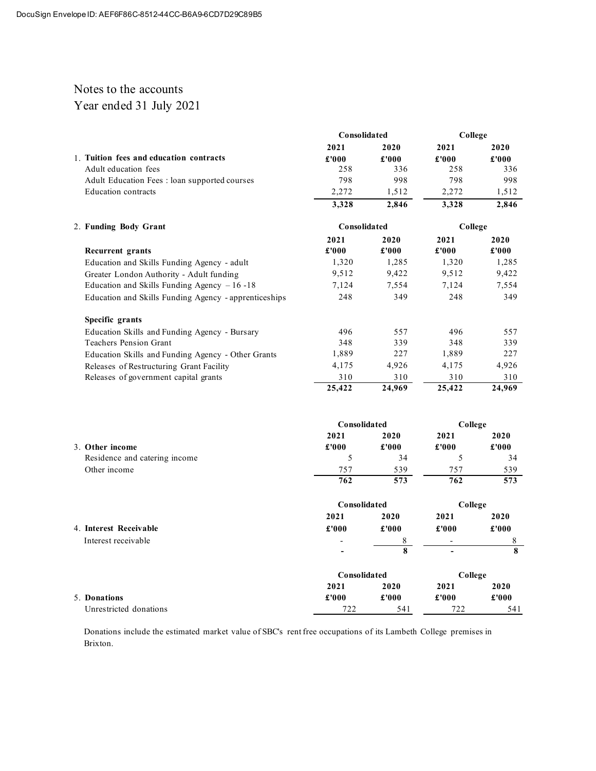DocuSign Envelope ID: AEF6F86C-8512-44CC-B6A9-6CD7D29C89B5

# Notes to the accounts
## Year ended 31 July 2021

| | Consolidated | | College | |
|---|---|---|---|---|
| | 2021 | 2020 | 2021 | 2020 |
| 1. **Tuition fees and education contracts** | £'000 | £'000 | £'000 | £'000 |
| Adult education fees | 258 | 336 | 258 | 336 |
| Adult Education Fees : loan supported courses | 798 | 998 | 798 | 998 |
| Education contracts | 2,272 | 1,512 | 2,272 | 1,512 |
| | **3,328** | **2,846** | **3,328** | **2,846** |

| 2. **Funding Body Grant** | Consolidated | | College | |
|---|---|---|---|---|
| | 2021 | 2020 | 2021 | 2020 |
| **Recurrent grants** | £'000 | £'000 | £'000 | £'000 |
| Education and Skills Funding Agency - adult | 1,320 | 1,285 | 1,320 | 1,285 |
| Greater London Authority - Adult funding | 9,512 | 9,422 | 9,512 | 9,422 |
| Education and Skills Funding Agency – 16 -18 | 7,124 | 7,554 | 7,124 | 7,554 |
| Education and Skills Funding Agency - apprenticeships | 248 | 349 | 248 | 349 |
| **Specific grants** | | | | |
| Education Skills and Funding Agency - Bursary | 496 | 557 | 496 | 557 |
| Teachers Pension Grant | 348 | 339 | 348 | 339 |
| Education Skills and Funding Agency - Other Grants | 1,889 | 227 | 1,889 | 227 |
| Releases of Restructuring Grant Facility | 4,175 | 4,926 | 4,175 | 4,926 |
| Releases of government capital grants | 310 | 310 | 310 | 310 |
| | **25,422** | **24,969** | **25,422** | **24,969** |

| | Consolidated | | College | |
|---|---|---|---|---|
| | 2021 | 2020 | 2021 | 2020 |
| 3. **Other income** | £'000 | £'000 | £'000 | £'000 |
| Residence and catering income | 5 | 34 | 5 | 34 |
| Other income | 757 | 539 | 757 | 539 |
| | **762** | **573** | **762** | **573** |

| | Consolidated | | College | |
|---|---|---|---|---|
| | 2021 | 2020 | 2021 | 2020 |
| 4. **Interest Receivable** | £'000 | £'000 | £'000 | £'000 |
| Interest receivable | - | 8 | - | 8 |
| | **-** | **8** | **-** | **8** |

| | Consolidated | | College | |
|---|---|---|---|---|
| | 2021 | 2020 | 2021 | 2020 |
| 5. **Donations** | £'000 | £'000 | £'000 | £'000 |
| Unrestricted donations | 722 | 541 | 722 | 541 |

Donations include the estimated market value of SBC's rent free occupations of its Lambeth College premises in Brixton.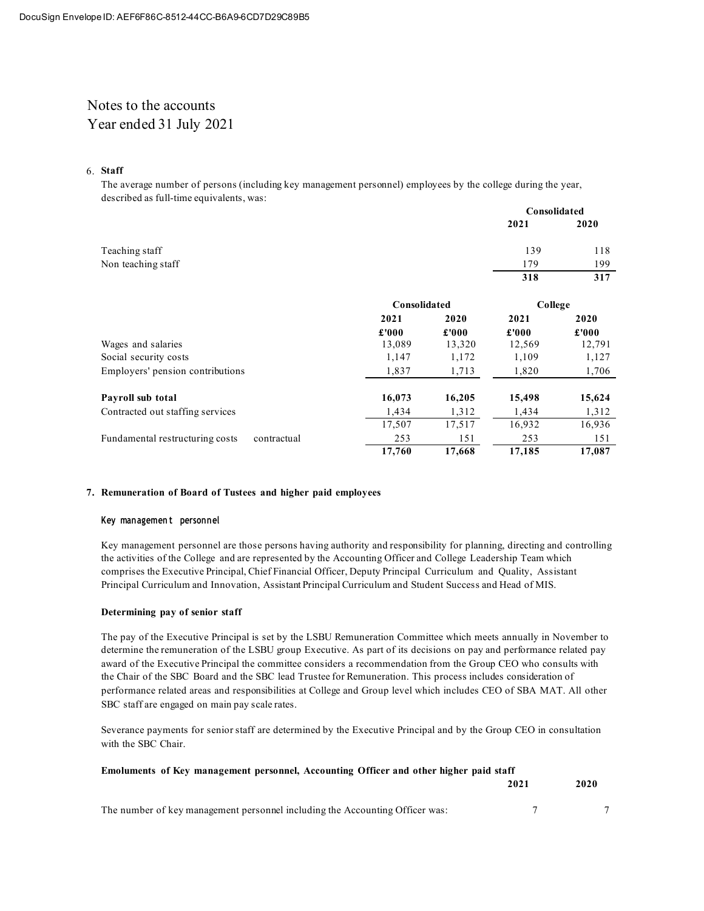# Notes to the accounts
# Year ended 31 July 2021

## 6. Staff

The average number of persons (including key management personnel) employees by the college during the year, described as full-time equivalents, was:

| | Consolidated | |
|---|---|---|
| | **2021** | **2020** |
| Teaching staff | 139 | 118 |
| Non teaching staff | 179 | 199 |
| | **318** | **317** |

| | Consolidated | | College | |
|---|---|---|---|---|
| | **2021** | **2020** | **2021** | **2020** |
| | **£'000** | **£'000** | **£'000** | **£'000** |
| Wages and salaries | 13,089 | 13,320 | 12,569 | 12,791 |
| Social security costs | 1,147 | 1,172 | 1,109 | 1,127 |
| Employers' pension contributions | 1,837 | 1,713 | 1,820 | 1,706 |
| **Payroll sub total** | **16,073** | **16,205** | **15,498** | **15,624** |
| Contracted out staffing services | 1,434 | 1,312 | 1,434 | 1,312 |
| | 17,507 | 17,517 | 16,932 | 16,936 |
| Fundamental restructuring costs contractual | 253 | 151 | 253 | 151 |
| | **17,760** | **17,668** | **17,185** | **17,087** |

## 7. Remuneration of Board of Tustees and higher paid employees

### Key management personnel

Key management personnel are those persons having authority and responsibility for planning, directing and controlling the activities of the College and are represented by the Accounting Officer and College Leadership Team which comprises the Executive Principal, Chief Financial Officer, Deputy Principal Curriculum and Quality, Assistant Principal Curriculum and Innovation, Assistant Principal Curriculum and Student Success and Head of MIS.

### Determining pay of senior staff

The pay of the Executive Principal is set by the LSBU Remuneration Committee which meets annually in November to determine the remuneration of the LSBU group Executive. As part of its decisions on pay and performance related pay award of the Executive Principal the committee considers a recommendation from the Group CEO who consults with the Chair of the SBC Board and the SBC lead Trustee for Remuneration. This process includes consideration of performance related areas and responsibilities at College and Group level which includes CEO of SBA MAT. All other SBC staff are engaged on main pay scale rates.

Severance payments for senior staff are determined by the Executive Principal and by the Group CEO in consultation with the SBC Chair.

### Emoluments of Key management personnel, Accounting Officer and other higher paid staff

| | **2021** | **2020** |
|---|---|---|
| The number of key management personnel including the Accounting Officer was: | 7 | 7 |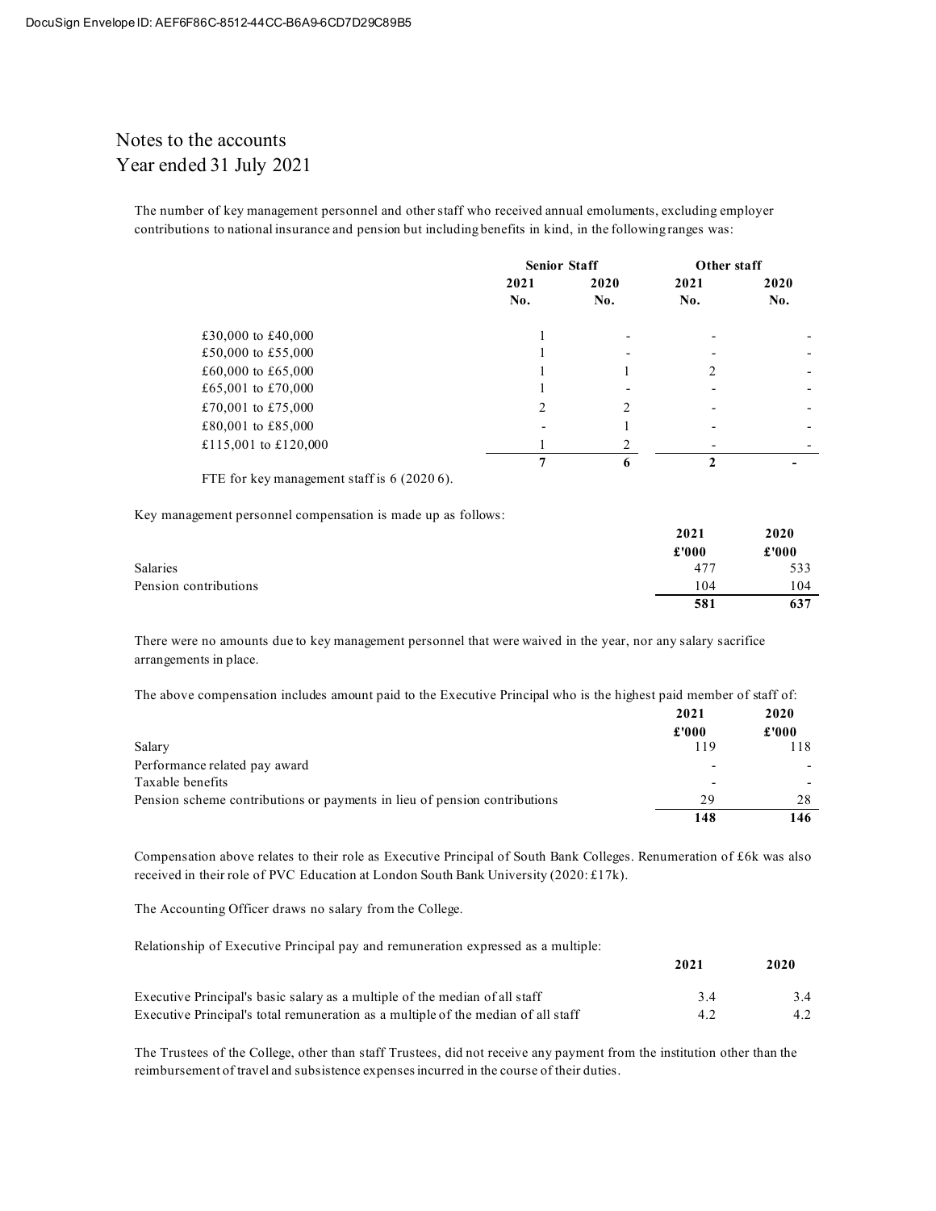DocuSign Envelope ID: AEF6F86C-8512-44CC-B6A9-6CD7D29C89B5

# Notes to the accounts
## Year ended 31 July 2021

The number of key management personnel and other staff who received annual emoluments, excluding employer contributions to national insurance and pension but including benefits in kind, in the following ranges was:

| | Senior Staff | | Other staff | |
|---|---|---|---|---|
| | 2021 | 2020 | 2021 | 2020 |
| | No. | No. | No. | No. |
| £30,000 to £40,000 | 1 | - | - | - |
| £50,000 to £55,000 | 1 | - | - | - |
| £60,000 to £65,000 | 1 | 1 | 2 | - |
| £65,001 to £70,000 | 1 | - | - | - |
| £70,001 to £75,000 | 2 | 2 | - | - |
| £80,001 to £85,000 | - | 1 | - | - |
| £115,001 to £120,000 | 1 | 2 | - | - |
| | **7** | **6** | **2** | **-** |

FTE for key management staff is 6 (2020 6).

Key management personnel compensation is made up as follows:

| | 2021 | 2020 |
|---|---|---|
| | £'000 | £'000 |
| Salaries | 477 | 533 |
| Pension contributions | 104 | 104 |
| | **581** | **637** |

There were no amounts due to key management personnel that were waived in the year, nor any salary sacrifice arrangements in place.

The above compensation includes amount paid to the Executive Principal who is the highest paid member of staff of:

| | 2021 | 2020 |
|---|---|---|
| | £'000 | £'000 |
| Salary | 119 | 118 |
| Performance related pay award | - | - |
| Taxable benefits | - | - |
| Pension scheme contributions or payments in lieu of pension contributions | 29 | 28 |
| | **148** | **146** |

Compensation above relates to their role as Executive Principal of South Bank Colleges. Renumeration of £6k was also received in their role of PVC Education at London South Bank University (2020: £17k).

The Accounting Officer draws no salary from the College.

Relationship of Executive Principal pay and remuneration expressed as a multiple:

| | 2021 | 2020 |
|---|---|---|
| Executive Principal's basic salary as a multiple of the median of all staff | 3.4 | 3.4 |
| Executive Principal's total remuneration as a multiple of the median of all staff | 4.2 | 4.2 |

The Trustees of the College, other than staff Trustees, did not receive any payment from the institution other than the reimbursement of travel and subsistence expenses incurred in the course of their duties.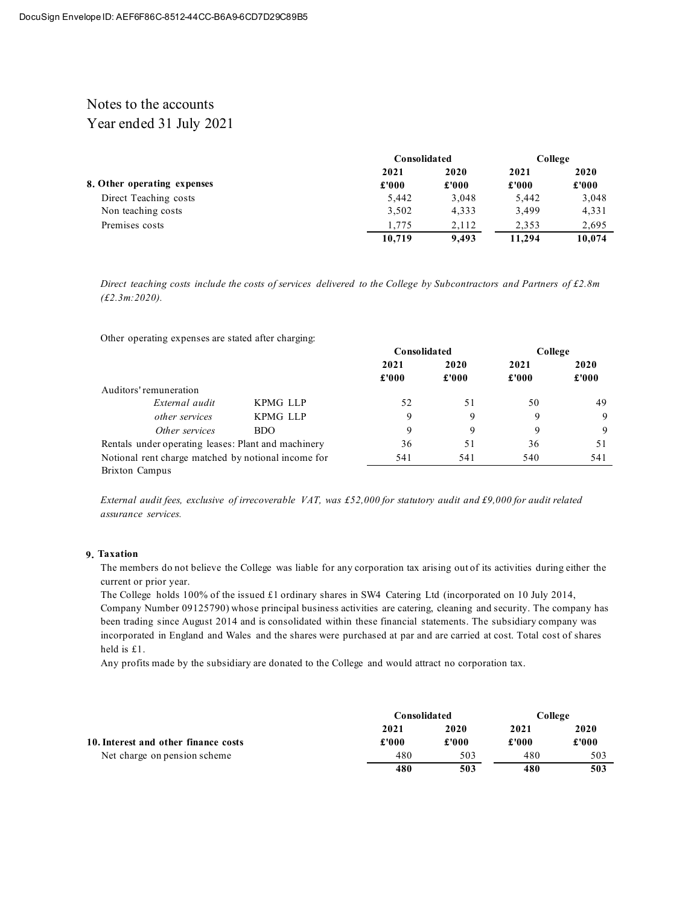# Notes to the accounts
# Year ended 31 July 2021

| 8. Other operating expenses | Consolidated 2021 £'000 | Consolidated 2020 £'000 | College 2021 £'000 | College 2020 £'000 |
|---|---|---|---|---|
| Direct Teaching costs | 5,442 | 3,048 | 5,442 | 3,048 |
| Non teaching costs | 3,502 | 4,333 | 3,499 | 4,331 |
| Premises costs | 1,775 | 2,112 | 2,353 | 2,695 |
| | **10,719** | **9,493** | **11,294** | **10,074** |

*Direct teaching costs include the costs of services delivered to the College by Subcontractors and Partners of £2.8m (£2.3m:2020).*

Other operating expenses are stated after charging:

| | | Consolidated 2021 £'000 | Consolidated 2020 £'000 | College 2021 £'000 | College 2020 £'000 |
|---|---|---|---|---|---|
| Auditors' remuneration | | | | | |
| *External audit* | KPMG LLP | 52 | 51 | 50 | 49 |
| *other services* | KPMG LLP | 9 | 9 | 9 | 9 |
| *Other services* | BDO | 9 | 9 | 9 | 9 |
| Rentals under operating leases: Plant and machinery | | 36 | 51 | 36 | 51 |
| Notional rent charge matched by notional income for Brixton Campus | | 541 | 541 | 540 | 541 |

*External audit fees, exclusive of irrecoverable VAT, was £52,000 for statutory audit and £9,000 for audit related assurance services.*

## 9. Taxation

The members do not believe the College was liable for any corporation tax arising out of its activities during either the current or prior year.

The College holds 100% of the issued £1 ordinary shares in SW4 Catering Ltd (incorporated on 10 July 2014, Company Number 09125790) whose principal business activities are catering, cleaning and security. The company has been trading since August 2014 and is consolidated within these financial statements. The subsidiary company was incorporated in England and Wales and the shares were purchased at par and are carried at cost. Total cost of shares held is £1.

Any profits made by the subsidiary are donated to the College and would attract no corporation tax.

| 10. Interest and other finance costs | Consolidated 2021 £'000 | Consolidated 2020 £'000 | College 2021 £'000 | College 2020 £'000 |
|---|---|---|---|---|
| Net charge on pension scheme | 480 | 503 | 480 | 503 |
| | **480** | **503** | **480** | **503** |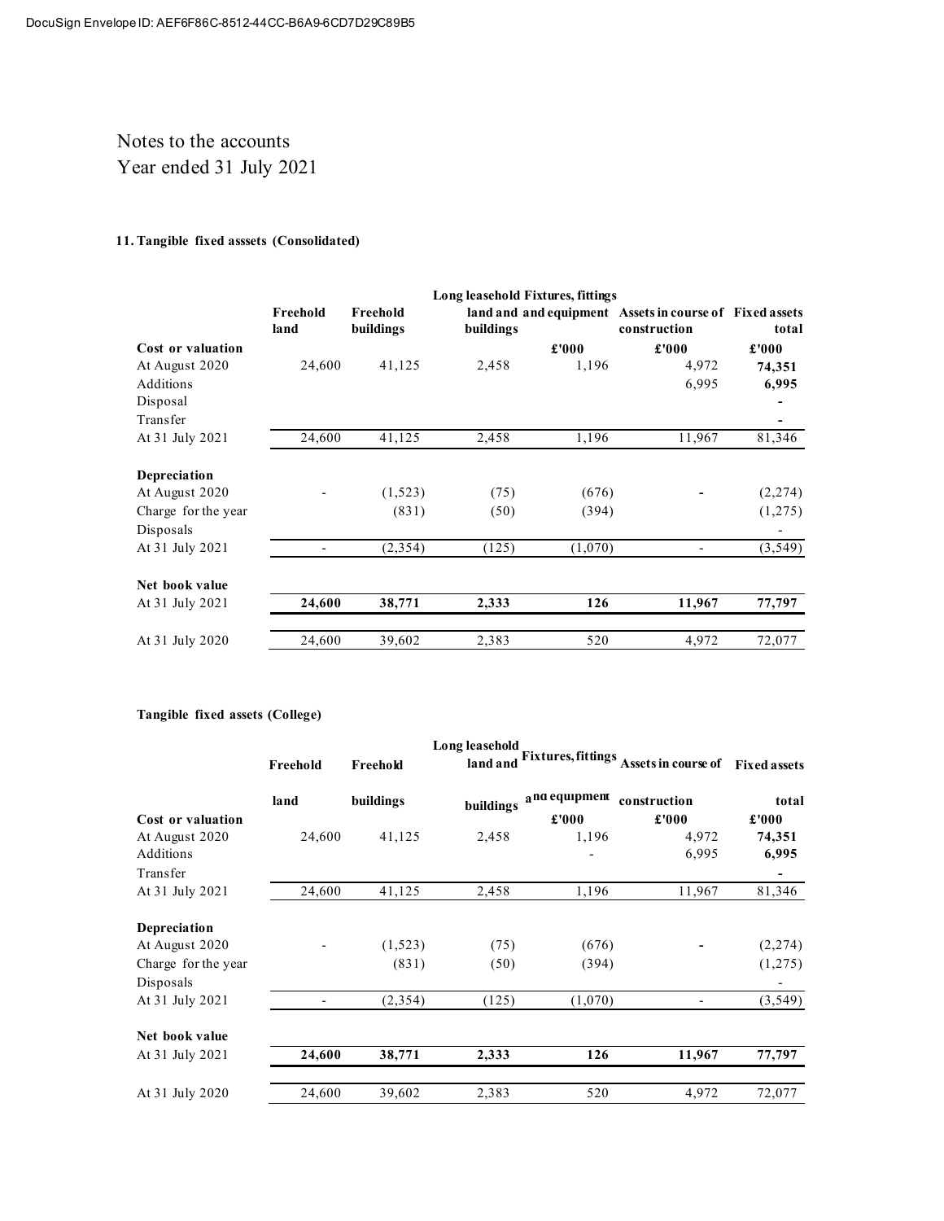DocuSign Envelope ID: AEF6F86C-8512-44CC-B6A9-6CD7D29C89B5

# Notes to the accounts
## Year ended 31 July 2021

### 11. Tangible fixed asssets (Consolidated)

| | Freehold land | Freehold buildings | Long leasehold land and buildings | Fixtures, fittings and equipment | Assets in course of construction | Fixed assets total |
|---|---|---|---|---|---|---|
| **Cost or valuation** | | | | £'000 | £'000 | £'000 |
| At August 2020 | 24,600 | 41,125 | 2,458 | 1,196 | 4,972 | **74,351** |
| Additions | | | | | 6,995 | **6,995** |
| Disposal | | | | | | **-** |
| Transfer | | | | | | **-** |
| At 31 July 2021 | 24,600 | 41,125 | 2,458 | 1,196 | 11,967 | 81,346 |
| | | | | | | |
| **Depreciation** | | | | | | |
| At August 2020 | - | (1,523) | (75) | (676) | **-** | (2,274) |
| Charge for the year | | (831) | (50) | (394) | | (1,275) |
| Disposals | | | | | | - |
| At 31 July 2021 | - | (2,354) | (125) | (1,070) | - | (3,549) |
| | | | | | | |
| **Net book value** | | | | | | |
| At 31 July 2021 | **24,600** | **38,771** | **2,333** | **126** | **11,967** | **77,797** |
| | | | | | | |
| At 31 July 2020 | 24,600 | 39,602 | 2,383 | 520 | 4,972 | 72,077 |

### Tangible fixed assets (College)

| | Freehold land | Freehold buildings | Long leasehold land and buildings | Fixtures, fittings and equipment | Assets in course of construction | Fixed assets total |
|---|---|---|---|---|---|---|
| **Cost or valuation** | | | | £'000 | £'000 | £'000 |
| At August 2020 | 24,600 | 41,125 | 2,458 | 1,196 | 4,972 | **74,351** |
| Additions | | | | - | 6,995 | **6,995** |
| Transfer | | | | | | **-** |
| At 31 July 2021 | 24,600 | 41,125 | 2,458 | 1,196 | 11,967 | 81,346 |
| | | | | | | |
| **Depreciation** | | | | | | |
| At August 2020 | - | (1,523) | (75) | (676) | **-** | (2,274) |
| Charge for the year | | (831) | (50) | (394) | | (1,275) |
| Disposals | | | | | | - |
| At 31 July 2021 | - | (2,354) | (125) | (1,070) | - | (3,549) |
| | | | | | | |
| **Net book value** | | | | | | |
| At 31 July 2021 | **24,600** | **38,771** | **2,333** | **126** | **11,967** | **77,797** |
| | | | | | | |
| At 31 July 2020 | 24,600 | 39,602 | 2,383 | 520 | 4,972 | 72,077 |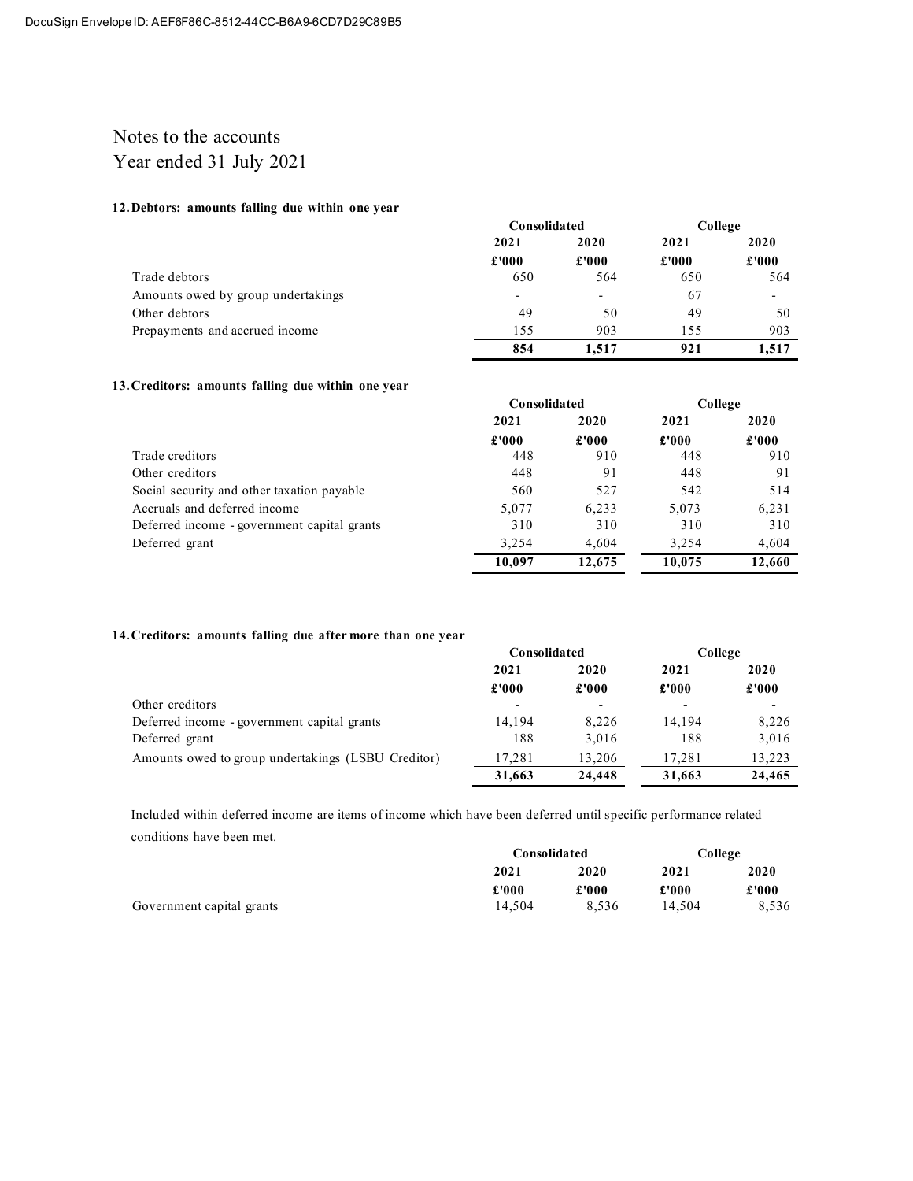# Notes to the accounts

Year ended 31 July 2021

### 12. Debtors: amounts falling due within one year

| | Consolidated | | College | |
|---|---|---|---|---|
| | 2021 | 2020 | 2021 | 2020 |
| | £'000 | £'000 | £'000 | £'000 |
| Trade debtors | 650 | 564 | 650 | 564 |
| Amounts owed by group undertakings | - | - | 67 | - |
| Other debtors | 49 | 50 | 49 | 50 |
| Prepayments and accrued income | 155 | 903 | 155 | 903 |
| | **854** | **1,517** | **921** | **1,517** |

### 13. Creditors: amounts falling due within one year

| | Consolidated | | College | |
|---|---|---|---|---|
| | 2021 | 2020 | 2021 | 2020 |
| | £'000 | £'000 | £'000 | £'000 |
| Trade creditors | 448 | 910 | 448 | 910 |
| Other creditors | 448 | 91 | 448 | 91 |
| Social security and other taxation payable | 560 | 527 | 542 | 514 |
| Accruals and deferred income | 5,077 | 6,233 | 5,073 | 6,231 |
| Deferred income - government capital grants | 310 | 310 | 310 | 310 |
| Deferred grant | 3,254 | 4,604 | 3,254 | 4,604 |
| | **10,097** | **12,675** | **10,075** | **12,660** |

### 14. Creditors: amounts falling due after more than one year

| | Consolidated | | College | |
|---|---|---|---|---|
| | 2021 | 2020 | 2021 | 2020 |
| | £'000 | £'000 | £'000 | £'000 |
| Other creditors | - | - | - | - |
| Deferred income - government capital grants | 14,194 | 8,226 | 14,194 | 8,226 |
| Deferred grant | 188 | 3,016 | 188 | 3,016 |
| Amounts owed to group undertakings (LSBU Creditor) | 17,281 | 13,206 | 17,281 | 13,223 |
| | **31,663** | **24,448** | **31,663** | **24,465** |

Included within deferred income are items of income which have been deferred until specific performance related conditions have been met.

| | Consolidated | | College | |
|---|---|---|---|---|
| | 2021 | 2020 | 2021 | 2020 |
| | £'000 | £'000 | £'000 | £'000 |
| Government capital grants | 14,504 | 8,536 | 14,504 | 8,536 |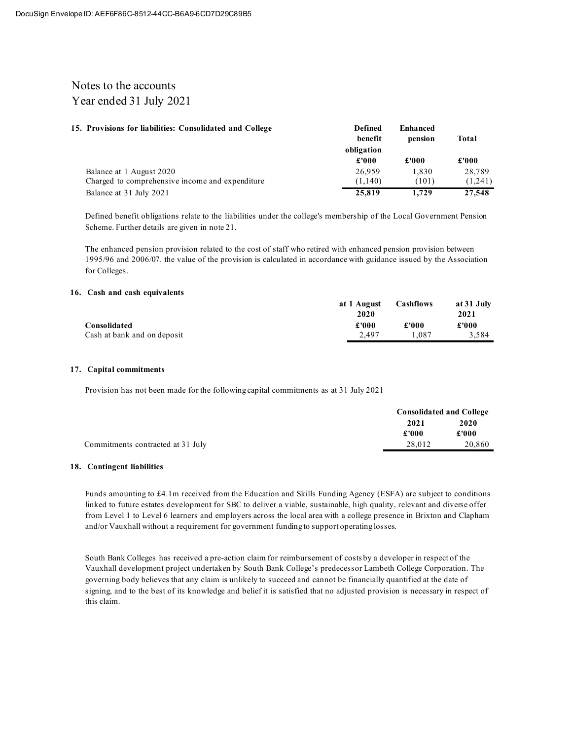# Notes to the accounts
## Year ended 31 July 2021

### 15. Provisions for liabilities: Consolidated and College

| | Defined benefit obligation | Enhanced pension | Total |
|---|---|---|---|
| | £'000 | £'000 | £'000 |
| Balance at 1 August 2020 | 26,959 | 1,830 | 28,789 |
| Charged to comprehensive income and expenditure | (1,140) | (101) | (1,241) |
| Balance at 31 July 2021 | **25,819** | **1,729** | **27,548** |

Defined benefit obligations relate to the liabilities under the college's membership of the Local Government Pension Scheme. Further details are given in note 21.

The enhanced pension provision related to the cost of staff who retired with enhanced pension provision between 1995/96 and 2006/07. the value of the provision is calculated in accordance with guidance issued by the Association for Colleges.

### 16. Cash and cash equivalents

| | at 1 August 2020 | Cashflows | at 31 July 2021 |
|---|---|---|---|
| **Consolidated** | **£'000** | **£'000** | **£'000** |
| Cash at bank and on deposit | 2,497 | 1,087 | 3,584 |

### 17. Capital commitments

Provision has not been made for the following capital commitments as at 31 July 2021

| | Consolidated and College | |
|---|---|---|
| | 2021 | 2020 |
| | £'000 | £'000 |
| Commitments contracted at 31 July | 28,012 | 20,860 |

### 18. Contingent liabilities

Funds amounting to £4.1m received from the Education and Skills Funding Agency (ESFA) are subject to conditions linked to future estates development for SBC to deliver a viable, sustainable, high quality, relevant and diverse offer from Level 1 to Level 6 learners and employers across the local area with a college presence in Brixton and Clapham and/or Vauxhall without a requirement for government funding to support operating losses.

South Bank Colleges has received a pre-action claim for reimbursement of costs by a developer in respect of the Vauxhall development project undertaken by South Bank College's predecessor Lambeth College Corporation. The governing body believes that any claim is unlikely to succeed and cannot be financially quantified at the date of signing, and to the best of its knowledge and belief it is satisfied that no adjusted provision is necessary in respect of this claim.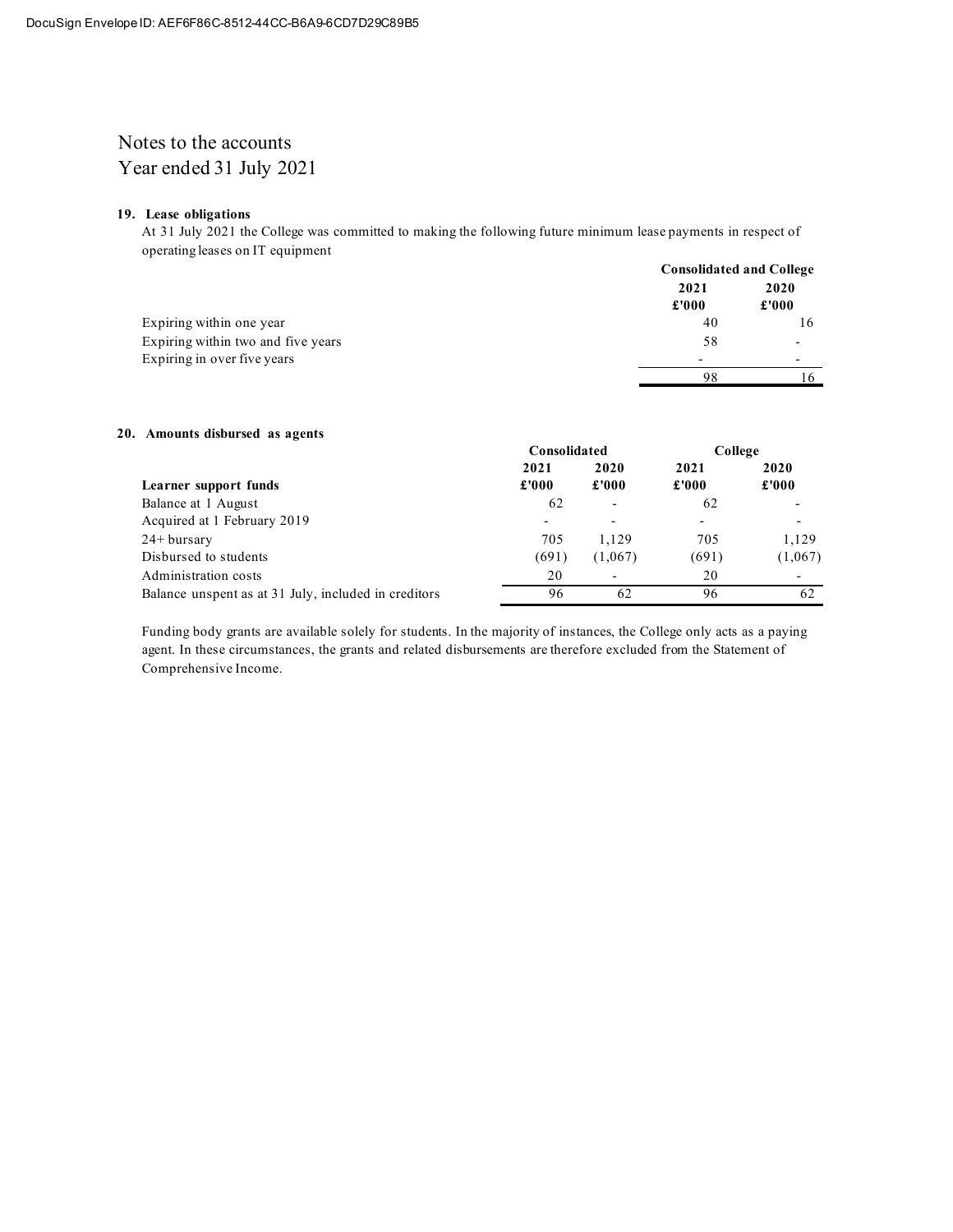# Notes to the accounts
## Year ended 31 July 2021

### 19. Lease obligations

At 31 July 2021 the College was committed to making the following future minimum lease payments in respect of operating leases on IT equipment

| | Consolidated and College | |
|---|---|---|
| | **2021** | **2020** |
| | **£'000** | **£'000** |
| Expiring within one year | 40 | 16 |
| Expiring within two and five years | 58 | - |
| Expiring in over five years | - | - |
| | 98 | 16 |

### 20. Amounts disbursed as agents

| | Consolidated | | College | |
|---|---|---|---|---|
| | **2021** | **2020** | **2021** | **2020** |
| **Learner support funds** | **£'000** | **£'000** | **£'000** | **£'000** |
| Balance at 1 August | 62 | - | 62 | - |
| Acquired at 1 February 2019 | - | - | - | - |
| 24+ bursary | 705 | 1,129 | 705 | 1,129 |
| Disbursed to students | (691) | (1,067) | (691) | (1,067) |
| Administration costs | 20 | - | 20 | - |
| Balance unspent as at 31 July, included in creditors | 96 | 62 | 96 | 62 |

Funding body grants are available solely for students. In the majority of instances, the College only acts as a paying agent. In these circumstances, the grants and related disbursements are therefore excluded from the Statement of Comprehensive Income.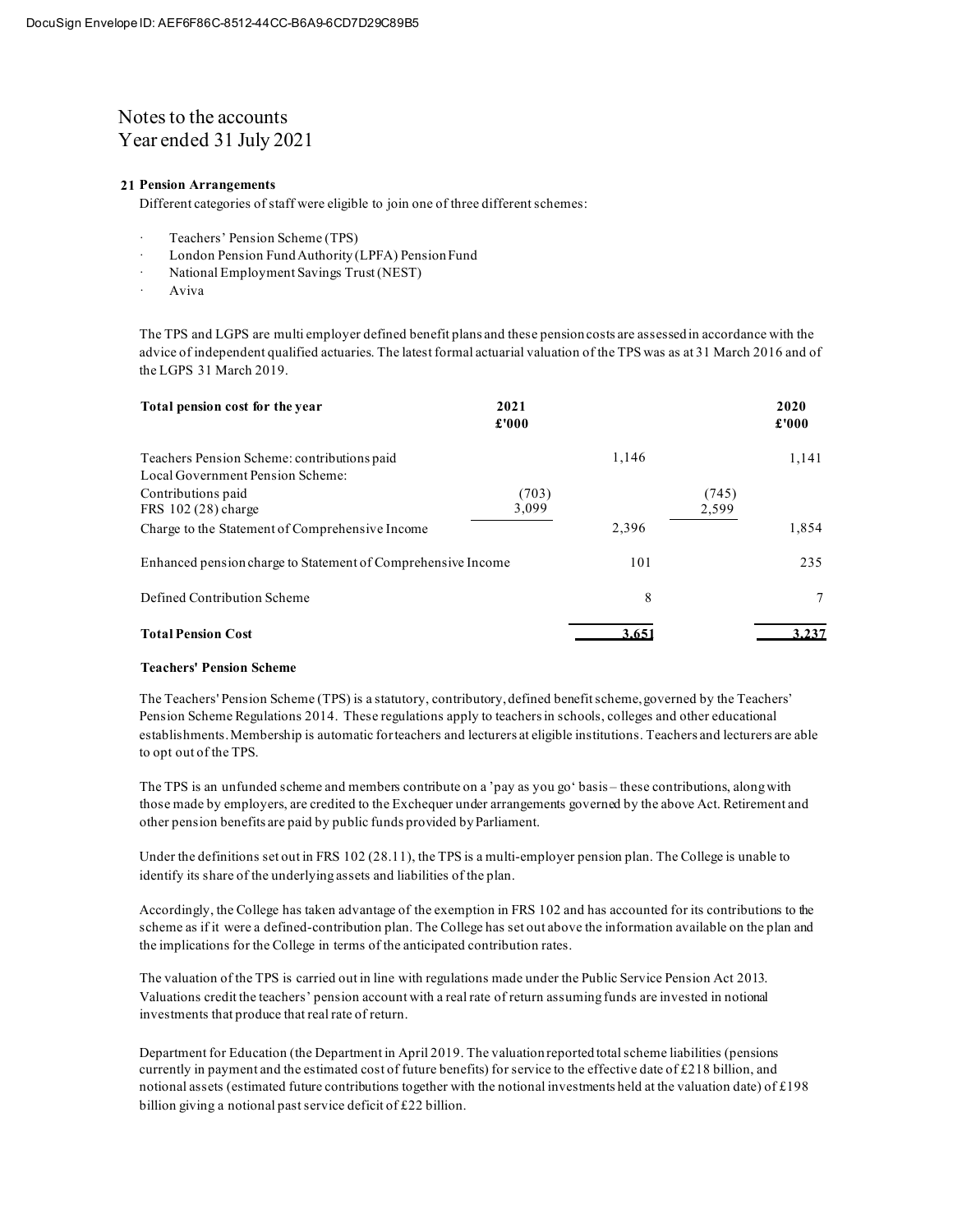# Notes to the accounts
# Year ended 31 July 2021

**21 Pension Arrangements**

Different categories of staff were eligible to join one of three different schemes:

- Teachers' Pension Scheme (TPS)
- London Pension Fund Authority (LPFA) Pension Fund
- National Employment Savings Trust (NEST)
- Aviva

The TPS and LGPS are multi employer defined benefit plans and these pension costs are assessed in accordance with the advice of independent qualified actuaries. The latest formal actuarial valuation of the TPS was as at 31 March 2016 and of the LGPS 31 March 2019.

| **Total pension cost for the year** | **2021 £'000** | | | **2020 £'000** |
|---|---|---|---|---|
| Teachers Pension Scheme: contributions paid | | 1,146 | | 1,141 |
| Local Government Pension Scheme: | | | | |
| Contributions paid | (703) | | (745) | |
| FRS 102 (28) charge | 3,099 | | 2,599 | |
| Charge to the Statement of Comprehensive Income | | 2,396 | | 1,854 |
| Enhanced pension charge to Statement of Comprehensive Income | | 101 | | 235 |
| Defined Contribution Scheme | | 8 | | 7 |
| **Total Pension Cost** | | 3,651 | | 3,237 |

**Teachers' Pension Scheme**

The Teachers' Pension Scheme (TPS) is a statutory, contributory, defined benefit scheme, governed by the Teachers' Pension Scheme Regulations 2014. These regulations apply to teachers in schools, colleges and other educational establishments. Membership is automatic for teachers and lecturers at eligible institutions. Teachers and lecturers are able to opt out of the TPS.

The TPS is an unfunded scheme and members contribute on a 'pay as you go' basis – these contributions, along with those made by employers, are credited to the Exchequer under arrangements governed by the above Act. Retirement and other pension benefits are paid by public funds provided by Parliament.

Under the definitions set out in FRS 102 (28.11), the TPS is a multi-employer pension plan. The College is unable to identify its share of the underlying assets and liabilities of the plan.

Accordingly, the College has taken advantage of the exemption in FRS 102 and has accounted for its contributions to the scheme as if it were a defined-contribution plan. The College has set out above the information available on the plan and the implications for the College in terms of the anticipated contribution rates.

The valuation of the TPS is carried out in line with regulations made under the Public Service Pension Act 2013. Valuations credit the teachers' pension account with a real rate of return assuming funds are invested in notional investments that produce that real rate of return.

Department for Education (the Department in April 2019. The valuation reported total scheme liabilities (pensions currently in payment and the estimated cost of future benefits) for service to the effective date of £218 billion, and notional assets (estimated future contributions together with the notional investments held at the valuation date) of £198 billion giving a notional past service deficit of £22 billion.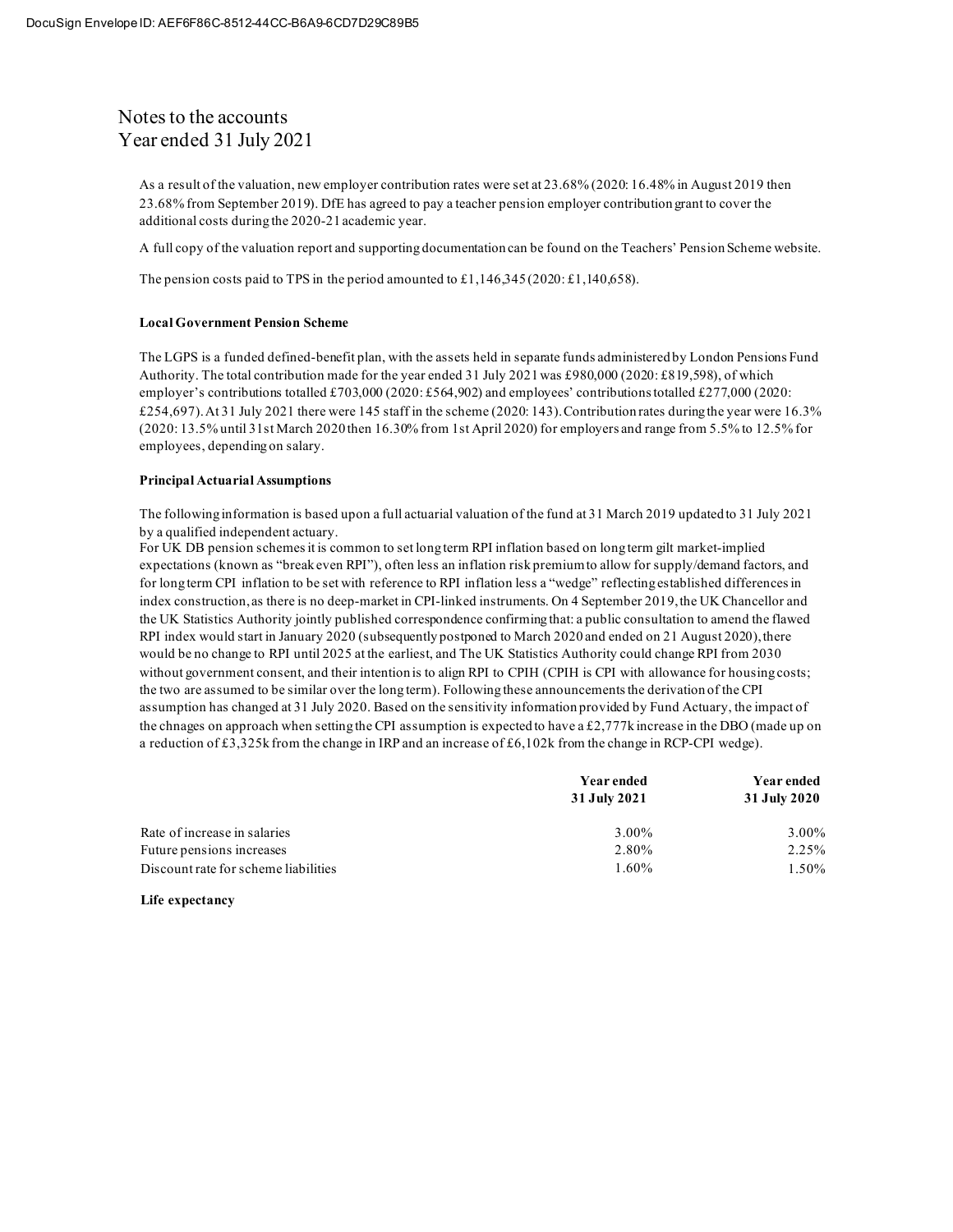# Notes to the accounts
## Year ended 31 July 2021

As a result of the valuation, new employer contribution rates were set at 23.68% (2020: 16.48% in August 2019 then 23.68% from September 2019). DfE has agreed to pay a teacher pension employer contribution grant to cover the additional costs during the 2020-21 academic year.

A full copy of the valuation report and supporting documentation can be found on the Teachers' Pension Scheme website.

The pension costs paid to TPS in the period amounted to £1,146,345 (2020: £1,140,658).

**Local Government Pension Scheme**

The LGPS is a funded defined-benefit plan, with the assets held in separate funds administered by London Pensions Fund Authority. The total contribution made for the year ended 31 July 2021 was £980,000 (2020: £819,598), of which employer's contributions totalled £703,000 (2020: £564,902) and employees' contributions totalled £277,000 (2020: £254,697). At 31 July 2021 there were 145 staff in the scheme (2020: 143). Contribution rates during the year were 16.3% (2020: 13.5% until 31st March 2020 then 16.30% from 1st April 2020) for employers and range from 5.5% to 12.5% for employees, depending on salary.

**Principal Actuarial Assumptions**

The following information is based upon a full actuarial valuation of the fund at 31 March 2019 updated to 31 July 2021 by a qualified independent actuary.
For UK DB pension schemes it is common to set long term RPI inflation based on long term gilt market-implied expectations (known as "break even RPI"), often less an inflation risk premium to allow for supply/demand factors, and for long term CPI inflation to be set with reference to RPI inflation less a "wedge" reflecting established differences in index construction, as there is no deep-market in CPI-linked instruments. On 4 September 2019, the UK Chancellor and the UK Statistics Authority jointly published correspondence confirming that: a public consultation to amend the flawed RPI index would start in January 2020 (subsequently postponed to March 2020 and ended on 21 August 2020), there would be no change to RPI until 2025 at the earliest, and The UK Statistics Authority could change RPI from 2030 without government consent, and their intention is to align RPI to CPIH (CPIH is CPI with allowance for housing costs; the two are assumed to be similar over the long term). Following these announcements the derivation of the CPI assumption has changed at 31 July 2020. Based on the sensitivity information provided by Fund Actuary, the impact of the chnages on approach when setting the CPI assumption is expected to have a £2,777k increase in the DBO (made up on a reduction of £3,325k from the change in IRP and an increase of £6,102k from the change in RCP-CPI wedge).

| | Year ended 31 July 2021 | Year ended 31 July 2020 |
|---|---|---|
| Rate of increase in salaries | 3.00% | 3.00% |
| Future pensions increases | 2.80% | 2.25% |
| Discount rate for scheme liabilities | 1.60% | 1.50% |

**Life expectancy**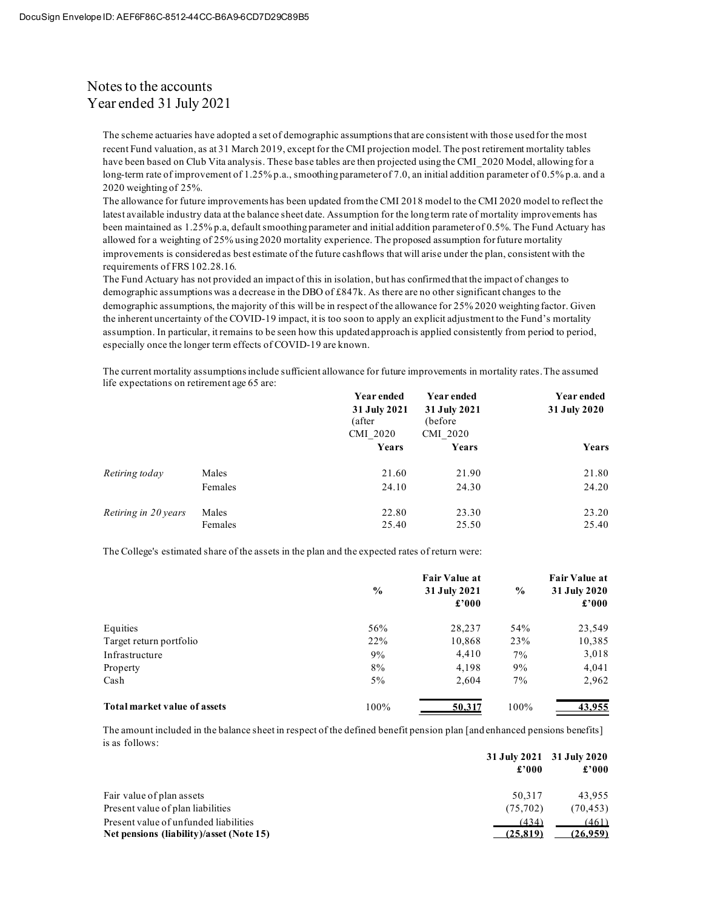# Notes to the accounts
# Year ended 31 July 2021

The scheme actuaries have adopted a set of demographic assumptions that are consistent with those used for the most recent Fund valuation, as at 31 March 2019, except for the CMI projection model. The post retirement mortality tables have been based on Club Vita analysis. These base tables are then projected using the CMI_2020 Model, allowing for a long-term rate of improvement of 1.25% p.a., smoothing parameter of 7.0, an initial addition parameter of 0.5% p.a. and a 2020 weighting of 25%.

The allowance for future improvements has been updated from the CMI 2018 model to the CMI 2020 model to reflect the latest available industry data at the balance sheet date. Assumption for the long term rate of mortality improvements has been maintained as 1.25% p.a, default smoothing parameter and initial addition parameter of 0.5%. The Fund Actuary has allowed for a weighting of 25% using 2020 mortality experience. The proposed assumption for future mortality improvements is considered as best estimate of the future cashflows that will arise under the plan, consistent with the requirements of FRS 102.28.16.

The Fund Actuary has not provided an impact of this in isolation, but has confirmed that the impact of changes to demographic assumptions was a decrease in the DBO of £847k. As there are no other significant changes to the demographic assumptions, the majority of this will be in respect of the allowance for 25% 2020 weighting factor. Given the inherent uncertainty of the COVID-19 impact, it is too soon to apply an explicit adjustment to the Fund's mortality assumption. In particular, it remains to be seen how this updated approach is applied consistently from period to period, especially once the longer term effects of COVID-19 are known.

The current mortality assumptions include sufficient allowance for future improvements in mortality rates. The assumed life expectations on retirement age 65 are:

| | | Year ended 31 July 2021 (after CMI_2020 | Year ended 31 July 2021 (before CMI_2020 | Year ended 31 July 2020 |
|---|---|---|---|---|
| | | Years | Years | Years |
| *Retiring today* | Males | 21.60 | 21.90 | 21.80 |
| | Females | 24.10 | 24.30 | 24.20 |
| *Retiring in 20 years* | Males | 22.80 | 23.30 | 23.20 |
| | Females | 25.40 | 25.50 | 25.40 |

The College's estimated share of the assets in the plan and the expected rates of return were:

| | % | Fair Value at 31 July 2021 £'000 | % | Fair Value at 31 July 2020 £'000 |
|---|---|---|---|---|
| Equities | 56% | 28,237 | 54% | 23,549 |
| Target return portfolio | 22% | 10,868 | 23% | 10,385 |
| Infrastructure | 9% | 4,410 | 7% | 3,018 |
| Property | 8% | 4,198 | 9% | 4,041 |
| Cash | 5% | 2,604 | 7% | 2,962 |
| **Total market value of assets** | 100% | **50,317** | 100% | **43,955** |

The amount included in the balance sheet in respect of the defined benefit pension plan [and enhanced pensions benefits] is as follows:

| | 31 July 2021 £'000 | 31 July 2020 £'000 |
|---|---|---|
| Fair value of plan assets | 50,317 | 43,955 |
| Present value of plan liabilities | (75,702) | (70,453) |
| Present value of unfunded liabilities | (434) | (461) |
| **Net pensions (liability)/asset (Note 15)** | **(25,819)** | **(26,959)** |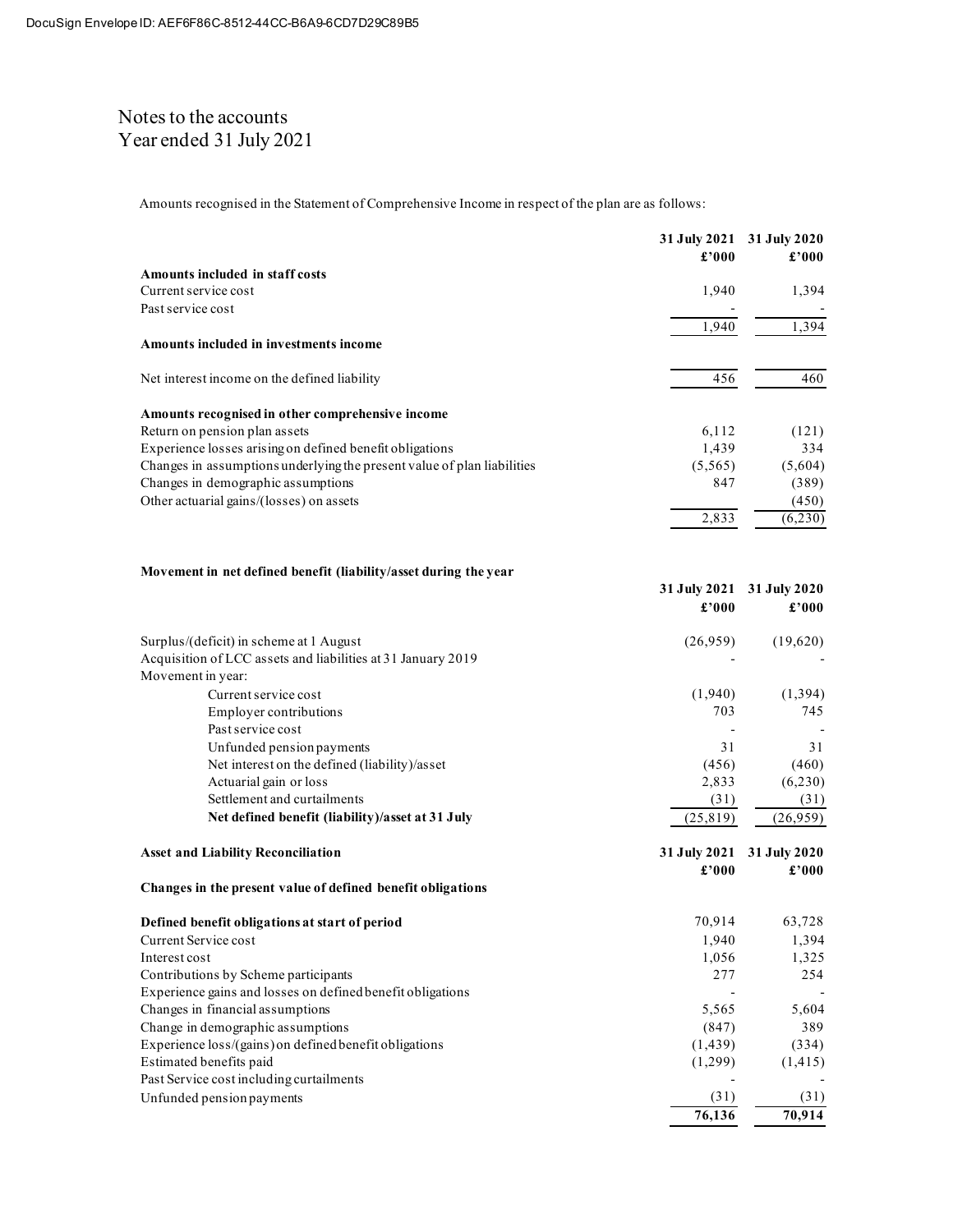# Notes to the accounts
# Year ended 31 July 2021

Amounts recognised in the Statement of Comprehensive Income in respect of the plan are as follows:

| | 31 July 2021 £'000 | 31 July 2020 £'000 |
|---|---|---|
| **Amounts included in staff costs** | | |
| Current service cost | 1,940 | 1,394 |
| Past service cost | - | - |
| | 1,940 | 1,394 |
| **Amounts included in investments income** | | |
| Net interest income on the defined liability | 456 | 460 |
| **Amounts recognised in other comprehensive income** | | |
| Return on pension plan assets | 6,112 | (121) |
| Experience losses arising on defined benefit obligations | 1,439 | 334 |
| Changes in assumptions underlying the present value of plan liabilities | (5,565) | (5,604) |
| Changes in demographic assumptions | 847 | (389) |
| Other actuarial gains/(losses) on assets | | (450) |
| | 2,833 | (6,230) |

**Movement in net defined benefit (liability/asset during the year**

| | 31 July 2021 £'000 | 31 July 2020 £'000 |
|---|---|---|
| Surplus/(deficit) in scheme at 1 August | (26,959) | (19,620) |
| Acquisition of LCC assets and liabilities at 31 January 2019 | - | - |
| Movement in year: | | |
| Current service cost | (1,940) | (1,394) |
| Employer contributions | 703 | 745 |
| Past service cost | - | - |
| Unfunded pension payments | 31 | 31 |
| Net interest on the defined (liability)/asset | (456) | (460) |
| Actuarial gain or loss | 2,833 | (6,230) |
| Settlement and curtailments | (31) | (31) |
| **Net defined benefit (liability)/asset at 31 July** | (25,819) | (26,959) |

| **Asset and Liability Reconciliation** | 31 July 2021 £'000 | 31 July 2020 £'000 |
|---|---|---|
| **Changes in the present value of defined benefit obligations** | | |
| **Defined benefit obligations at start of period** | 70,914 | 63,728 |
| Current Service cost | 1,940 | 1,394 |
| Interest cost | 1,056 | 1,325 |
| Contributions by Scheme participants | 277 | 254 |
| Experience gains and losses on defined benefit obligations | - | - |
| Changes in financial assumptions | 5,565 | 5,604 |
| Change in demographic assumptions | (847) | 389 |
| Experience loss/(gains) on defined benefit obligations | (1,439) | (334) |
| Estimated benefits paid | (1,299) | (1,415) |
| Past Service cost including curtailments | - | - |
| Unfunded pension payments | (31) | (31) |
| | **76,136** | **70,914** |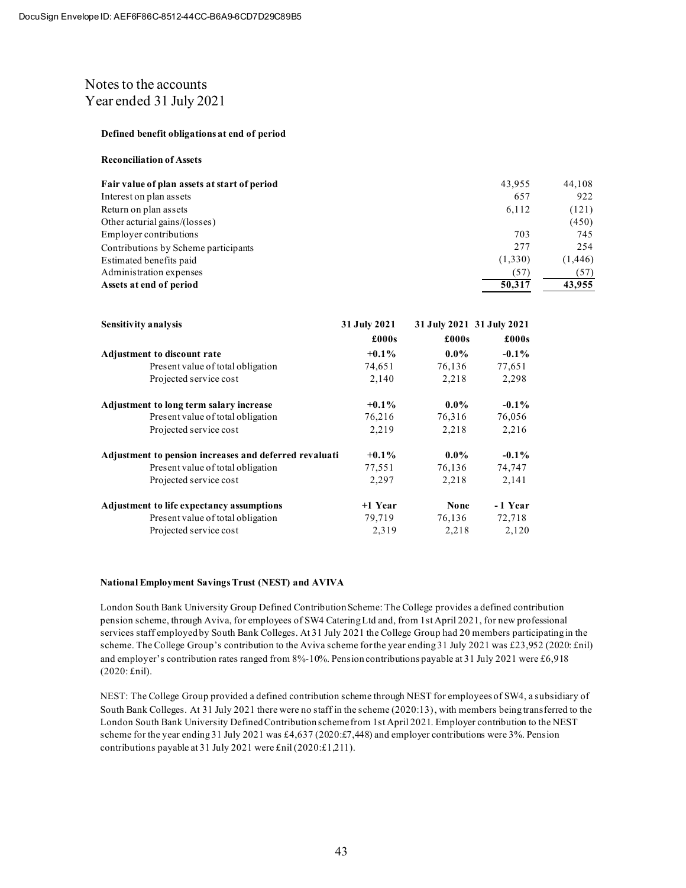# Notes to the accounts
## Year ended 31 July 2021

**Defined benefit obligations at end of period**

**Reconciliation of Assets**

| | | |
|---|---|---|
| **Fair value of plan assets at start of period** | 43,955 | 44,108 |
| Interest on plan assets | 657 | 922 |
| Return on plan assets | 6,112 | (121) |
| Other acturial gains/(losses) | | (450) |
| Employer contributions | 703 | 745 |
| Contributions by Scheme participants | 277 | 254 |
| Estimated benefits paid | (1,330) | (1,446) |
| Administration expenses | (57) | (57) |
| **Assets at end of period** | **50,317** | **43,955** |

| **Sensitivity analysis** | **31 July 2021** | **31 July 2021** | **31 July 2021** |
|---|---|---|---|
| | **£000s** | **£000s** | **£000s** |
| **Adjustment to discount rate** | **+0.1%** | **0.0%** | **-0.1%** |
| Present value of total obligation | 74,651 | 76,136 | 77,651 |
| Projected service cost | 2,140 | 2,218 | 2,298 |
| **Adjustment to long term salary increase** | **+0.1%** | **0.0%** | **-0.1%** |
| Present value of total obligation | 76,216 | 76,316 | 76,056 |
| Projected service cost | 2,219 | 2,218 | 2,216 |
| **Adjustment to pension increases and deferred revaluati** | **+0.1%** | **0.0%** | **-0.1%** |
| Present value of total obligation | 77,551 | 76,136 | 74,747 |
| Projected service cost | 2,297 | 2,218 | 2,141 |
| **Adjustment to life expectancy assumptions** | **+1 Year** | **None** | **- 1 Year** |
| Present value of total obligation | 79,719 | 76,136 | 72,718 |
| Projected service cost | 2,319 | 2,218 | 2,120 |

**National Employment Savings Trust (NEST) and AVIVA**

London South Bank University Group Defined Contribution Scheme: The College provides a defined contribution pension scheme, through Aviva, for employees of SW4 Catering Ltd and, from 1st April 2021, for new professional services staff employed by South Bank Colleges. At 31 July 2021 the College Group had 20 members participating in the scheme. The College Group's contribution to the Aviva scheme for the year ending 31 July 2021 was £23,952 (2020: £nil) and employer's contribution rates ranged from 8%-10%. Pension contributions payable at 31 July 2021 were £6,918 (2020: £nil).

NEST: The College Group provided a defined contribution scheme through NEST for employees of SW4, a subsidiary of South Bank Colleges. At 31 July 2021 there were no staff in the scheme (2020:13), with members being transferred to the London South Bank University Defined Contribution scheme from 1st April 2021. Employer contribution to the NEST scheme for the year ending 31 July 2021 was £4,637 (2020:£7,448) and employer contributions were 3%. Pension contributions payable at 31 July 2021 were £nil (2020:£1,211).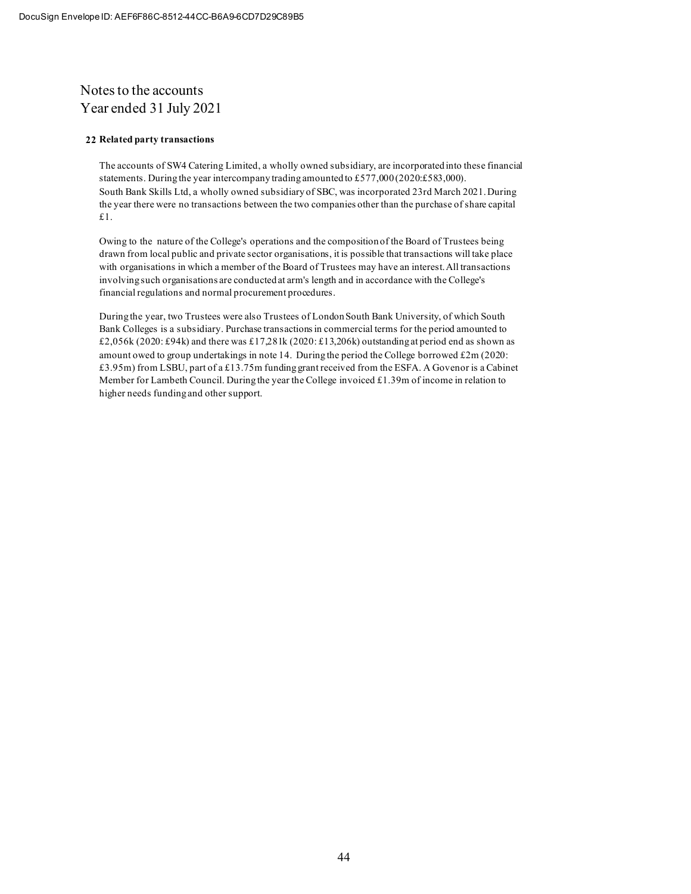# Notes to the accounts
# Year ended 31 July 2021

## 22 Related party transactions

The accounts of SW4 Catering Limited, a wholly owned subsidiary, are incorporated into these financial statements. During the year intercompany trading amounted to £577,000 (2020:£583,000). South Bank Skills Ltd, a wholly owned subsidiary of SBC, was incorporated 23rd March 2021. During the year there were no transactions between the two companies other than the purchase of share capital £1.

Owing to the nature of the College's operations and the composition of the Board of Trustees being drawn from local public and private sector organisations, it is possible that transactions will take place with organisations in which a member of the Board of Trustees may have an interest. All transactions involving such organisations are conducted at arm's length and in accordance with the College's financial regulations and normal procurement procedures.

During the year, two Trustees were also Trustees of London South Bank University, of which South Bank Colleges is a subsidiary. Purchase transactions in commercial terms for the period amounted to £2,056k (2020: £94k) and there was £17,281k (2020: £13,206k) outstanding at period end as shown as amount owed to group undertakings in note 14. During the period the College borrowed £2m (2020: £3.95m) from LSBU, part of a £13.75m funding grant received from the ESFA. A Govenor is a Cabinet Member for Lambeth Council. During the year the College invoiced £1.39m of income in relation to higher needs funding and other support.